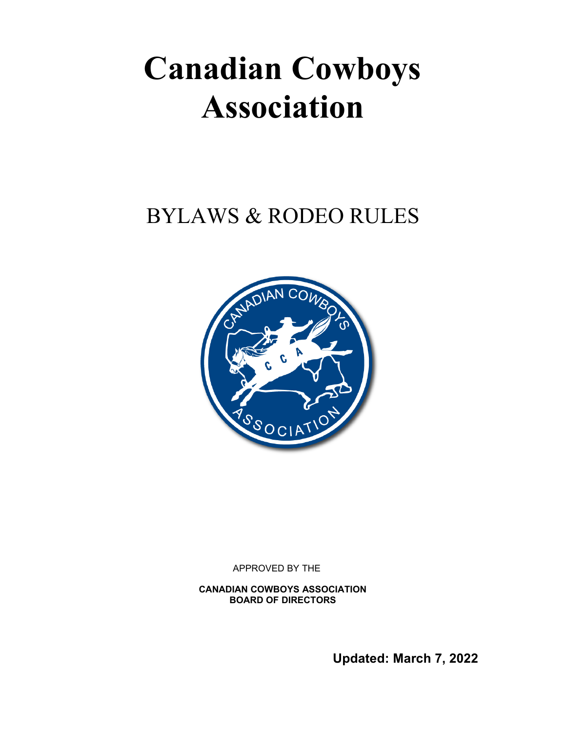# Canadian Cowboys Association

## BYLAWS & RODEO RULES

APPROVED BY THE

**CANADIAN COWBOYS ASSOCIATION BOARD OF DIRECTORS**

**Updated: March 7, 2022**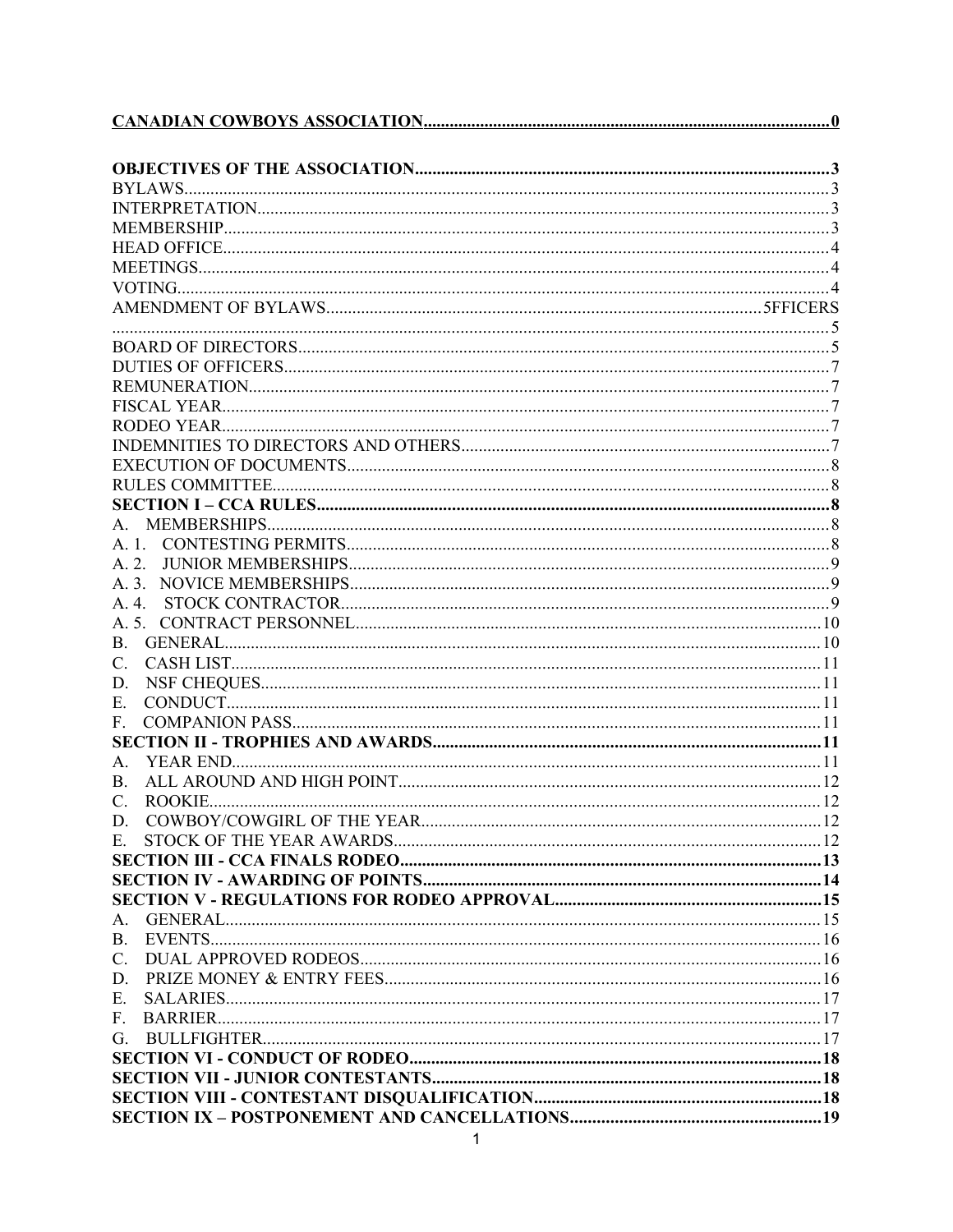**CANADIAN COWBOYS ASSOCIATION................................................................................0**

**OBJECTIVES OF THE ASSOCIATION................................................................................3**
BYLAWS.........................................................................................................................3
INTERPRETATION............................................................................................................3
MEMBERSHIP...................................................................................................................3
HEAD OFFICE...................................................................................................................4
MEETINGS........................................................................................................................4
VOTING.............................................................................................................................4
AMENDMENT OF BYLAWS.....................................................................................5FFICERS
.........................................................................................................................................5
BOARD OF DIRECTORS..................................................................................................5
DUTIES OF OFFICERS.....................................................................................................7
REMUNERATION..............................................................................................................7
FISCAL YEAR....................................................................................................................7
RODEO YEAR....................................................................................................................7
INDEMNITIES TO DIRECTORS AND OTHERS..................................................................7
EXECUTION OF DOCUMENTS.........................................................................................8
RULES COMMITTEE.........................................................................................................8
**SECTION I – CCA RULES...............................................................................................8**
A. MEMBERSHIPS.............................................................................................................8
A. 1. CONTESTING PERMITS.............................................................................................8
A. 2. JUNIOR MEMBERSHIPS.............................................................................................9
A. 3. NOVICE MEMBERSHIPS............................................................................................9
A. 4. STOCK CONTRACTOR...............................................................................................9
A. 5. CONTRACT PERSONNEL..........................................................................................10
B. GENERAL.......................................................................................................................10
C. CASH LIST.....................................................................................................................11
D. NSF CHEQUES..............................................................................................................11
E. CONDUCT......................................................................................................................11
F. COMPANION PASS........................................................................................................11
**SECTION II - TROPHIES AND AWARDS.........................................................................11**
A. YEAR END......................................................................................................................11
B. ALL AROUND AND HIGH POINT...................................................................................12
C. ROOKIE..........................................................................................................................12
D. COWBOY/COWGIRL OF THE YEAR...............................................................................12
E. STOCK OF THE YEAR AWARDS.....................................................................................12
**SECTION III - CCA FINALS RODEO..................................................................................13**
**SECTION IV - AWARDING OF POINTS...............................................................................14**
**SECTION V - REGULATIONS FOR RODEO APPROVAL......................................................15**
A. GENERAL.......................................................................................................................15
B. EVENTS..........................................................................................................................16
C. DUAL APPROVED RODEOS............................................................................................16
D. PRIZE MONEY & ENTRY FEES.......................................................................................16
E. SALARIES.......................................................................................................................17
F. BARRIER.........................................................................................................................17
G. BULLFIGHTER...............................................................................................................17
**SECTION VI - CONDUCT OF RODEO..................................................................................18**
**SECTION VII - JUNIOR CONTESTANTS..............................................................................18**
**SECTION VIII - CONTESTANT DISQUALIFICATION............................................................18**
**SECTION IX – POSTPONEMENT AND CANCELLATIONS....................................................19**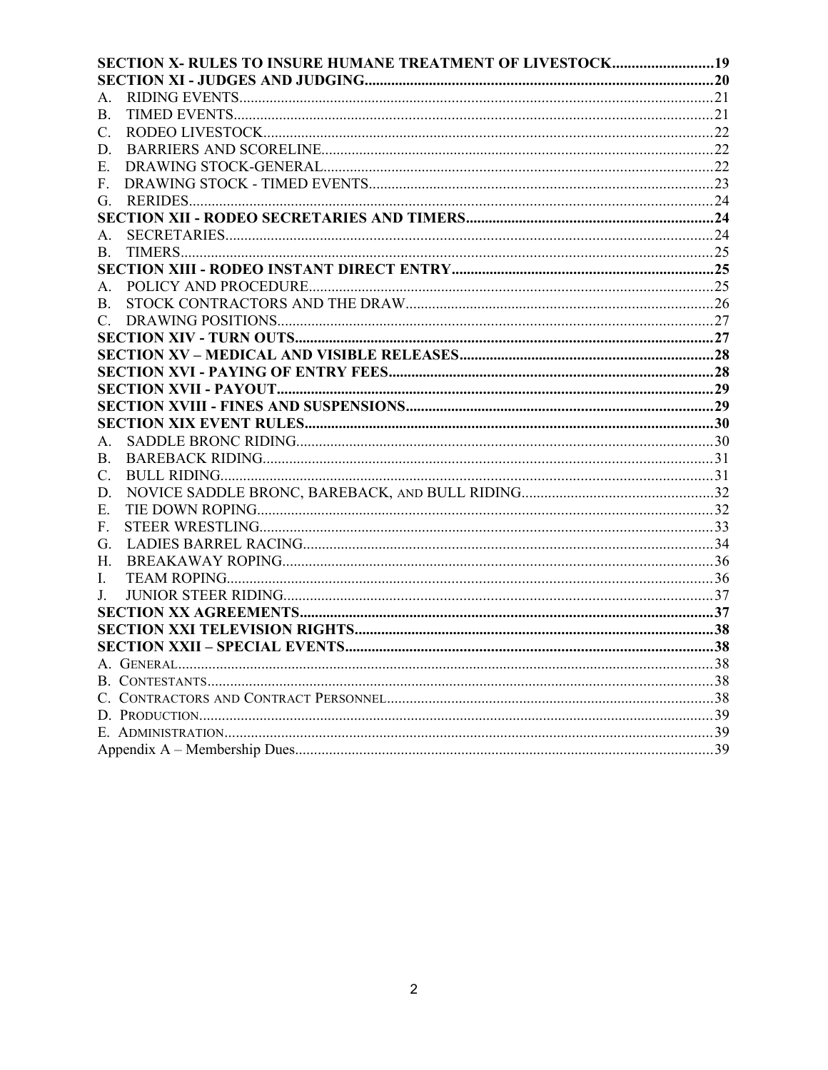**SECTION X- RULES TO INSURE HUMANE TREATMENT OF LIVESTOCK..........................19**
**SECTION XI - JUDGES AND JUDGING..........................................................................20**
A. RIDING EVENTS...........................................................................................................21
B. TIMED EVENTS............................................................................................................21
C. RODEO LIVESTOCK.....................................................................................................22
D. BARRIERS AND SCORELINE......................................................................................22
E. DRAWING STOCK-GENERAL......................................................................................22
F. DRAWING STOCK - TIMED EVENTS..........................................................................23
G. RERIDES........................................................................................................................24
**SECTION XII - RODEO SECRETARIES AND TIMERS................................................24**
A. SECRETARIES...............................................................................................................24
B. TIMERS..........................................................................................................................25
**SECTION XIII - RODEO INSTANT DIRECT ENTRY...................................................25**
A. POLICY AND PROCEDURE.........................................................................................25
B. STOCK CONTRACTORS AND THE DRAW................................................................26
C. DRAWING POSITIONS.................................................................................................27
**SECTION XIV - TURN OUTS............................................................................................27**
**SECTION XV – MEDICAL AND VISIBLE RELEASES..................................................28**
**SECTION XVI - PAYING OF ENTRY FEES....................................................................28**
**SECTION XVII - PAYOUT.................................................................................................29**
**SECTION XVIII - FINES AND SUSPENSIONS................................................................29**
**SECTION XIX EVENT RULES..........................................................................................30**
A. SADDLE BRONC RIDING............................................................................................30
B. BAREBACK RIDING.....................................................................................................31
C. BULL RIDING................................................................................................................31
D. NOVICE SADDLE BRONC, BAREBACK, AND BULL RIDING..................................32
E. TIE DOWN ROPING......................................................................................................32
F. STEER WRESTLING......................................................................................................33
G. LADIES BARREL RACING...........................................................................................34
H. BREAKAWAY ROPING................................................................................................36
I. TEAM ROPING...............................................................................................................36
J. JUNIOR STEER RIDING................................................................................................37
**SECTION XX AGREEMENTS...........................................................................................37**
**SECTION XXI TELEVISION RIGHTS.............................................................................38**
**SECTION XXII – SPECIAL EVENTS................................................................................38**
A. GENERAL.......................................................................................................................38
B. CONTESTANTS..............................................................................................................38
C. CONTRACTORS AND CONTRACT PERSONNEL......................................................38
D. PRODUCTION...............................................................................................................39
E. ADMINISTRATION........................................................................................................39
Appendix A – Membership Dues.........................................................................................39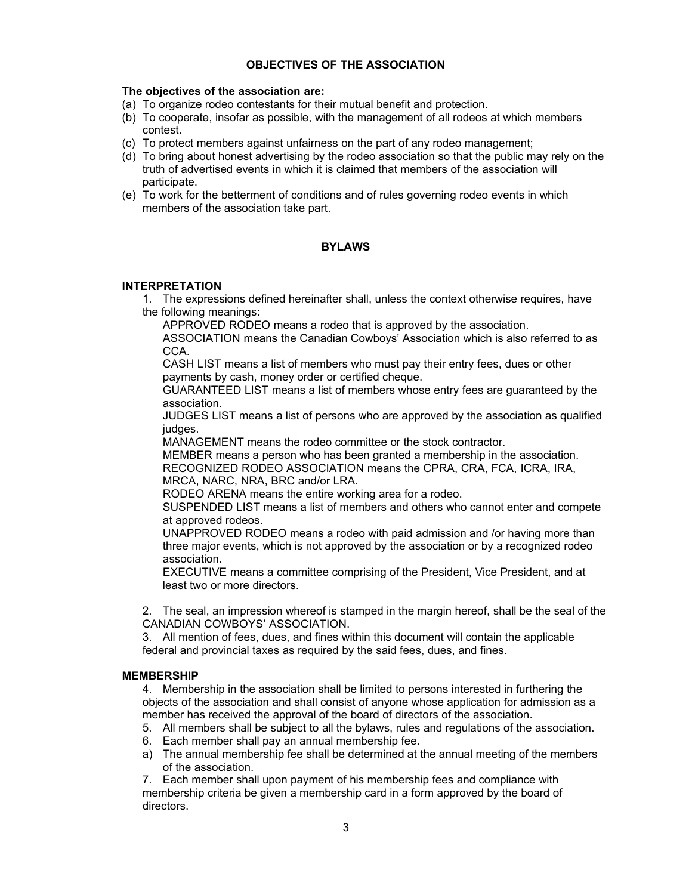## OBJECTIVES OF THE ASSOCIATION

**The objectives of the association are:**

(a) To organize rodeo contestants for their mutual benefit and protection.
(b) To cooperate, insofar as possible, with the management of all rodeos at which members contest.
(c) To protect members against unfairness on the part of any rodeo management;
(d) To bring about honest advertising by the rodeo association so that the public may rely on the truth of advertised events in which it is claimed that members of the association will participate.
(e) To work for the betterment of conditions and of rules governing rodeo events in which members of the association take part.

## BYLAWS

### INTERPRETATION

1. The expressions defined hereinafter shall, unless the context otherwise requires, have the following meanings:

APPROVED RODEO means a rodeo that is approved by the association.
ASSOCIATION means the Canadian Cowboys' Association which is also referred to as CCA.
CASH LIST means a list of members who must pay their entry fees, dues or other payments by cash, money order or certified cheque.
GUARANTEED LIST means a list of members whose entry fees are guaranteed by the association.
JUDGES LIST means a list of persons who are approved by the association as qualified judges.
MANAGEMENT means the rodeo committee or the stock contractor.
MEMBER means a person who has been granted a membership in the association.
RECOGNIZED RODEO ASSOCIATION means the CPRA, CRA, FCA, ICRA, IRA, MRCA, NARC, NRA, BRC and/or LRA.
RODEO ARENA means the entire working area for a rodeo.
SUSPENDED LIST means a list of members and others who cannot enter and compete at approved rodeos.
UNAPPROVED RODEO means a rodeo with paid admission and /or having more than three major events, which is not approved by the association or by a recognized rodeo association.
EXECUTIVE means a committee comprising of the President, Vice President, and at least two or more directors.

2. The seal, an impression whereof is stamped in the margin hereof, shall be the seal of the CANADIAN COWBOYS' ASSOCIATION.

3. All mention of fees, dues, and fines within this document will contain the applicable federal and provincial taxes as required by the said fees, dues, and fines.

### MEMBERSHIP

4. Membership in the association shall be limited to persons interested in furthering the objects of the association and shall consist of anyone whose application for admission as a member has received the approval of the board of directors of the association.

5. All members shall be subject to all the bylaws, rules and regulations of the association.

6. Each member shall pay an annual membership fee.

a) The annual membership fee shall be determined at the annual meeting of the members of the association.

7. Each member shall upon payment of his membership fees and compliance with membership criteria be given a membership card in a form approved by the board of directors.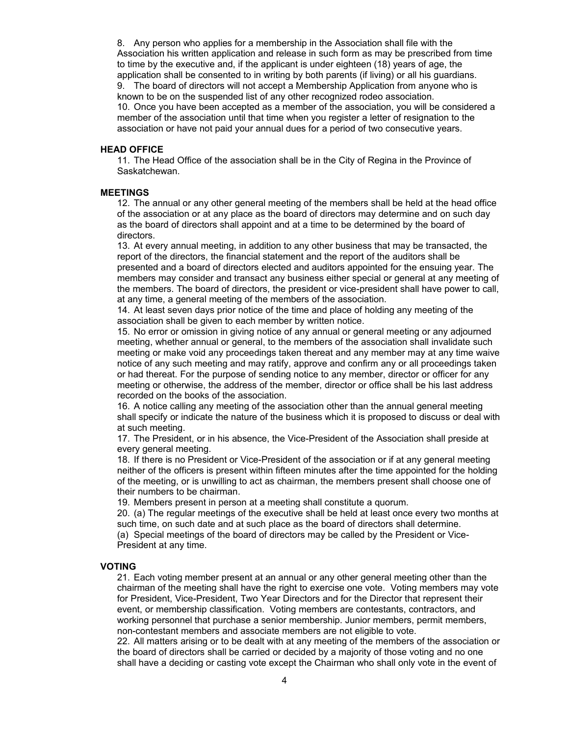8. Any person who applies for a membership in the Association shall file with the Association his written application and release in such form as may be prescribed from time to time by the executive and, if the applicant is under eighteen (18) years of age, the application shall be consented to in writing by both parents (if living) or all his guardians.
9. The board of directors will not accept a Membership Application from anyone who is known to be on the suspended list of any other recognized rodeo association.
10. Once you have been accepted as a member of the association, you will be considered a member of the association until that time when you register a letter of resignation to the association or have not paid your annual dues for a period of two consecutive years.

**HEAD OFFICE**

11. The Head Office of the association shall be in the City of Regina in the Province of Saskatchewan.

**MEETINGS**

12. The annual or any other general meeting of the members shall be held at the head office of the association or at any place as the board of directors may determine and on such day as the board of directors shall appoint and at a time to be determined by the board of directors.
13. At every annual meeting, in addition to any other business that may be transacted, the report of the directors, the financial statement and the report of the auditors shall be presented and a board of directors elected and auditors appointed for the ensuing year. The members may consider and transact any business either special or general at any meeting of the members. The board of directors, the president or vice-president shall have power to call, at any time, a general meeting of the members of the association.
14. At least seven days prior notice of the time and place of holding any meeting of the association shall be given to each member by written notice.
15. No error or omission in giving notice of any annual or general meeting or any adjourned meeting, whether annual or general, to the members of the association shall invalidate such meeting or make void any proceedings taken thereat and any member may at any time waive notice of any such meeting and may ratify, approve and confirm any or all proceedings taken or had thereat. For the purpose of sending notice to any member, director or officer for any meeting or otherwise, the address of the member, director or office shall be his last address recorded on the books of the association.
16. A notice calling any meeting of the association other than the annual general meeting shall specify or indicate the nature of the business which it is proposed to discuss or deal with at such meeting.
17. The President, or in his absence, the Vice-President of the Association shall preside at every general meeting.
18. If there is no President or Vice-President of the association or if at any general meeting neither of the officers is present within fifteen minutes after the time appointed for the holding of the meeting, or is unwilling to act as chairman, the members present shall choose one of their numbers to be chairman.
19. Members present in person at a meeting shall constitute a quorum.
20. (a) The regular meetings of the executive shall be held at least once every two months at such time, on such date and at such place as the board of directors shall determine.
(a) Special meetings of the board of directors may be called by the President or Vice-President at any time.

**VOTING**

21. Each voting member present at an annual or any other general meeting other than the chairman of the meeting shall have the right to exercise one vote. Voting members may vote for President, Vice-President, Two Year Directors and for the Director that represent their event, or membership classification. Voting members are contestants, contractors, and working personnel that purchase a senior membership. Junior members, permit members, non-contestant members and associate members are not eligible to vote.
22. All matters arising or to be dealt with at any meeting of the members of the association or the board of directors shall be carried or decided by a majority of those voting and no one shall have a deciding or casting vote except the Chairman who shall only vote in the event of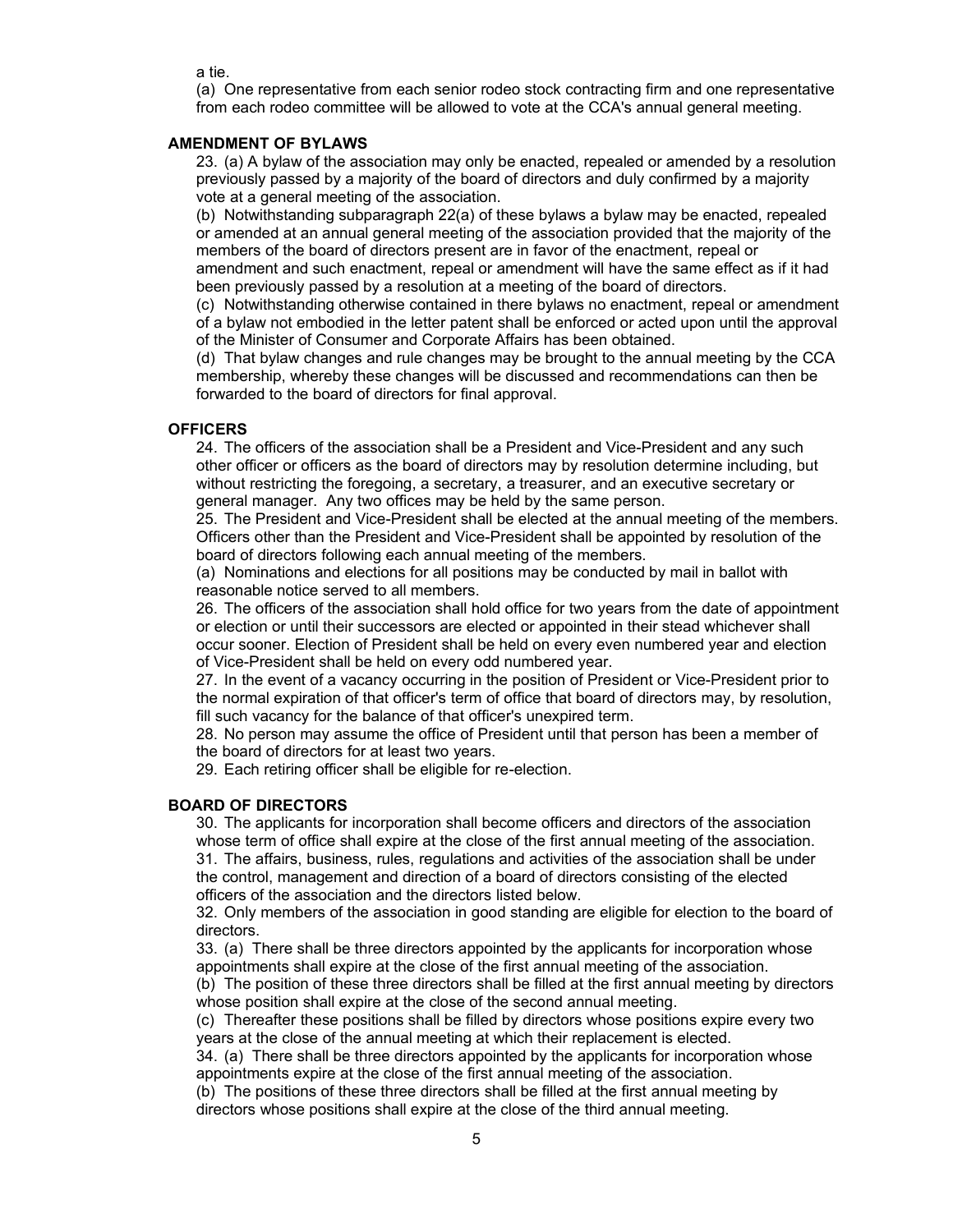a tie.

(a) One representative from each senior rodeo stock contracting firm and one representative from each rodeo committee will be allowed to vote at the CCA's annual general meeting.

**AMENDMENT OF BYLAWS**

23. (a) A bylaw of the association may only be enacted, repealed or amended by a resolution previously passed by a majority of the board of directors and duly confirmed by a majority vote at a general meeting of the association.

(b) Notwithstanding subparagraph 22(a) of these bylaws a bylaw may be enacted, repealed or amended at an annual general meeting of the association provided that the majority of the members of the board of directors present are in favor of the enactment, repeal or amendment and such enactment, repeal or amendment will have the same effect as if it had been previously passed by a resolution at a meeting of the board of directors.

(c) Notwithstanding otherwise contained in there bylaws no enactment, repeal or amendment of a bylaw not embodied in the letter patent shall be enforced or acted upon until the approval of the Minister of Consumer and Corporate Affairs has been obtained.

(d) That bylaw changes and rule changes may be brought to the annual meeting by the CCA membership, whereby these changes will be discussed and recommendations can then be forwarded to the board of directors for final approval.

**OFFICERS**

24. The officers of the association shall be a President and Vice-President and any such other officer or officers as the board of directors may by resolution determine including, but without restricting the foregoing, a secretary, a treasurer, and an executive secretary or general manager. Any two offices may be held by the same person.

25. The President and Vice-President shall be elected at the annual meeting of the members. Officers other than the President and Vice-President shall be appointed by resolution of the board of directors following each annual meeting of the members.

(a) Nominations and elections for all positions may be conducted by mail in ballot with reasonable notice served to all members.

26. The officers of the association shall hold office for two years from the date of appointment or election or until their successors are elected or appointed in their stead whichever shall occur sooner. Election of President shall be held on every even numbered year and election of Vice-President shall be held on every odd numbered year.

27. In the event of a vacancy occurring in the position of President or Vice-President prior to the normal expiration of that officer's term of office that board of directors may, by resolution, fill such vacancy for the balance of that officer's unexpired term.

28. No person may assume the office of President until that person has been a member of the board of directors for at least two years.

29. Each retiring officer shall be eligible for re-election.

**BOARD OF DIRECTORS**

30. The applicants for incorporation shall become officers and directors of the association whose term of office shall expire at the close of the first annual meeting of the association.

31. The affairs, business, rules, regulations and activities of the association shall be under the control, management and direction of a board of directors consisting of the elected officers of the association and the directors listed below.

32. Only members of the association in good standing are eligible for election to the board of directors.

33. (a) There shall be three directors appointed by the applicants for incorporation whose appointments shall expire at the close of the first annual meeting of the association.

(b) The position of these three directors shall be filled at the first annual meeting by directors whose position shall expire at the close of the second annual meeting.

(c) Thereafter these positions shall be filled by directors whose positions expire every two years at the close of the annual meeting at which their replacement is elected.

34. (a) There shall be three directors appointed by the applicants for incorporation whose appointments expire at the close of the first annual meeting of the association.

(b) The positions of these three directors shall be filled at the first annual meeting by directors whose positions shall expire at the close of the third annual meeting.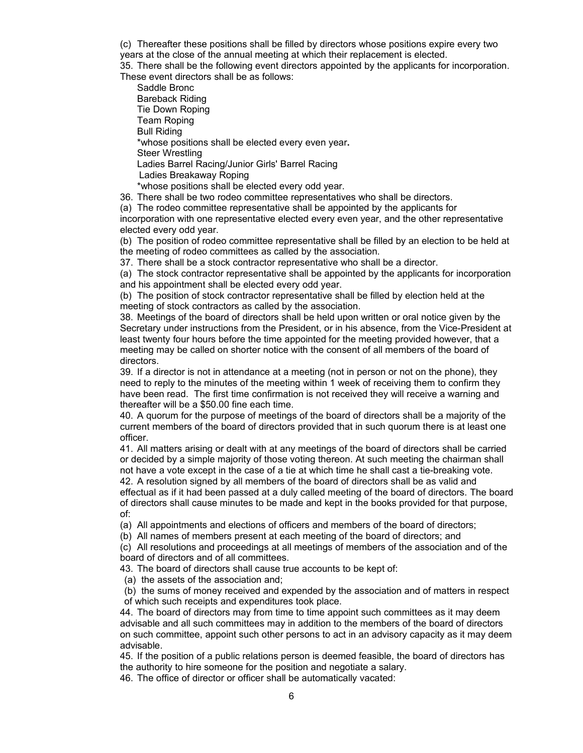(c) Thereafter these positions shall be filled by directors whose positions expire every two years at the close of the annual meeting at which their replacement is elected.

35. There shall be the following event directors appointed by the applicants for incorporation. These event directors shall be as follows:

Saddle Bronc
Bareback Riding
Tie Down Roping
Team Roping
Bull Riding
*whose positions shall be elected every even year.
Steer Wrestling
Ladies Barrel Racing/Junior Girls' Barrel Racing
Ladies Breakaway Roping
*whose positions shall be elected every odd year.

36. There shall be two rodeo committee representatives who shall be directors.

(a) The rodeo committee representative shall be appointed by the applicants for incorporation with one representative elected every even year, and the other representative elected every odd year.

(b) The position of rodeo committee representative shall be filled by an election to be held at the meeting of rodeo committees as called by the association.

37. There shall be a stock contractor representative who shall be a director.

(a) The stock contractor representative shall be appointed by the applicants for incorporation and his appointment shall be elected every odd year.

(b) The position of stock contractor representative shall be filled by election held at the meeting of stock contractors as called by the association.

38. Meetings of the board of directors shall be held upon written or oral notice given by the Secretary under instructions from the President, or in his absence, from the Vice-President at least twenty four hours before the time appointed for the meeting provided however, that a meeting may be called on shorter notice with the consent of all members of the board of directors.

39. If a director is not in attendance at a meeting (not in person or not on the phone), they need to reply to the minutes of the meeting within 1 week of receiving them to confirm they have been read. The first time confirmation is not received they will receive a warning and thereafter will be a $50.00 fine each time.

40. A quorum for the purpose of meetings of the board of directors shall be a majority of the current members of the board of directors provided that in such quorum there is at least one officer.

41. All matters arising or dealt with at any meetings of the board of directors shall be carried or decided by a simple majority of those voting thereon. At such meeting the chairman shall not have a vote except in the case of a tie at which time he shall cast a tie-breaking vote.

42. A resolution signed by all members of the board of directors shall be as valid and effectual as if it had been passed at a duly called meeting of the board of directors. The board of directors shall cause minutes to be made and kept in the books provided for that purpose, of:

(a) All appointments and elections of officers and members of the board of directors;

(b) All names of members present at each meeting of the board of directors; and

(c) All resolutions and proceedings at all meetings of members of the association and of the board of directors and of all committees.

43. The board of directors shall cause true accounts to be kept of:

(a) the assets of the association and;

(b) the sums of money received and expended by the association and of matters in respect of which such receipts and expenditures took place.

44. The board of directors may from time to time appoint such committees as it may deem advisable and all such committees may in addition to the members of the board of directors on such committee, appoint such other persons to act in an advisory capacity as it may deem advisable.

45. If the position of a public relations person is deemed feasible, the board of directors has the authority to hire someone for the position and negotiate a salary.

46. The office of director or officer shall be automatically vacated: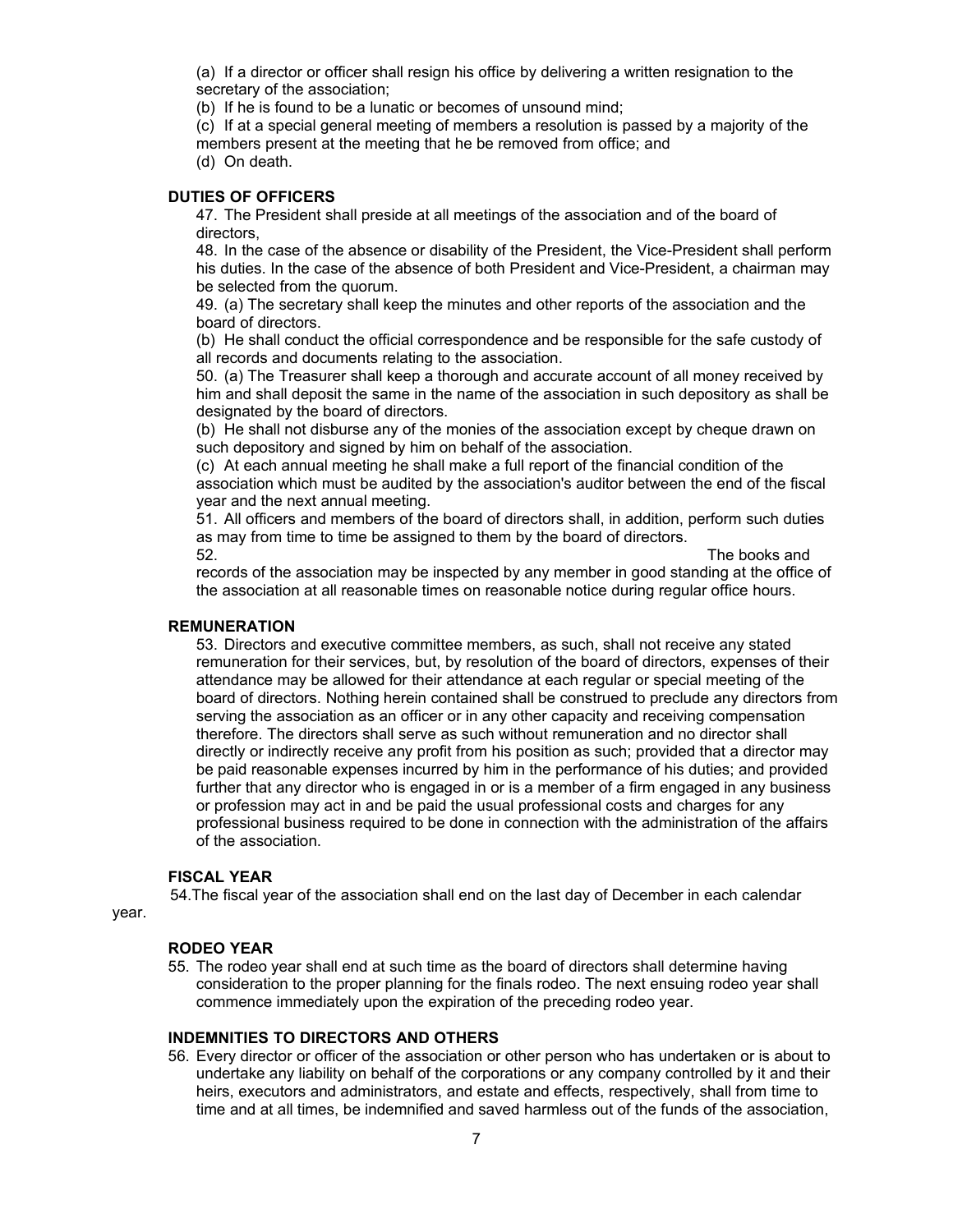(a) If a director or officer shall resign his office by delivering a written resignation to the secretary of the association;

(b) If he is found to be a lunatic or becomes of unsound mind;

(c) If at a special general meeting of members a resolution is passed by a majority of the members present at the meeting that he be removed from office; and

(d) On death.

**DUTIES OF OFFICERS**

47. The President shall preside at all meetings of the association and of the board of directors,

48. In the case of the absence or disability of the President, the Vice-President shall perform his duties. In the case of the absence of both President and Vice-President, a chairman may be selected from the quorum.

49. (a) The secretary shall keep the minutes and other reports of the association and the board of directors.

(b) He shall conduct the official correspondence and be responsible for the safe custody of all records and documents relating to the association.

50. (a) The Treasurer shall keep a thorough and accurate account of all money received by him and shall deposit the same in the name of the association in such depository as shall be designated by the board of directors.

(b) He shall not disburse any of the monies of the association except by cheque drawn on such depository and signed by him on behalf of the association.

(c) At each annual meeting he shall make a full report of the financial condition of the association which must be audited by the association's auditor between the end of the fiscal year and the next annual meeting.

51. All officers and members of the board of directors shall, in addition, perform such duties as may from time to time be assigned to them by the board of directors.

52. The books and records of the association may be inspected by any member in good standing at the office of the association at all reasonable times on reasonable notice during regular office hours.

**REMUNERATION**

53. Directors and executive committee members, as such, shall not receive any stated remuneration for their services, but, by resolution of the board of directors, expenses of their attendance may be allowed for their attendance at each regular or special meeting of the board of directors. Nothing herein contained shall be construed to preclude any directors from serving the association as an officer or in any other capacity and receiving compensation therefore. The directors shall serve as such without remuneration and no director shall directly or indirectly receive any profit from his position as such; provided that a director may be paid reasonable expenses incurred by him in the performance of his duties; and provided further that any director who is engaged in or is a member of a firm engaged in any business or profession may act in and be paid the usual professional costs and charges for any professional business required to be done in connection with the administration of the affairs of the association.

**FISCAL YEAR**

54. The fiscal year of the association shall end on the last day of December in each calendar year.

**RODEO YEAR**

55. The rodeo year shall end at such time as the board of directors shall determine having consideration to the proper planning for the finals rodeo. The next ensuing rodeo year shall commence immediately upon the expiration of the preceding rodeo year.

**INDEMNITIES TO DIRECTORS AND OTHERS**

56. Every director or officer of the association or other person who has undertaken or is about to undertake any liability on behalf of the corporations or any company controlled by it and their heirs, executors and administrators, and estate and effects, respectively, shall from time to time and at all times, be indemnified and saved harmless out of the funds of the association,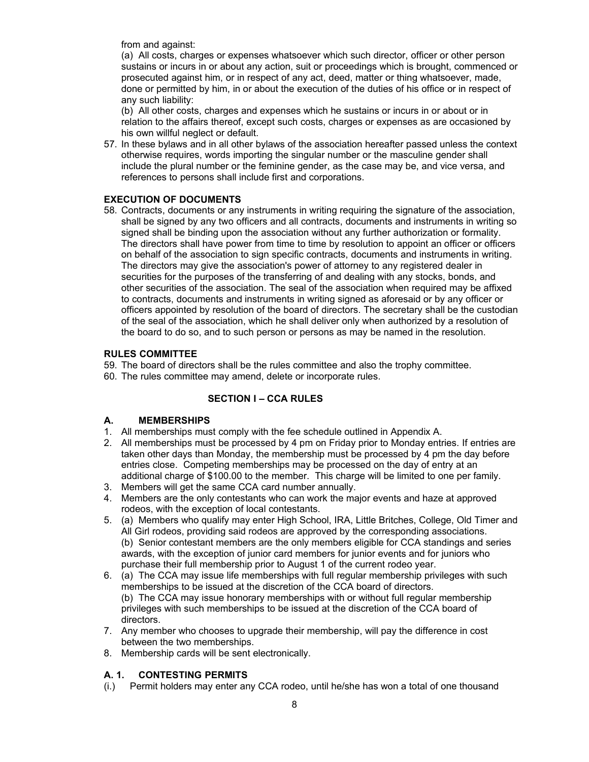from and against:

(a) All costs, charges or expenses whatsoever which such director, officer or other person sustains or incurs in or about any action, suit or proceedings which is brought, commenced or prosecuted against him, or in respect of any act, deed, matter or thing whatsoever, made, done or permitted by him, in or about the execution of the duties of his office or in respect of any such liability:

(b) All other costs, charges and expenses which he sustains or incurs in or about or in relation to the affairs thereof, except such costs, charges or expenses as are occasioned by his own willful neglect or default.

57. In these bylaws and in all other bylaws of the association hereafter passed unless the context otherwise requires, words importing the singular number or the masculine gender shall include the plural number or the feminine gender, as the case may be, and vice versa, and references to persons shall include first and corporations.

**EXECUTION OF DOCUMENTS**

58. Contracts, documents or any instruments in writing requiring the signature of the association, shall be signed by any two officers and all contracts, documents and instruments in writing so signed shall be binding upon the association without any further authorization or formality. The directors shall have power from time to time by resolution to appoint an officer or officers on behalf of the association to sign specific contracts, documents and instruments in writing. The directors may give the association's power of attorney to any registered dealer in securities for the purposes of the transferring of and dealing with any stocks, bonds, and other securities of the association. The seal of the association when required may be affixed to contracts, documents and instruments in writing signed as aforesaid or by any officer or officers appointed by resolution of the board of directors. The secretary shall be the custodian of the seal of the association, which he shall deliver only when authorized by a resolution of the board to do so, and to such person or persons as may be named in the resolution.

**RULES COMMITTEE**

59. The board of directors shall be the rules committee and also the trophy committee.
60. The rules committee may amend, delete or incorporate rules.

## SECTION I – CCA RULES

### A. MEMBERSHIPS

1. All memberships must comply with the fee schedule outlined in Appendix A.
2. All memberships must be processed by 4 pm on Friday prior to Monday entries. If entries are taken other days than Monday, the membership must be processed by 4 pm the day before entries close. Competing memberships may be processed on the day of entry at an additional charge of $100.00 to the member. This charge will be limited to one per family.
3. Members will get the same CCA card number annually.
4. Members are the only contestants who can work the major events and haze at approved rodeos, with the exception of local contestants.
5. (a) Members who qualify may enter High School, IRA, Little Britches, College, Old Timer and All Girl rodeos, providing said rodeos are approved by the corresponding associations.
   (b) Senior contestant members are the only members eligible for CCA standings and series awards, with the exception of junior card members for junior events and for juniors who purchase their full membership prior to August 1 of the current rodeo year.
6. (a) The CCA may issue life memberships with full regular membership privileges with such memberships to be issued at the discretion of the CCA board of directors.
   (b) The CCA may issue honorary memberships with or without full regular membership privileges with such memberships to be issued at the discretion of the CCA board of directors.
7. Any member who chooses to upgrade their membership, will pay the difference in cost between the two memberships.
8. Membership cards will be sent electronically.

### A. 1. CONTESTING PERMITS

(i.) Permit holders may enter any CCA rodeo, until he/she has won a total of one thousand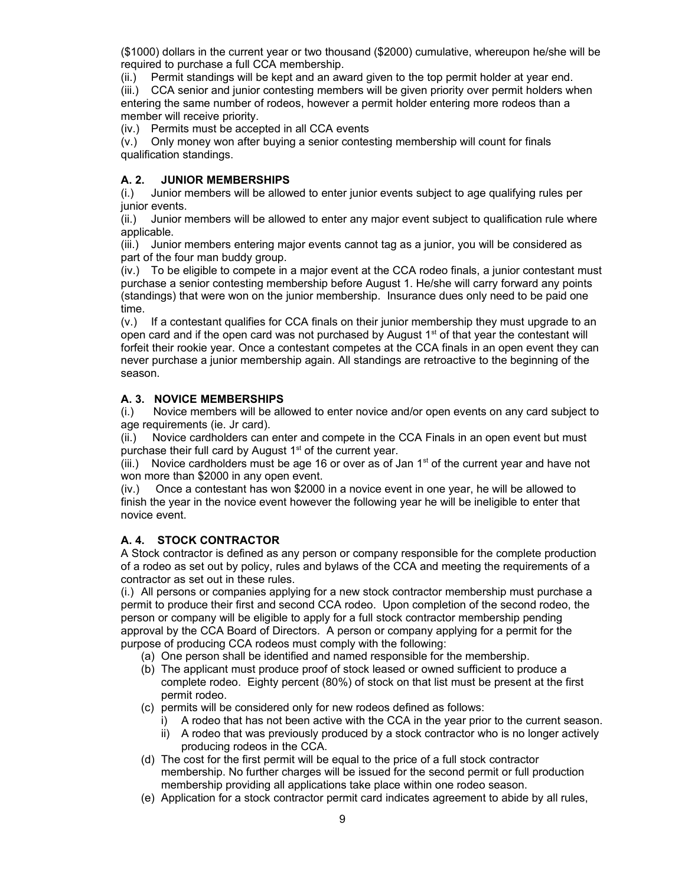($1000) dollars in the current year or two thousand ($2000) cumulative, whereupon he/she will be required to purchase a full CCA membership.

(ii.) Permit standings will be kept and an award given to the top permit holder at year end.

(iii.) CCA senior and junior contesting members will be given priority over permit holders when entering the same number of rodeos, however a permit holder entering more rodeos than a member will receive priority.

(iv.) Permits must be accepted in all CCA events

(v.) Only money won after buying a senior contesting membership will count for finals qualification standings.

### A. 2. JUNIOR MEMBERSHIPS

(i.) Junior members will be allowed to enter junior events subject to age qualifying rules per junior events.

(ii.) Junior members will be allowed to enter any major event subject to qualification rule where applicable.

(iii.) Junior members entering major events cannot tag as a junior, you will be considered as part of the four man buddy group.

(iv.) To be eligible to compete in a major event at the CCA rodeo finals, a junior contestant must purchase a senior contesting membership before August 1. He/she will carry forward any points (standings) that were won on the junior membership. Insurance dues only need to be paid one time.

(v.) If a contestant qualifies for CCA finals on their junior membership they must upgrade to an open card and if the open card was not purchased by August 1st of that year the contestant will forfeit their rookie year. Once a contestant competes at the CCA finals in an open event they can never purchase a junior membership again. All standings are retroactive to the beginning of the season.

### A. 3. NOVICE MEMBERSHIPS

(i.) Novice members will be allowed to enter novice and/or open events on any card subject to age requirements (ie. Jr card).

(ii.) Novice cardholders can enter and compete in the CCA Finals in an open event but must purchase their full card by August 1st of the current year.

(iii.) Novice cardholders must be age 16 or over as of Jan 1st of the current year and have not won more than $2000 in any open event.

(iv.) Once a contestant has won $2000 in a novice event in one year, he will be allowed to finish the year in the novice event however the following year he will be ineligible to enter that novice event.

### A. 4. STOCK CONTRACTOR

A Stock contractor is defined as any person or company responsible for the complete production of a rodeo as set out by policy, rules and bylaws of the CCA and meeting the requirements of a contractor as set out in these rules.

(i.) All persons or companies applying for a new stock contractor membership must purchase a permit to produce their first and second CCA rodeo. Upon completion of the second rodeo, the person or company will be eligible to apply for a full stock contractor membership pending approval by the CCA Board of Directors. A person or company applying for a permit for the purpose of producing CCA rodeos must comply with the following:

- (a) One person shall be identified and named responsible for the membership.
- (b) The applicant must produce proof of stock leased or owned sufficient to produce a complete rodeo. Eighty percent (80%) of stock on that list must be present at the first permit rodeo.
- (c) permits will be considered only for new rodeos defined as follows:
  - i) A rodeo that has not been active with the CCA in the year prior to the current season.
  - ii) A rodeo that was previously produced by a stock contractor who is no longer actively producing rodeos in the CCA.
- (d) The cost for the first permit will be equal to the price of a full stock contractor membership. No further charges will be issued for the second permit or full production membership providing all applications take place within one rodeo season.
- (e) Application for a stock contractor permit card indicates agreement to abide by all rules,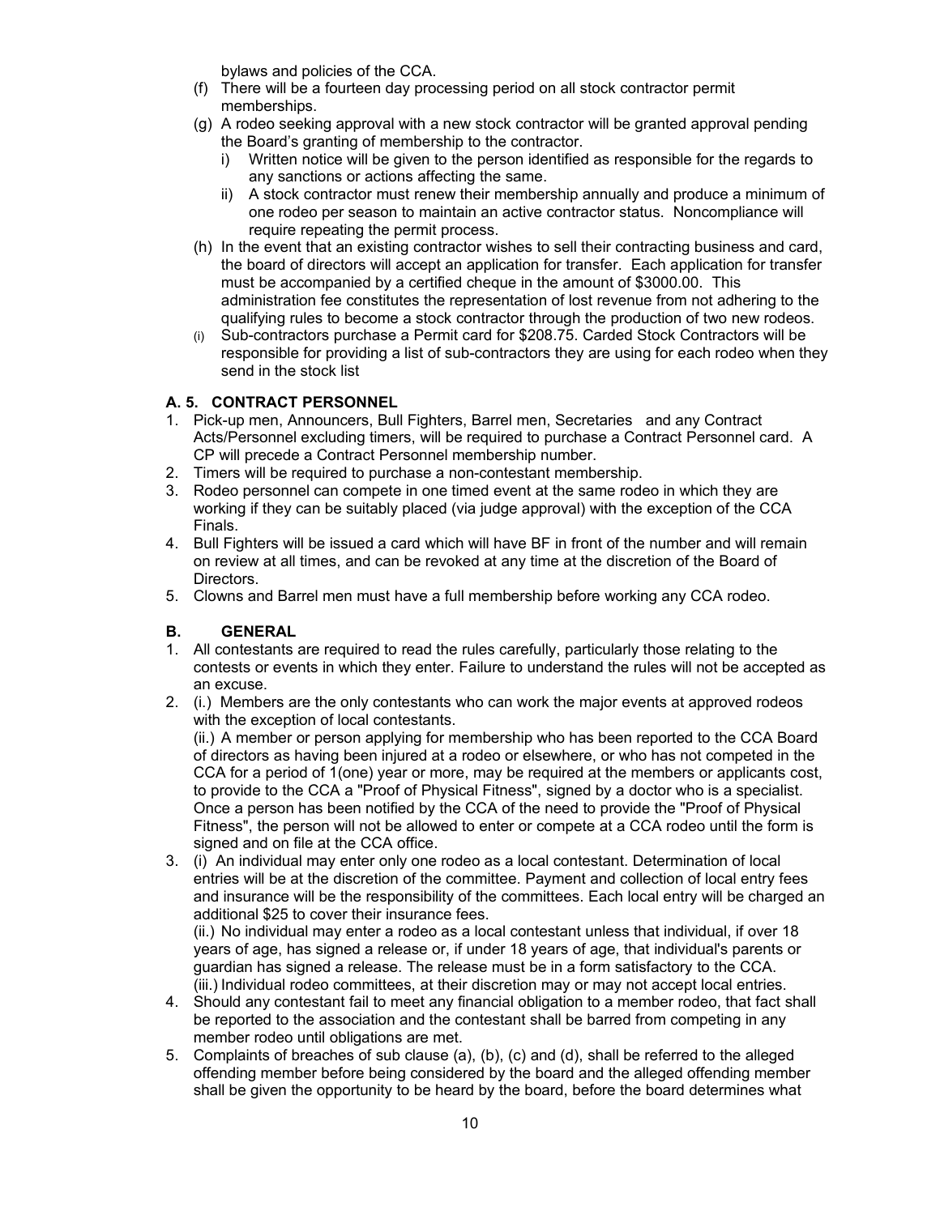bylaws and policies of the CCA.

(f) There will be a fourteen day processing period on all stock contractor permit memberships.

(g) A rodeo seeking approval with a new stock contractor will be granted approval pending the Board's granting of membership to the contractor.

   i) Written notice will be given to the person identified as responsible for the regards to any sanctions or actions affecting the same.

   ii) A stock contractor must renew their membership annually and produce a minimum of one rodeo per season to maintain an active contractor status. Noncompliance will require repeating the permit process.

(h) In the event that an existing contractor wishes to sell their contracting business and card, the board of directors will accept an application for transfer. Each application for transfer must be accompanied by a certified cheque in the amount of $3000.00. This administration fee constitutes the representation of lost revenue from not adhering to the qualifying rules to become a stock contractor through the production of two new rodeos.

(i) Sub-contractors purchase a Permit card for $208.75. Carded Stock Contractors will be responsible for providing a list of sub-contractors they are using for each rodeo when they send in the stock list

### A. 5. CONTRACT PERSONNEL

1. Pick-up men, Announcers, Bull Fighters, Barrel men, Secretaries and any Contract Acts/Personnel excluding timers, will be required to purchase a Contract Personnel card. A CP will precede a Contract Personnel membership number.
2. Timers will be required to purchase a non-contestant membership.
3. Rodeo personnel can compete in one timed event at the same rodeo in which they are working if they can be suitably placed (via judge approval) with the exception of the CCA Finals.
4. Bull Fighters will be issued a card which will have BF in front of the number and will remain on review at all times, and can be revoked at any time at the discretion of the Board of Directors.
5. Clowns and Barrel men must have a full membership before working any CCA rodeo.

### B. GENERAL

1. All contestants are required to read the rules carefully, particularly those relating to the contests or events in which they enter. Failure to understand the rules will not be accepted as an excuse.
2. (i.) Members are the only contestants who can work the major events at approved rodeos with the exception of local contestants.

   (ii.) A member or person applying for membership who has been reported to the CCA Board of directors as having been injured at a rodeo or elsewhere, or who has not competed in the CCA for a period of 1(one) year or more, may be required at the members or applicants cost, to provide to the CCA a "Proof of Physical Fitness", signed by a doctor who is a specialist. Once a person has been notified by the CCA of the need to provide the "Proof of Physical Fitness", the person will not be allowed to enter or compete at a CCA rodeo until the form is signed and on file at the CCA office.
3. (i) An individual may enter only one rodeo as a local contestant. Determination of local entries will be at the discretion of the committee. Payment and collection of local entry fees and insurance will be the responsibility of the committees. Each local entry will be charged an additional $25 to cover their insurance fees.

   (ii.) No individual may enter a rodeo as a local contestant unless that individual, if over 18 years of age, has signed a release or, if under 18 years of age, that individual's parents or guardian has signed a release. The release must be in a form satisfactory to the CCA.

   (iii.) Individual rodeo committees, at their discretion may or may not accept local entries.
4. Should any contestant fail to meet any financial obligation to a member rodeo, that fact shall be reported to the association and the contestant shall be barred from competing in any member rodeo until obligations are met.
5. Complaints of breaches of sub clause (a), (b), (c) and (d), shall be referred to the alleged offending member before being considered by the board and the alleged offending member shall be given the opportunity to be heard by the board, before the board determines what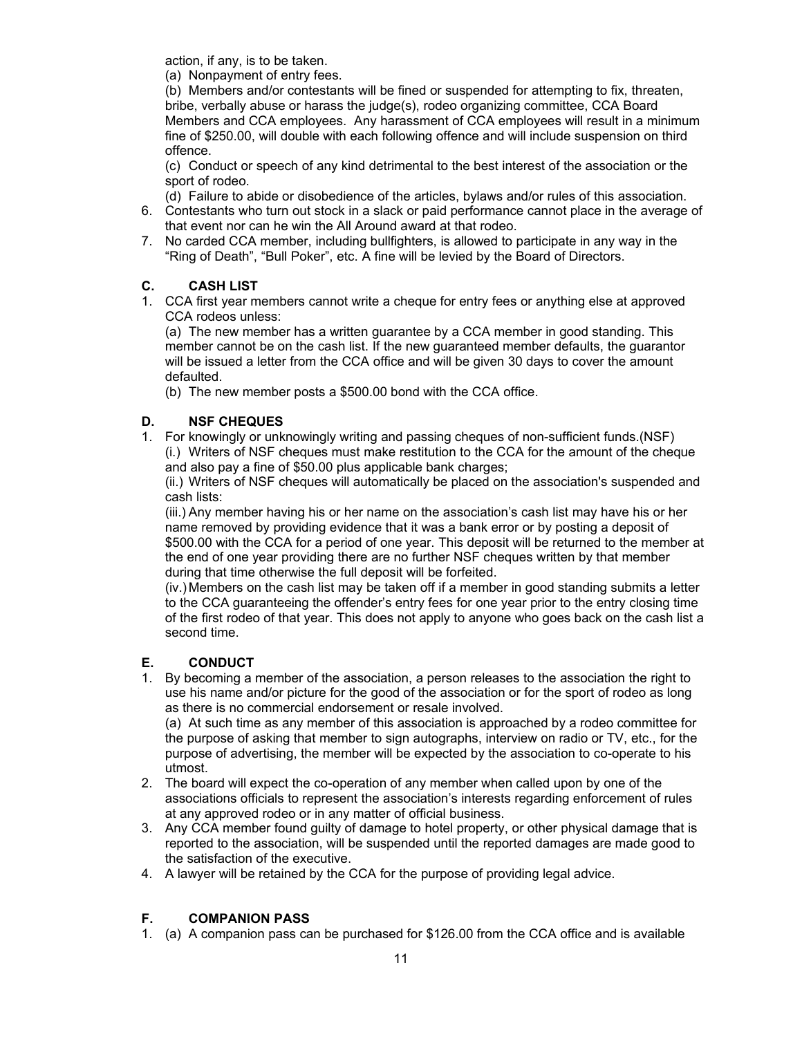action, if any, is to be taken.

(a) Nonpayment of entry fees.

(b) Members and/or contestants will be fined or suspended for attempting to fix, threaten, bribe, verbally abuse or harass the judge(s), rodeo organizing committee, CCA Board Members and CCA employees. Any harassment of CCA employees will result in a minimum fine of $250.00, will double with each following offence and will include suspension on third offence.

(c) Conduct or speech of any kind detrimental to the best interest of the association or the sport of rodeo.

(d) Failure to abide or disobedience of the articles, bylaws and/or rules of this association.

6. Contestants who turn out stock in a slack or paid performance cannot place in the average of that event nor can he win the All Around award at that rodeo.
7. No carded CCA member, including bullfighters, is allowed to participate in any way in the "Ring of Death", "Bull Poker", etc. A fine will be levied by the Board of Directors.

## C. CASH LIST

1. CCA first year members cannot write a cheque for entry fees or anything else at approved CCA rodeos unless:

   (a) The new member has a written guarantee by a CCA member in good standing. This member cannot be on the cash list. If the new guaranteed member defaults, the guarantor will be issued a letter from the CCA office and will be given 30 days to cover the amount defaulted.

   (b) The new member posts a $500.00 bond with the CCA office.

## D. NSF CHEQUES

1. For knowingly or unknowingly writing and passing cheques of non-sufficient funds.(NSF)

   (i.) Writers of NSF cheques must make restitution to the CCA for the amount of the cheque and also pay a fine of $50.00 plus applicable bank charges;

   (ii.) Writers of NSF cheques will automatically be placed on the association's suspended and cash lists:

   (iii.) Any member having his or her name on the association's cash list may have his or her name removed by providing evidence that it was a bank error or by posting a deposit of $500.00 with the CCA for a period of one year. This deposit will be returned to the member at the end of one year providing there are no further NSF cheques written by that member during that time otherwise the full deposit will be forfeited.

   (iv.) Members on the cash list may be taken off if a member in good standing submits a letter to the CCA guaranteeing the offender's entry fees for one year prior to the entry closing time of the first rodeo of that year. This does not apply to anyone who goes back on the cash list a second time.

## E. CONDUCT

1. By becoming a member of the association, a person releases to the association the right to use his name and/or picture for the good of the association or for the sport of rodeo as long as there is no commercial endorsement or resale involved.

   (a) At such time as any member of this association is approached by a rodeo committee for the purpose of asking that member to sign autographs, interview on radio or TV, etc., for the purpose of advertising, the member will be expected by the association to co-operate to his utmost.
2. The board will expect the co-operation of any member when called upon by one of the associations officials to represent the association's interests regarding enforcement of rules at any approved rodeo or in any matter of official business.
3. Any CCA member found guilty of damage to hotel property, or other physical damage that is reported to the association, will be suspended until the reported damages are made good to the satisfaction of the executive.
4. A lawyer will be retained by the CCA for the purpose of providing legal advice.

## F. COMPANION PASS

1. (a) A companion pass can be purchased for $126.00 from the CCA office and is available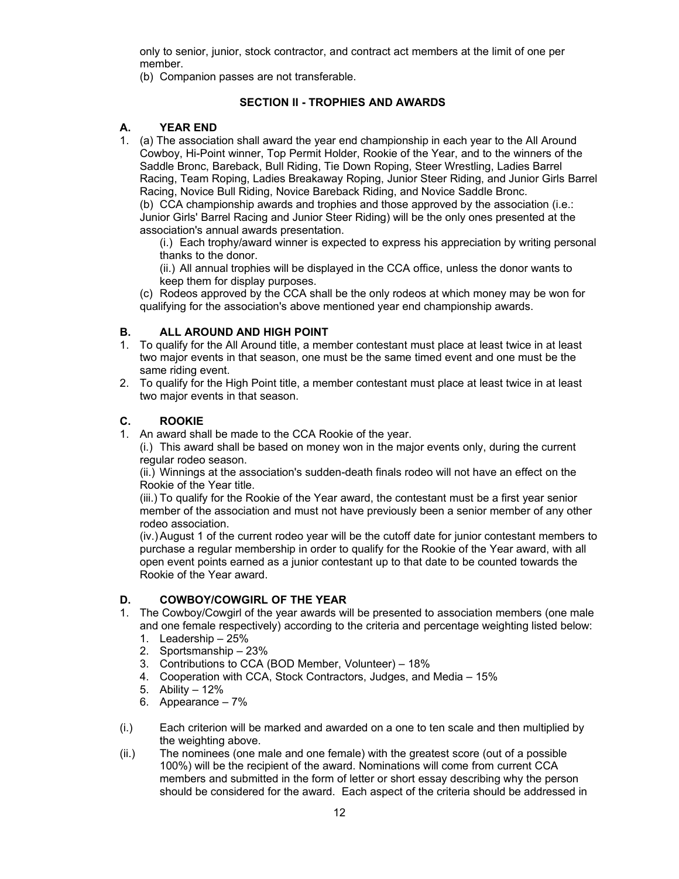only to senior, junior, stock contractor, and contract act members at the limit of one per member.

(b) Companion passes are not transferable.

## SECTION II - TROPHIES AND AWARDS

### A. YEAR END

1. (a) The association shall award the year end championship in each year to the All Around Cowboy, Hi-Point winner, Top Permit Holder, Rookie of the Year, and to the winners of the Saddle Bronc, Bareback, Bull Riding, Tie Down Roping, Steer Wrestling, Ladies Barrel Racing, Team Roping, Ladies Breakaway Roping, Junior Steer Riding, and Junior Girls Barrel Racing, Novice Bull Riding, Novice Bareback Riding, and Novice Saddle Bronc.

   (b) CCA championship awards and trophies and those approved by the association (i.e.: Junior Girls' Barrel Racing and Junior Steer Riding) will be the only ones presented at the association's annual awards presentation.

   (i.) Each trophy/award winner is expected to express his appreciation by writing personal thanks to the donor.

   (ii.) All annual trophies will be displayed in the CCA office, unless the donor wants to keep them for display purposes.

   (c) Rodeos approved by the CCA shall be the only rodeos at which money may be won for qualifying for the association's above mentioned year end championship awards.

### B. ALL AROUND AND HIGH POINT

1. To qualify for the All Around title, a member contestant must place at least twice in at least two major events in that season, one must be the same timed event and one must be the same riding event.
2. To qualify for the High Point title, a member contestant must place at least twice in at least two major events in that season.

### C. ROOKIE

1. An award shall be made to the CCA Rookie of the year.

   (i.) This award shall be based on money won in the major events only, during the current regular rodeo season.

   (ii.) Winnings at the association's sudden-death finals rodeo will not have an effect on the Rookie of the Year title.

   (iii.) To qualify for the Rookie of the Year award, the contestant must be a first year senior member of the association and must not have previously been a senior member of any other rodeo association.

   (iv.) August 1 of the current rodeo year will be the cutoff date for junior contestant members to purchase a regular membership in order to qualify for the Rookie of the Year award, with all open event points earned as a junior contestant up to that date to be counted towards the Rookie of the Year award.

### D. COWBOY/COWGIRL OF THE YEAR

1. The Cowboy/Cowgirl of the year awards will be presented to association members (one male and one female respectively) according to the criteria and percentage weighting listed below:
   1. Leadership – 25%
   2. Sportsmanship – 23%
   3. Contributions to CCA (BOD Member, Volunteer) – 18%
   4. Cooperation with CCA, Stock Contractors, Judges, and Media – 15%
   5. Ability – 12%
   6. Appearance – 7%

(i.) Each criterion will be marked and awarded on a one to ten scale and then multiplied by the weighting above.

(ii.) The nominees (one male and one female) with the greatest score (out of a possible 100%) will be the recipient of the award. Nominations will come from current CCA members and submitted in the form of letter or short essay describing why the person should be considered for the award. Each aspect of the criteria should be addressed in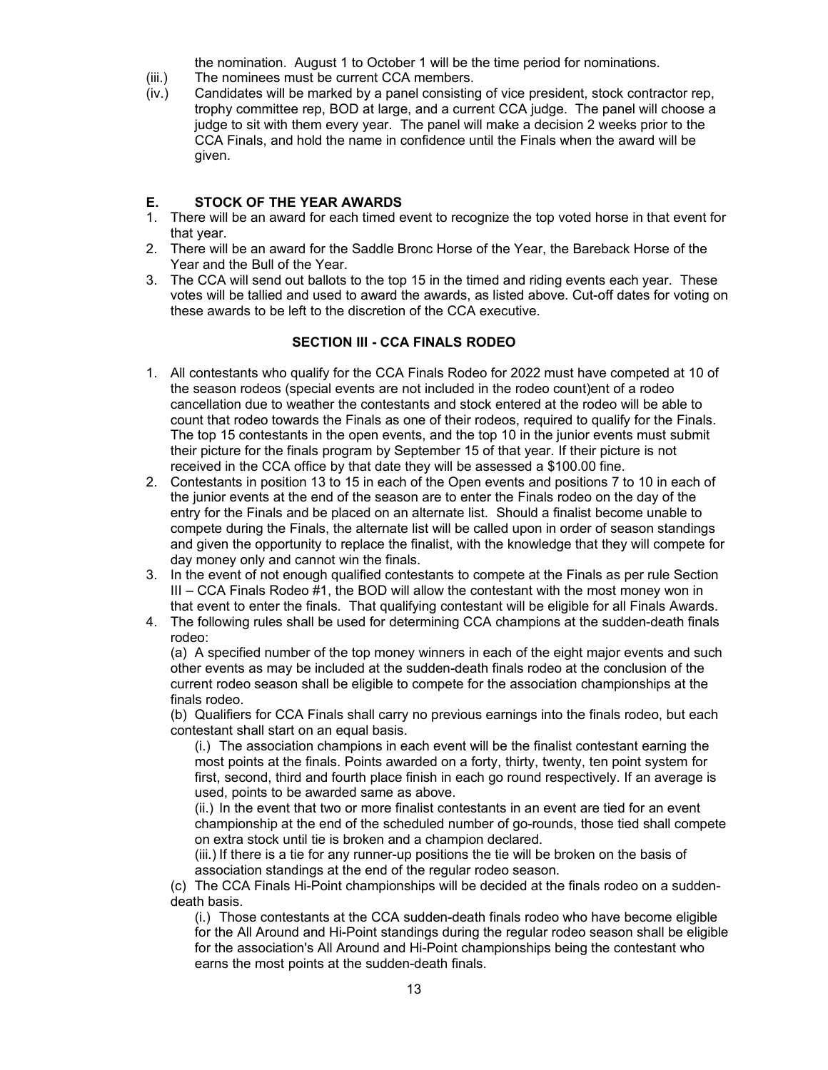the nomination. August 1 to October 1 will be the time period for nominations.

(iii.) The nominees must be current CCA members.

(iv.) Candidates will be marked by a panel consisting of vice president, stock contractor rep, trophy committee rep, BOD at large, and a current CCA judge. The panel will choose a judge to sit with them every year. The panel will make a decision 2 weeks prior to the CCA Finals, and hold the name in confidence until the Finals when the award will be given.

### E. STOCK OF THE YEAR AWARDS

1. There will be an award for each timed event to recognize the top voted horse in that event for that year.
2. There will be an award for the Saddle Bronc Horse of the Year, the Bareback Horse of the Year and the Bull of the Year.
3. The CCA will send out ballots to the top 15 in the timed and riding events each year. These votes will be tallied and used to award the awards, as listed above. Cut-off dates for voting on these awards to be left to the discretion of the CCA executive.

## SECTION III - CCA FINALS RODEO

1. All contestants who qualify for the CCA Finals Rodeo for 2022 must have competed at 10 of the season rodeos (special events are not included in the rodeo count)ent of a rodeo cancellation due to weather the contestants and stock entered at the rodeo will be able to count that rodeo towards the Finals as one of their rodeos, required to qualify for the Finals. The top 15 contestants in the open events, and the top 10 in the junior events must submit their picture for the finals program by September 15 of that year. If their picture is not received in the CCA office by that date they will be assessed a $100.00 fine.
2. Contestants in position 13 to 15 in each of the Open events and positions 7 to 10 in each of the junior events at the end of the season are to enter the Finals rodeo on the day of the entry for the Finals and be placed on an alternate list. Should a finalist become unable to compete during the Finals, the alternate list will be called upon in order of season standings and given the opportunity to replace the finalist, with the knowledge that they will compete for day money only and cannot win the finals.
3. In the event of not enough qualified contestants to compete at the Finals as per rule Section III – CCA Finals Rodeo #1, the BOD will allow the contestant with the most money won in that event to enter the finals. That qualifying contestant will be eligible for all Finals Awards.
4. The following rules shall be used for determining CCA champions at the sudden-death finals rodeo:

   (a) A specified number of the top money winners in each of the eight major events and such other events as may be included at the sudden-death finals rodeo at the conclusion of the current rodeo season shall be eligible to compete for the association championships at the finals rodeo.

   (b) Qualifiers for CCA Finals shall carry no previous earnings into the finals rodeo, but each contestant shall start on an equal basis.

   (i.) The association champions in each event will be the finalist contestant earning the most points at the finals. Points awarded on a forty, thirty, twenty, ten point system for first, second, third and fourth place finish in each go round respectively. If an average is used, points to be awarded same as above.

   (ii.) In the event that two or more finalist contestants in an event are tied for an event championship at the end of the scheduled number of go-rounds, those tied shall compete on extra stock until tie is broken and a champion declared.

   (iii.) If there is a tie for any runner-up positions the tie will be broken on the basis of association standings at the end of the regular rodeo season.

   (c) The CCA Finals Hi-Point championships will be decided at the finals rodeo on a sudden-death basis.

   (i.) Those contestants at the CCA sudden-death finals rodeo who have become eligible for the All Around and Hi-Point standings during the regular rodeo season shall be eligible for the association's All Around and Hi-Point championships being the contestant who earns the most points at the sudden-death finals.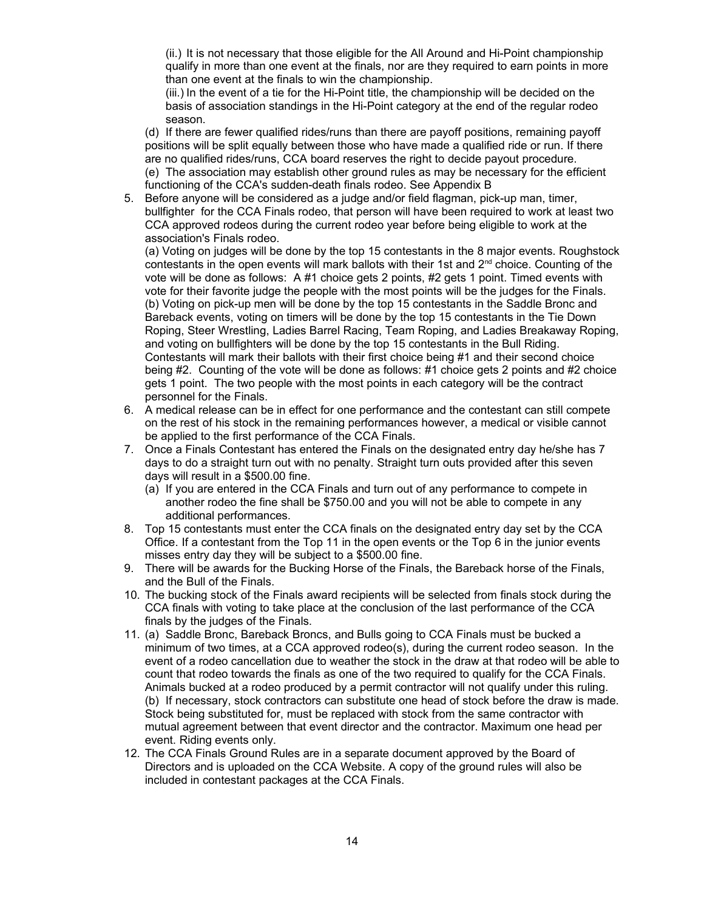(ii.) It is not necessary that those eligible for the All Around and Hi-Point championship qualify in more than one event at the finals, nor are they required to earn points in more than one event at the finals to win the championship.

(iii.) In the event of a tie for the Hi-Point title, the championship will be decided on the basis of association standings in the Hi-Point category at the end of the regular rodeo season.

(d) If there are fewer qualified rides/runs than there are payoff positions, remaining payoff positions will be split equally between those who have made a qualified ride or run. If there are no qualified rides/runs, CCA board reserves the right to decide payout procedure.

(e) The association may establish other ground rules as may be necessary for the efficient functioning of the CCA's sudden-death finals rodeo. See Appendix B

5. Before anyone will be considered as a judge and/or field flagman, pick-up man, timer, bullfighter for the CCA Finals rodeo, that person will have been required to work at least two CCA approved rodeos during the current rodeo year before being eligible to work at the association's Finals rodeo.

   (a) Voting on judges will be done by the top 15 contestants in the 8 major events. Roughstock contestants in the open events will mark ballots with their 1st and 2nd choice. Counting of the vote will be done as follows: A #1 choice gets 2 points, #2 gets 1 point. Timed events with vote for their favorite judge the people with the most points will be the judges for the Finals.

   (b) Voting on pick-up men will be done by the top 15 contestants in the Saddle Bronc and Bareback events, voting on timers will be done by the top 15 contestants in the Tie Down Roping, Steer Wrestling, Ladies Barrel Racing, Team Roping, and Ladies Breakaway Roping, and voting on bullfighters will be done by the top 15 contestants in the Bull Riding. Contestants will mark their ballots with their first choice being #1 and their second choice being #2. Counting of the vote will be done as follows: #1 choice gets 2 points and #2 choice gets 1 point. The two people with the most points in each category will be the contract personnel for the Finals.

6. A medical release can be in effect for one performance and the contestant can still compete on the rest of his stock in the remaining performances however, a medical or visible cannot be applied to the first performance of the CCA Finals.

7. Once a Finals Contestant has entered the Finals on the designated entry day he/she has 7 days to do a straight turn out with no penalty. Straight turn outs provided after this seven days will result in a $500.00 fine.

   (a) If you are entered in the CCA Finals and turn out of any performance to compete in another rodeo the fine shall be $750.00 and you will not be able to compete in any additional performances.

8. Top 15 contestants must enter the CCA finals on the designated entry day set by the CCA Office. If a contestant from the Top 11 in the open events or the Top 6 in the junior events misses entry day they will be subject to a $500.00 fine.

9. There will be awards for the Bucking Horse of the Finals, the Bareback horse of the Finals, and the Bull of the Finals.

10. The bucking stock of the Finals award recipients will be selected from finals stock during the CCA finals with voting to take place at the conclusion of the last performance of the CCA finals by the judges of the Finals.

11. (a) Saddle Bronc, Bareback Broncs, and Bulls going to CCA Finals must be bucked a minimum of two times, at a CCA approved rodeo(s), during the current rodeo season. In the event of a rodeo cancellation due to weather the stock in the draw at that rodeo will be able to count that rodeo towards the finals as one of the two required to qualify for the CCA Finals. Animals bucked at a rodeo produced by a permit contractor will not qualify under this ruling.

    (b) If necessary, stock contractors can substitute one head of stock before the draw is made. Stock being substituted for, must be replaced with stock from the same contractor with mutual agreement between that event director and the contractor. Maximum one head per event. Riding events only.

12. The CCA Finals Ground Rules are in a separate document approved by the Board of Directors and is uploaded on the CCA Website. A copy of the ground rules will also be included in contestant packages at the CCA Finals.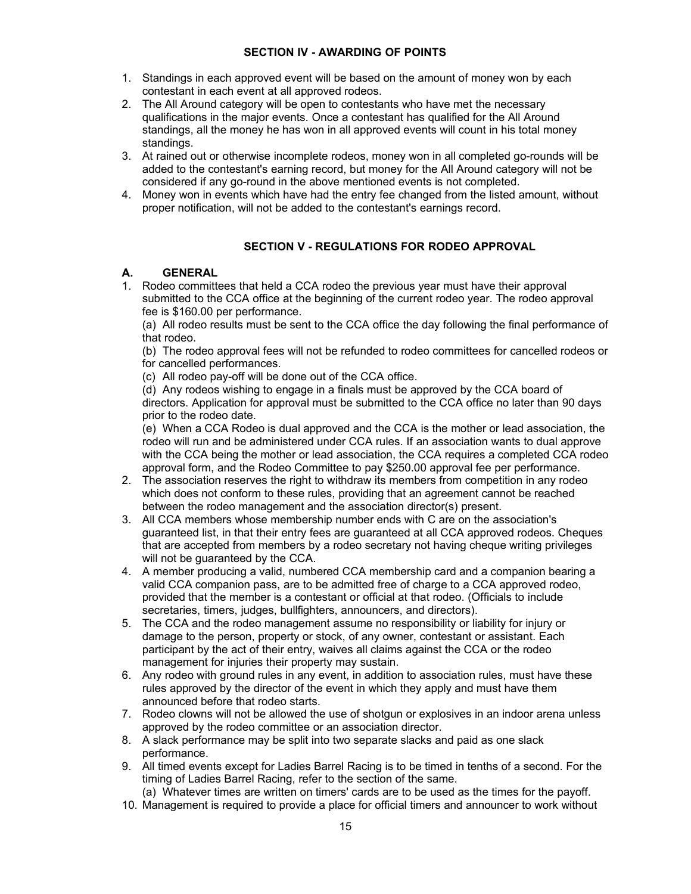## SECTION IV - AWARDING OF POINTS

1. Standings in each approved event will be based on the amount of money won by each contestant in each event at all approved rodeos.
2. The All Around category will be open to contestants who have met the necessary qualifications in the major events. Once a contestant has qualified for the All Around standings, all the money he has won in all approved events will count in his total money standings.
3. At rained out or otherwise incomplete rodeos, money won in all completed go-rounds will be added to the contestant's earning record, but money for the All Around category will not be considered if any go-round in the above mentioned events is not completed.
4. Money won in events which have had the entry fee changed from the listed amount, without proper notification, will not be added to the contestant's earnings record.

## SECTION V - REGULATIONS FOR RODEO APPROVAL

### A. GENERAL

1. Rodeo committees that held a CCA rodeo the previous year must have their approval submitted to the CCA office at the beginning of the current rodeo year. The rodeo approval fee is $160.00 per performance.

   (a) All rodeo results must be sent to the CCA office the day following the final performance of that rodeo.

   (b) The rodeo approval fees will not be refunded to rodeo committees for cancelled rodeos or for cancelled performances.

   (c) All rodeo pay-off will be done out of the CCA office.

   (d) Any rodeos wishing to engage in a finals must be approved by the CCA board of directors. Application for approval must be submitted to the CCA office no later than 90 days prior to the rodeo date.

   (e) When a CCA Rodeo is dual approved and the CCA is the mother or lead association, the rodeo will run and be administered under CCA rules. If an association wants to dual approve with the CCA being the mother or lead association, the CCA requires a completed CCA rodeo approval form, and the Rodeo Committee to pay $250.00 approval fee per performance.
2. The association reserves the right to withdraw its members from competition in any rodeo which does not conform to these rules, providing that an agreement cannot be reached between the rodeo management and the association director(s) present.
3. All CCA members whose membership number ends with C are on the association's guaranteed list, in that their entry fees are guaranteed at all CCA approved rodeos. Cheques that are accepted from members by a rodeo secretary not having cheque writing privileges will not be guaranteed by the CCA.
4. A member producing a valid, numbered CCA membership card and a companion bearing a valid CCA companion pass, are to be admitted free of charge to a CCA approved rodeo, provided that the member is a contestant or official at that rodeo. (Officials to include secretaries, timers, judges, bullfighters, announcers, and directors).
5. The CCA and the rodeo management assume no responsibility or liability for injury or damage to the person, property or stock, of any owner, contestant or assistant. Each participant by the act of their entry, waives all claims against the CCA or the rodeo management for injuries their property may sustain.
6. Any rodeo with ground rules in any event, in addition to association rules, must have these rules approved by the director of the event in which they apply and must have them announced before that rodeo starts.
7. Rodeo clowns will not be allowed the use of shotgun or explosives in an indoor arena unless approved by the rodeo committee or an association director.
8. A slack performance may be split into two separate slacks and paid as one slack performance.
9. All timed events except for Ladies Barrel Racing is to be timed in tenths of a second. For the timing of Ladies Barrel Racing, refer to the section of the same.

   (a) Whatever times are written on timers' cards are to be used as the times for the payoff.
10. Management is required to provide a place for official timers and announcer to work without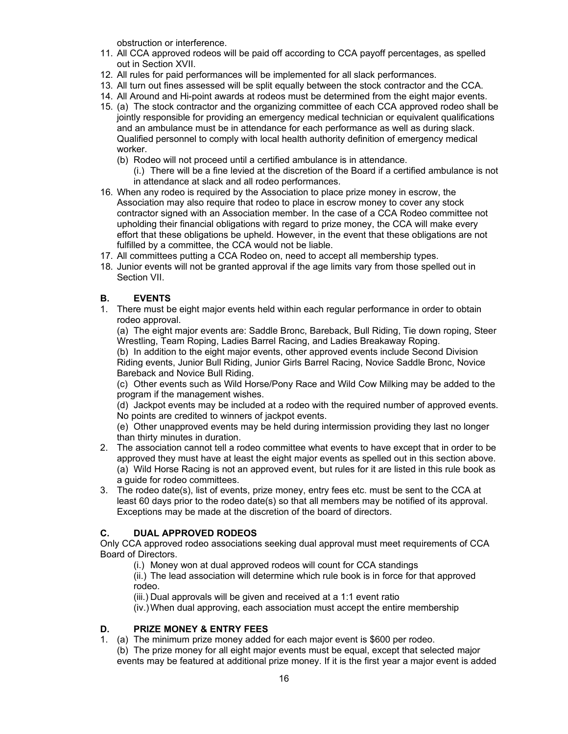obstruction or interference.

11. All CCA approved rodeos will be paid off according to CCA payoff percentages, as spelled out in Section XVII.
12. All rules for paid performances will be implemented for all slack performances.
13. All turn out fines assessed will be split equally between the stock contractor and the CCA.
14. All Around and Hi-point awards at rodeos must be determined from the eight major events.
15. (a) The stock contractor and the organizing committee of each CCA approved rodeo shall be jointly responsible for providing an emergency medical technician or equivalent qualifications and an ambulance must be in attendance for each performance as well as during slack. Qualified personnel to comply with local health authority definition of emergency medical worker.
    (b) Rodeo will not proceed until a certified ambulance is in attendance.
        (i.) There will be a fine levied at the discretion of the Board if a certified ambulance is not in attendance at slack and all rodeo performances.
16. When any rodeo is required by the Association to place prize money in escrow, the Association may also require that rodeo to place in escrow money to cover any stock contractor signed with an Association member. In the case of a CCA Rodeo committee not upholding their financial obligations with regard to prize money, the CCA will make every effort that these obligations be upheld. However, in the event that these obligations are not fulfilled by a committee, the CCA would not be liable.
17. All committees putting a CCA Rodeo on, need to accept all membership types.
18. Junior events will not be granted approval if the age limits vary from those spelled out in Section VII.

### B. EVENTS

1. There must be eight major events held within each regular performance in order to obtain rodeo approval.
   (a) The eight major events are: Saddle Bronc, Bareback, Bull Riding, Tie down roping, Steer Wrestling, Team Roping, Ladies Barrel Racing, and Ladies Breakaway Roping.
   (b) In addition to the eight major events, other approved events include Second Division Riding events, Junior Bull Riding, Junior Girls Barrel Racing, Novice Saddle Bronc, Novice Bareback and Novice Bull Riding.
   (c) Other events such as Wild Horse/Pony Race and Wild Cow Milking may be added to the program if the management wishes.
   (d) Jackpot events may be included at a rodeo with the required number of approved events. No points are credited to winners of jackpot events.
   (e) Other unapproved events may be held during intermission providing they last no longer than thirty minutes in duration.
2. The association cannot tell a rodeo committee what events to have except that in order to be approved they must have at least the eight major events as spelled out in this section above.
   (a) Wild Horse Racing is not an approved event, but rules for it are listed in this rule book as a guide for rodeo committees.
3. The rodeo date(s), list of events, prize money, entry fees etc. must be sent to the CCA at least 60 days prior to the rodeo date(s) so that all members may be notified of its approval. Exceptions may be made at the discretion of the board of directors.

### C. DUAL APPROVED RODEOS

Only CCA approved rodeo associations seeking dual approval must meet requirements of CCA Board of Directors.

(i.) Money won at dual approved rodeos will count for CCA standings
(ii.) The lead association will determine which rule book is in force for that approved rodeo.
(iii.) Dual approvals will be given and received at a 1:1 event ratio
(iv.) When dual approving, each association must accept the entire membership

### D. PRIZE MONEY & ENTRY FEES

1. (a) The minimum prize money added for each major event is $600 per rodeo.
   (b) The prize money for all eight major events must be equal, except that selected major events may be featured at additional prize money. If it is the first year a major event is added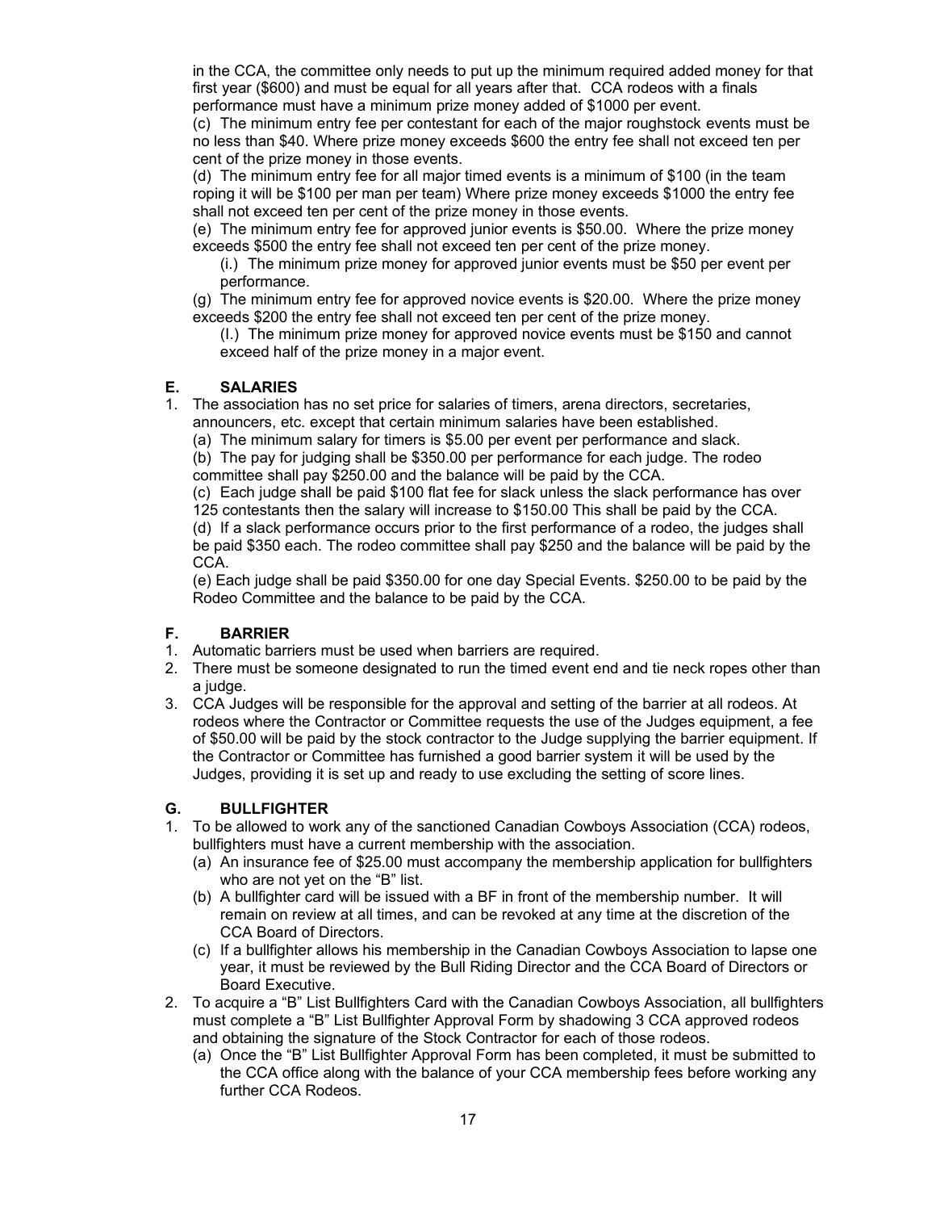in the CCA, the committee only needs to put up the minimum required added money for that first year ($600) and must be equal for all years after that. CCA rodeos with a finals performance must have a minimum prize money added of $1000 per event.

(c) The minimum entry fee per contestant for each of the major roughstock events must be no less than $40. Where prize money exceeds $600 the entry fee shall not exceed ten per cent of the prize money in those events.

(d) The minimum entry fee for all major timed events is a minimum of $100 (in the team roping it will be $100 per man per team) Where prize money exceeds $1000 the entry fee shall not exceed ten per cent of the prize money in those events.

(e) The minimum entry fee for approved junior events is $50.00. Where the prize money exceeds $500 the entry fee shall not exceed ten per cent of the prize money.

(i.) The minimum prize money for approved junior events must be $50 per event per performance.

(g) The minimum entry fee for approved novice events is $20.00. Where the prize money exceeds $200 the entry fee shall not exceed ten per cent of the prize money.

(I.) The minimum prize money for approved novice events must be $150 and cannot exceed half of the prize money in a major event.

## E. SALARIES

1. The association has no set price for salaries of timers, arena directors, secretaries, announcers, etc. except that certain minimum salaries have been established.
   (a) The minimum salary for timers is $5.00 per event per performance and slack.
   (b) The pay for judging shall be $350.00 per performance for each judge. The rodeo committee shall pay $250.00 and the balance will be paid by the CCA.
   (c) Each judge shall be paid $100 flat fee for slack unless the slack performance has over 125 contestants then the salary will increase to $150.00 This shall be paid by the CCA.
   (d) If a slack performance occurs prior to the first performance of a rodeo, the judges shall be paid $350 each. The rodeo committee shall pay $250 and the balance will be paid by the CCA.
   (e) Each judge shall be paid $350.00 for one day Special Events. $250.00 to be paid by the Rodeo Committee and the balance to be paid by the CCA.

## F. BARRIER

1. Automatic barriers must be used when barriers are required.
2. There must be someone designated to run the timed event end and tie neck ropes other than a judge.
3. CCA Judges will be responsible for the approval and setting of the barrier at all rodeos. At rodeos where the Contractor or Committee requests the use of the Judges equipment, a fee of $50.00 will be paid by the stock contractor to the Judge supplying the barrier equipment. If the Contractor or Committee has furnished a good barrier system it will be used by the Judges, providing it is set up and ready to use excluding the setting of score lines.

## G. BULLFIGHTER

1. To be allowed to work any of the sanctioned Canadian Cowboys Association (CCA) rodeos, bullfighters must have a current membership with the association.
   (a) An insurance fee of $25.00 must accompany the membership application for bullfighters who are not yet on the "B" list.
   (b) A bullfighter card will be issued with a BF in front of the membership number. It will remain on review at all times, and can be revoked at any time at the discretion of the CCA Board of Directors.
   (c) If a bullfighter allows his membership in the Canadian Cowboys Association to lapse one year, it must be reviewed by the Bull Riding Director and the CCA Board of Directors or Board Executive.
2. To acquire a "B" List Bullfighters Card with the Canadian Cowboys Association, all bullfighters must complete a "B" List Bullfighter Approval Form by shadowing 3 CCA approved rodeos and obtaining the signature of the Stock Contractor for each of those rodeos.
   (a) Once the "B" List Bullfighter Approval Form has been completed, it must be submitted to the CCA office along with the balance of your CCA membership fees before working any further CCA Rodeos.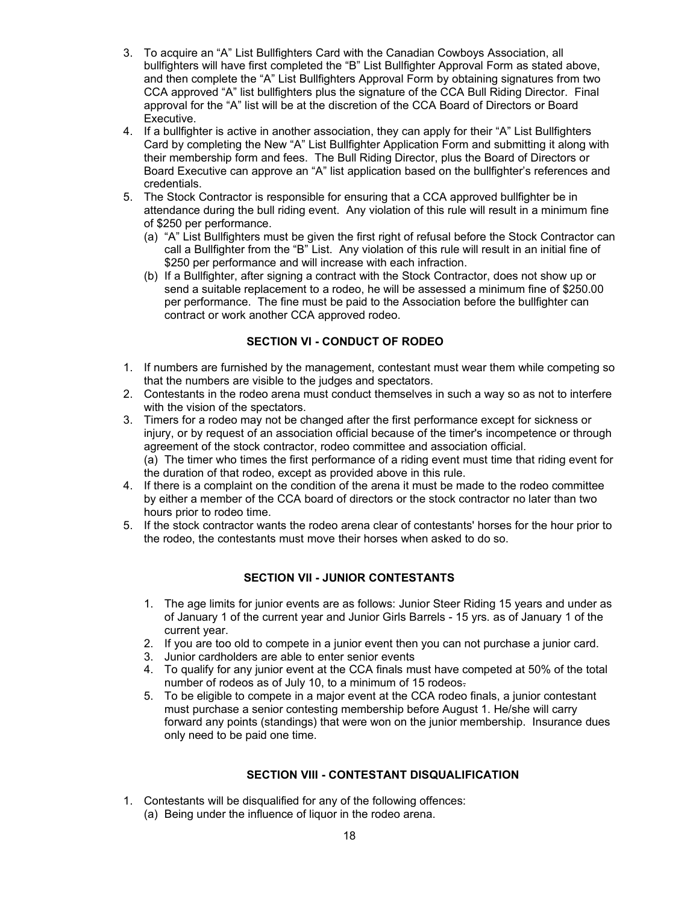3. To acquire an "A" List Bullfighters Card with the Canadian Cowboys Association, all bullfighters will have first completed the "B" List Bullfighter Approval Form as stated above, and then complete the "A" List Bullfighters Approval Form by obtaining signatures from two CCA approved "A" list bullfighters plus the signature of the CCA Bull Riding Director. Final approval for the "A" list will be at the discretion of the CCA Board of Directors or Board Executive.
4. If a bullfighter is active in another association, they can apply for their "A" List Bullfighters Card by completing the New "A" List Bullfighter Application Form and submitting it along with their membership form and fees. The Bull Riding Director, plus the Board of Directors or Board Executive can approve an "A" list application based on the bullfighter's references and credentials.
5. The Stock Contractor is responsible for ensuring that a CCA approved bullfighter be in attendance during the bull riding event. Any violation of this rule will result in a minimum fine of $250 per performance.
   (a) "A" List Bullfighters must be given the first right of refusal before the Stock Contractor can call a Bullfighter from the "B" List. Any violation of this rule will result in an initial fine of $250 per performance and will increase with each infraction.
   (b) If a Bullfighter, after signing a contract with the Stock Contractor, does not show up or send a suitable replacement to a rodeo, he will be assessed a minimum fine of $250.00 per performance. The fine must be paid to the Association before the bullfighter can contract or work another CCA approved rodeo.

## SECTION VI - CONDUCT OF RODEO

1. If numbers are furnished by the management, contestant must wear them while competing so that the numbers are visible to the judges and spectators.
2. Contestants in the rodeo arena must conduct themselves in such a way so as not to interfere with the vision of the spectators.
3. Timers for a rodeo may not be changed after the first performance except for sickness or injury, or by request of an association official because of the timer's incompetence or through agreement of the stock contractor, rodeo committee and association official.
   (a) The timer who times the first performance of a riding event must time that riding event for the duration of that rodeo, except as provided above in this rule.
4. If there is a complaint on the condition of the arena it must be made to the rodeo committee by either a member of the CCA board of directors or the stock contractor no later than two hours prior to rodeo time.
5. If the stock contractor wants the rodeo arena clear of contestants' horses for the hour prior to the rodeo, the contestants must move their horses when asked to do so.

## SECTION VII - JUNIOR CONTESTANTS

1. The age limits for junior events are as follows: Junior Steer Riding 15 years and under as of January 1 of the current year and Junior Girls Barrels - 15 yrs. as of January 1 of the current year.
2. If you are too old to compete in a junior event then you can not purchase a junior card.
3. Junior cardholders are able to enter senior events
4. To qualify for any junior event at the CCA finals must have competed at 50% of the total number of rodeos as of July 10, to a minimum of 15 rodeos.
5. To be eligible to compete in a major event at the CCA rodeo finals, a junior contestant must purchase a senior contesting membership before August 1. He/she will carry forward any points (standings) that were won on the junior membership. Insurance dues only need to be paid one time.

## SECTION VIII - CONTESTANT DISQUALIFICATION

1. Contestants will be disqualified for any of the following offences:
   (a) Being under the influence of liquor in the rodeo arena.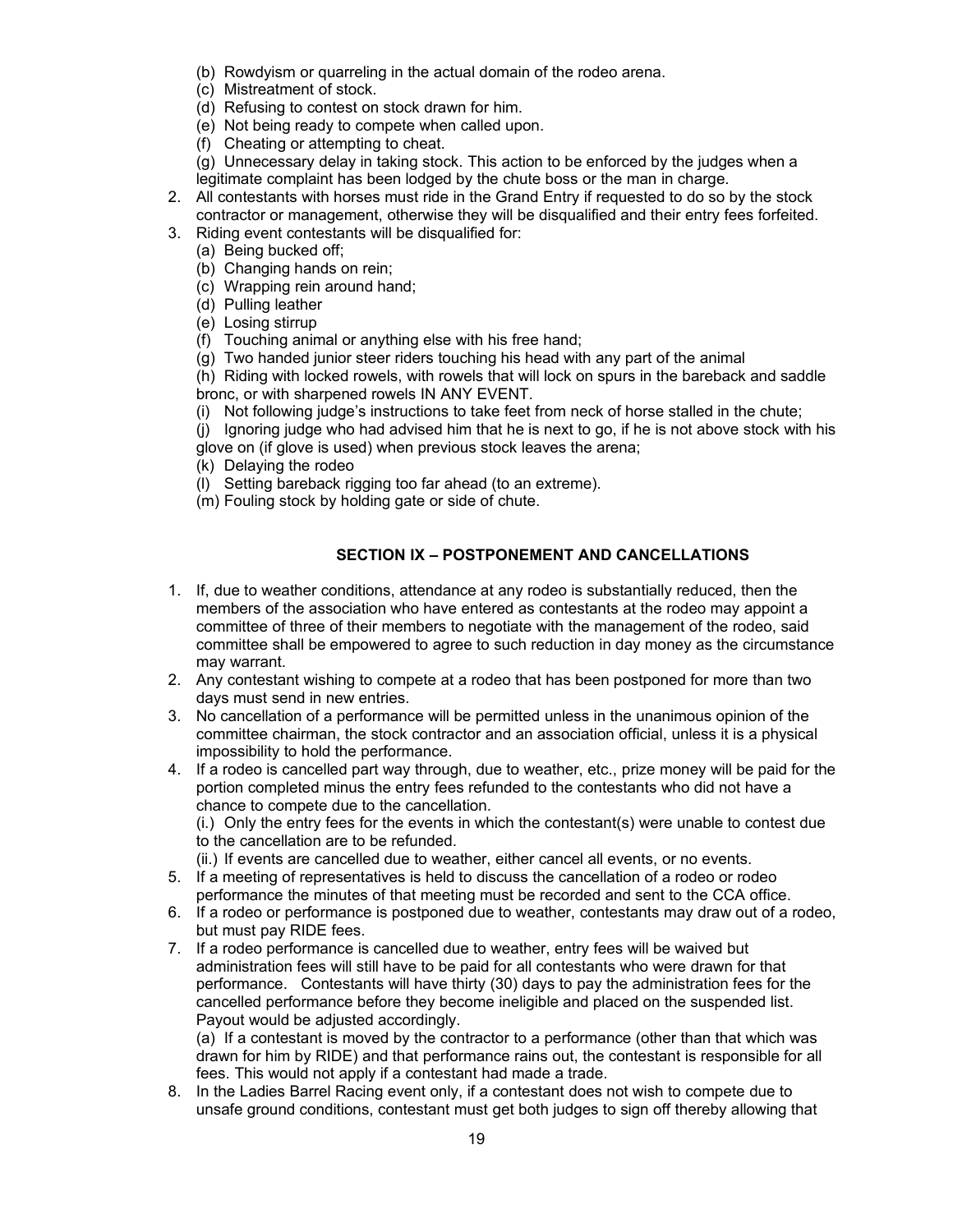- (b) Rowdyism or quarreling in the actual domain of the rodeo arena.
   - (c) Mistreatment of stock.
   - (d) Refusing to contest on stock drawn for him.
   - (e) Not being ready to compete when called upon.
   - (f) Cheating or attempting to cheat.
   - (g) Unnecessary delay in taking stock. This action to be enforced by the judges when a legitimate complaint has been lodged by the chute boss or the man in charge.
2. All contestants with horses must ride in the Grand Entry if requested to do so by the stock contractor or management, otherwise they will be disqualified and their entry fees forfeited.
3. Riding event contestants will be disqualified for:
   - (a) Being bucked off;
   - (b) Changing hands on rein;
   - (c) Wrapping rein around hand;
   - (d) Pulling leather
   - (e) Losing stirrup
   - (f) Touching animal or anything else with his free hand;
   - (g) Two handed junior steer riders touching his head with any part of the animal
   - (h) Riding with locked rowels, with rowels that will lock on spurs in the bareback and saddle bronc, or with sharpened rowels IN ANY EVENT.
   - (i) Not following judge's instructions to take feet from neck of horse stalled in the chute;
   - (j) Ignoring judge who had advised him that he is next to go, if he is not above stock with his glove on (if glove is used) when previous stock leaves the arena;
   - (k) Delaying the rodeo
   - (l) Setting bareback rigging too far ahead (to an extreme).
   - (m) Fouling stock by holding gate or side of chute.

## SECTION IX – POSTPONEMENT AND CANCELLATIONS

1. If, due to weather conditions, attendance at any rodeo is substantially reduced, then the members of the association who have entered as contestants at the rodeo may appoint a committee of three of their members to negotiate with the management of the rodeo, said committee shall be empowered to agree to such reduction in day money as the circumstance may warrant.
2. Any contestant wishing to compete at a rodeo that has been postponed for more than two days must send in new entries.
3. No cancellation of a performance will be permitted unless in the unanimous opinion of the committee chairman, the stock contractor and an association official, unless it is a physical impossibility to hold the performance.
4. If a rodeo is cancelled part way through, due to weather, etc., prize money will be paid for the portion completed minus the entry fees refunded to the contestants who did not have a chance to compete due to the cancellation.
   - (i.) Only the entry fees for the events in which the contestant(s) were unable to contest due to the cancellation are to be refunded.
   - (ii.) If events are cancelled due to weather, either cancel all events, or no events.
5. If a meeting of representatives is held to discuss the cancellation of a rodeo or rodeo performance the minutes of that meeting must be recorded and sent to the CCA office.
6. If a rodeo or performance is postponed due to weather, contestants may draw out of a rodeo, but must pay RIDE fees.
7. If a rodeo performance is cancelled due to weather, entry fees will be waived but administration fees will still have to be paid for all contestants who were drawn for that performance. Contestants will have thirty (30) days to pay the administration fees for the cancelled performance before they become ineligible and placed on the suspended list. Payout would be adjusted accordingly.
   - (a) If a contestant is moved by the contractor to a performance (other than that which was drawn for him by RIDE) and that performance rains out, the contestant is responsible for all fees. This would not apply if a contestant had made a trade.
8. In the Ladies Barrel Racing event only, if a contestant does not wish to compete due to unsafe ground conditions, contestant must get both judges to sign off thereby allowing that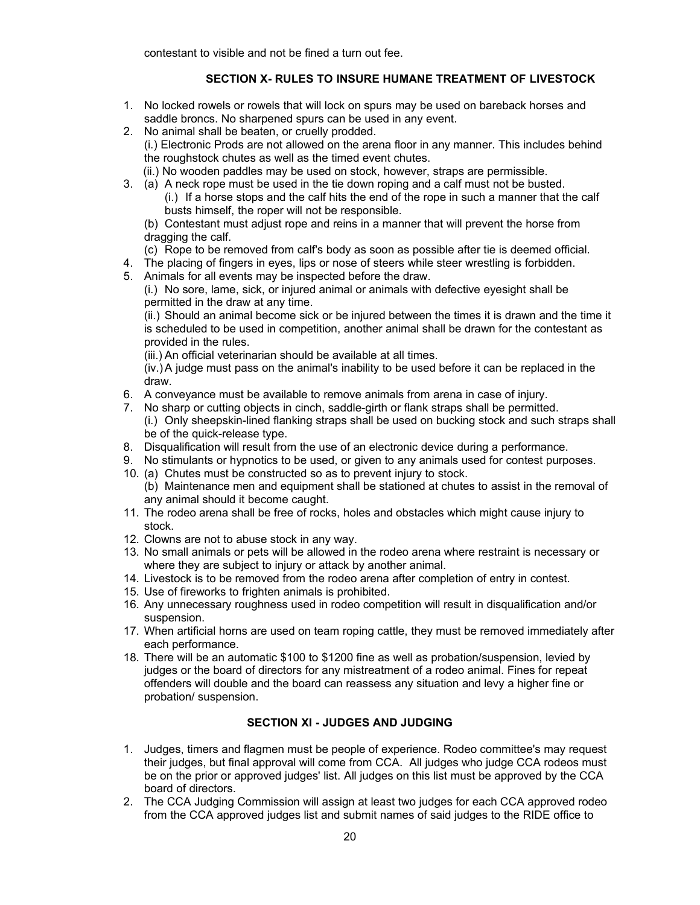contestant to visible and not be fined a turn out fee.

### SECTION X- RULES TO INSURE HUMANE TREATMENT OF LIVESTOCK

1. No locked rowels or rowels that will lock on spurs may be used on bareback horses and saddle broncs. No sharpened spurs can be used in any event.
2. No animal shall be beaten, or cruelly prodded.
   (i.) Electronic Prods are not allowed on the arena floor in any manner. This includes behind the roughstock chutes as well as the timed event chutes.
   (ii.) No wooden paddles may be used on stock, however, straps are permissible.
3. (a) A neck rope must be used in the tie down roping and a calf must not be busted.
   (i.) If a horse stops and the calf hits the end of the rope in such a manner that the calf busts himself, the roper will not be responsible.
   (b) Contestant must adjust rope and reins in a manner that will prevent the horse from dragging the calf.
   (c) Rope to be removed from calf's body as soon as possible after tie is deemed official.
4. The placing of fingers in eyes, lips or nose of steers while steer wrestling is forbidden.
5. Animals for all events may be inspected before the draw.
   (i.) No sore, lame, sick, or injured animal or animals with defective eyesight shall be permitted in the draw at any time.
   (ii.) Should an animal become sick or be injured between the times it is drawn and the time it is scheduled to be used in competition, another animal shall be drawn for the contestant as provided in the rules.
   (iii.) An official veterinarian should be available at all times.
   (iv.) A judge must pass on the animal's inability to be used before it can be replaced in the draw.
6. A conveyance must be available to remove animals from arena in case of injury.
7. No sharp or cutting objects in cinch, saddle-girth or flank straps shall be permitted.
   (i.) Only sheepskin-lined flanking straps shall be used on bucking stock and such straps shall be of the quick-release type.
8. Disqualification will result from the use of an electronic device during a performance.
9. No stimulants or hypnotics to be used, or given to any animals used for contest purposes.
10. (a) Chutes must be constructed so as to prevent injury to stock.
    (b) Maintenance men and equipment shall be stationed at chutes to assist in the removal of any animal should it become caught.
11. The rodeo arena shall be free of rocks, holes and obstacles which might cause injury to stock.
12. Clowns are not to abuse stock in any way.
13. No small animals or pets will be allowed in the rodeo arena where restraint is necessary or where they are subject to injury or attack by another animal.
14. Livestock is to be removed from the rodeo arena after completion of entry in contest.
15. Use of fireworks to frighten animals is prohibited.
16. Any unnecessary roughness used in rodeo competition will result in disqualification and/or suspension.
17. When artificial horns are used on team roping cattle, they must be removed immediately after each performance.
18. There will be an automatic $100 to $1200 fine as well as probation/suspension, levied by judges or the board of directors for any mistreatment of a rodeo animal. Fines for repeat offenders will double and the board can reassess any situation and levy a higher fine or probation/ suspension.

### SECTION XI - JUDGES AND JUDGING

1. Judges, timers and flagmen must be people of experience. Rodeo committee's may request their judges, but final approval will come from CCA. All judges who judge CCA rodeos must be on the prior or approved judges' list. All judges on this list must be approved by the CCA board of directors.
2. The CCA Judging Commission will assign at least two judges for each CCA approved rodeo from the CCA approved judges list and submit names of said judges to the RIDE office to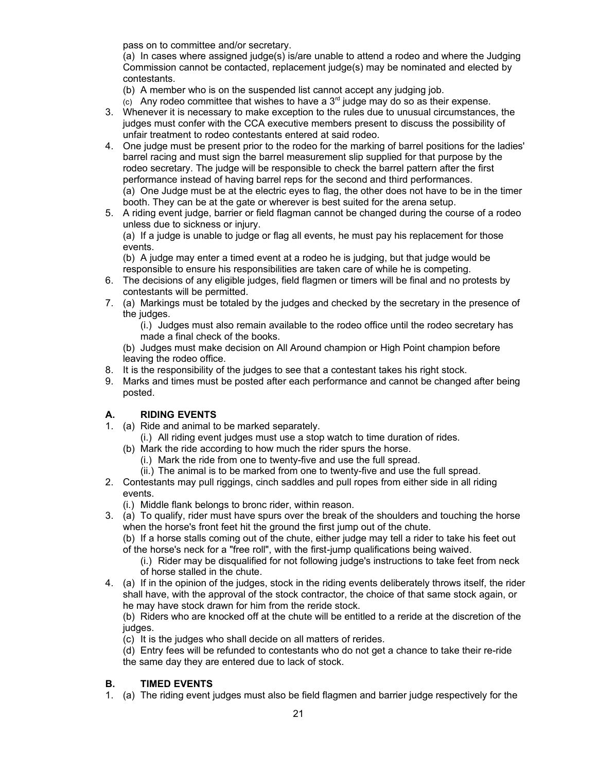pass on to committee and/or secretary.

(a) In cases where assigned judge(s) is/are unable to attend a rodeo and where the Judging Commission cannot be contacted, replacement judge(s) may be nominated and elected by contestants.

(b) A member who is on the suspended list cannot accept any judging job.

(c) Any rodeo committee that wishes to have a 3rd judge may do so as their expense.

3. Whenever it is necessary to make exception to the rules due to unusual circumstances, the judges must confer with the CCA executive members present to discuss the possibility of unfair treatment to rodeo contestants entered at said rodeo.
4. One judge must be present prior to the rodeo for the marking of barrel positions for the ladies' barrel racing and must sign the barrel measurement slip supplied for that purpose by the rodeo secretary. The judge will be responsible to check the barrel pattern after the first performance instead of having barrel reps for the second and third performances.

   (a) One Judge must be at the electric eyes to flag, the other does not have to be in the timer booth. They can be at the gate or wherever is best suited for the arena setup.
5. A riding event judge, barrier or field flagman cannot be changed during the course of a rodeo unless due to sickness or injury.

   (a) If a judge is unable to judge or flag all events, he must pay his replacement for those events.

   (b) A judge may enter a timed event at a rodeo he is judging, but that judge would be responsible to ensure his responsibilities are taken care of while he is competing.
6. The decisions of any eligible judges, field flagmen or timers will be final and no protests by contestants will be permitted.
7. (a) Markings must be totaled by the judges and checked by the secretary in the presence of the judges.

   (i.) Judges must also remain available to the rodeo office until the rodeo secretary has made a final check of the books.

   (b) Judges must make decision on All Around champion or High Point champion before leaving the rodeo office.
8. It is the responsibility of the judges to see that a contestant takes his right stock.
9. Marks and times must be posted after each performance and cannot be changed after being posted.

## A. RIDING EVENTS

1. (a) Ride and animal to be marked separately.

   (i.) All riding event judges must use a stop watch to time duration of rides.

   (b) Mark the ride according to how much the rider spurs the horse.

   (i.) Mark the ride from one to twenty-five and use the full spread.

   (ii.) The animal is to be marked from one to twenty-five and use the full spread.
2. Contestants may pull riggings, cinch saddles and pull ropes from either side in all riding events.

   (i.) Middle flank belongs to bronc rider, within reason.
3. (a) To qualify, rider must have spurs over the break of the shoulders and touching the horse when the horse's front feet hit the ground the first jump out of the chute.

   (b) If a horse stalls coming out of the chute, either judge may tell a rider to take his feet out of the horse's neck for a "free roll", with the first-jump qualifications being waived.

   (i.) Rider may be disqualified for not following judge's instructions to take feet from neck of horse stalled in the chute.
4. (a) If in the opinion of the judges, stock in the riding events deliberately throws itself, the rider shall have, with the approval of the stock contractor, the choice of that same stock again, or he may have stock drawn for him from the reride stock.

   (b) Riders who are knocked off at the chute will be entitled to a reride at the discretion of the judges.

   (c) It is the judges who shall decide on all matters of rerides.

   (d) Entry fees will be refunded to contestants who do not get a chance to take their re-ride the same day they are entered due to lack of stock.

## B. TIMED EVENTS

1. (a) The riding event judges must also be field flagmen and barrier judge respectively for the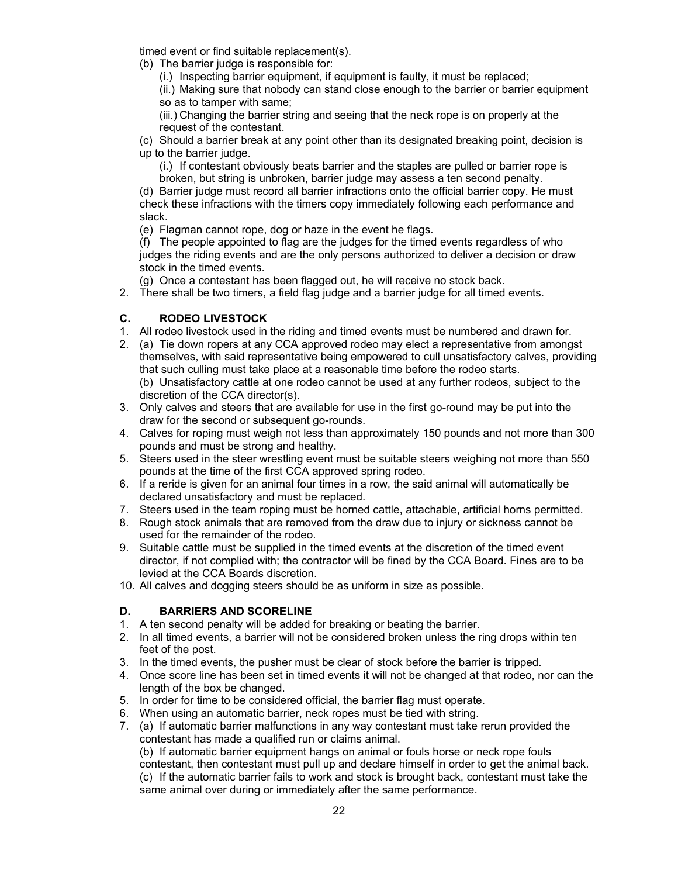timed event or find suitable replacement(s).

(b) The barrier judge is responsible for:

(i.) Inspecting barrier equipment, if equipment is faulty, it must be replaced;

(ii.) Making sure that nobody can stand close enough to the barrier or barrier equipment so as to tamper with same;

(iii.) Changing the barrier string and seeing that the neck rope is on properly at the request of the contestant.

(c) Should a barrier break at any point other than its designated breaking point, decision is up to the barrier judge.

(i.) If contestant obviously beats barrier and the staples are pulled or barrier rope is broken, but string is unbroken, barrier judge may assess a ten second penalty.

(d) Barrier judge must record all barrier infractions onto the official barrier copy. He must check these infractions with the timers copy immediately following each performance and slack.

(e) Flagman cannot rope, dog or haze in the event he flags.

(f) The people appointed to flag are the judges for the timed events regardless of who judges the riding events and are the only persons authorized to deliver a decision or draw stock in the timed events.

(g) Once a contestant has been flagged out, he will receive no stock back.

2. There shall be two timers, a field flag judge and a barrier judge for all timed events.

## C. RODEO LIVESTOCK

1. All rodeo livestock used in the riding and timed events must be numbered and drawn for.
2. (a) Tie down ropers at any CCA approved rodeo may elect a representative from amongst themselves, with said representative being empowered to cull unsatisfactory calves, providing that such culling must take place at a reasonable time before the rodeo starts.

   (b) Unsatisfactory cattle at one rodeo cannot be used at any further rodeos, subject to the discretion of the CCA director(s).
3. Only calves and steers that are available for use in the first go-round may be put into the draw for the second or subsequent go-rounds.
4. Calves for roping must weigh not less than approximately 150 pounds and not more than 300 pounds and must be strong and healthy.
5. Steers used in the steer wrestling event must be suitable steers weighing not more than 550 pounds at the time of the first CCA approved spring rodeo.
6. If a reride is given for an animal four times in a row, the said animal will automatically be declared unsatisfactory and must be replaced.
7. Steers used in the team roping must be horned cattle, attachable, artificial horns permitted.
8. Rough stock animals that are removed from the draw due to injury or sickness cannot be used for the remainder of the rodeo.
9. Suitable cattle must be supplied in the timed events at the discretion of the timed event director, if not complied with; the contractor will be fined by the CCA Board. Fines are to be levied at the CCA Boards discretion.
10. All calves and dogging steers should be as uniform in size as possible.

## D. BARRIERS AND SCORELINE

1. A ten second penalty will be added for breaking or beating the barrier.
2. In all timed events, a barrier will not be considered broken unless the ring drops within ten feet of the post.
3. In the timed events, the pusher must be clear of stock before the barrier is tripped.
4. Once score line has been set in timed events it will not be changed at that rodeo, nor can the length of the box be changed.
5. In order for time to be considered official, the barrier flag must operate.
6. When using an automatic barrier, neck ropes must be tied with string.
7. (a) If automatic barrier malfunctions in any way contestant must take rerun provided the contestant has made a qualified run or claims animal.

   (b) If automatic barrier equipment hangs on animal or fouls horse or neck rope fouls contestant, then contestant must pull up and declare himself in order to get the animal back.

   (c) If the automatic barrier fails to work and stock is brought back, contestant must take the same animal over during or immediately after the same performance.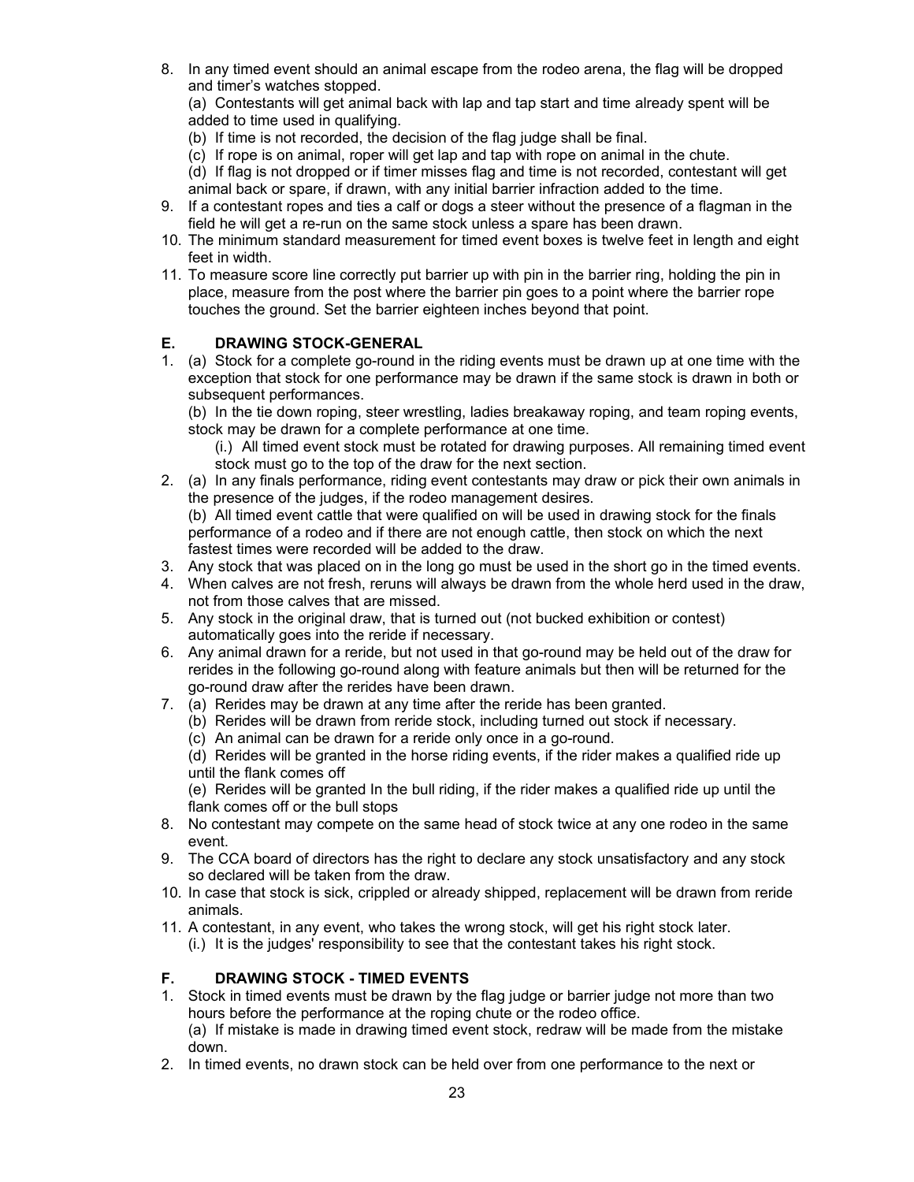8. In any timed event should an animal escape from the rodeo arena, the flag will be dropped and timer's watches stopped.
   (a) Contestants will get animal back with lap and tap start and time already spent will be added to time used in qualifying.
   (b) If time is not recorded, the decision of the flag judge shall be final.
   (c) If rope is on animal, roper will get lap and tap with rope on animal in the chute.
   (d) If flag is not dropped or if timer misses flag and time is not recorded, contestant will get animal back or spare, if drawn, with any initial barrier infraction added to the time.
9. If a contestant ropes and ties a calf or dogs a steer without the presence of a flagman in the field he will get a re-run on the same stock unless a spare has been drawn.
10. The minimum standard measurement for timed event boxes is twelve feet in length and eight feet in width.
11. To measure score line correctly put barrier up with pin in the barrier ring, holding the pin in place, measure from the post where the barrier pin goes to a point where the barrier rope touches the ground. Set the barrier eighteen inches beyond that point.

## E. DRAWING STOCK-GENERAL

1. (a) Stock for a complete go-round in the riding events must be drawn up at one time with the exception that stock for one performance may be drawn if the same stock is drawn in both or subsequent performances.
   (b) In the tie down roping, steer wrestling, ladies breakaway roping, and team roping events, stock may be drawn for a complete performance at one time.
      (i.) All timed event stock must be rotated for drawing purposes. All remaining timed event stock must go to the top of the draw for the next section.
2. (a) In any finals performance, riding event contestants may draw or pick their own animals in the presence of the judges, if the rodeo management desires.
   (b) All timed event cattle that were qualified on will be used in drawing stock for the finals performance of a rodeo and if there are not enough cattle, then stock on which the next fastest times were recorded will be added to the draw.
3. Any stock that was placed on in the long go must be used in the short go in the timed events.
4. When calves are not fresh, reruns will always be drawn from the whole herd used in the draw, not from those calves that are missed.
5. Any stock in the original draw, that is turned out (not bucked exhibition or contest) automatically goes into the reride if necessary.
6. Any animal drawn for a reride, but not used in that go-round may be held out of the draw for rerides in the following go-round along with feature animals but then will be returned for the go-round draw after the rerides have been drawn.
7. (a) Rerides may be drawn at any time after the reride has been granted.
   (b) Rerides will be drawn from reride stock, including turned out stock if necessary.
   (c) An animal can be drawn for a reride only once in a go-round.
   (d) Rerides will be granted in the horse riding events, if the rider makes a qualified ride up until the flank comes off
   (e) Rerides will be granted In the bull riding, if the rider makes a qualified ride up until the flank comes off or the bull stops
8. No contestant may compete on the same head of stock twice at any one rodeo in the same event.
9. The CCA board of directors has the right to declare any stock unsatisfactory and any stock so declared will be taken from the draw.
10. In case that stock is sick, crippled or already shipped, replacement will be drawn from reride animals.
11. A contestant, in any event, who takes the wrong stock, will get his right stock later.
    (i.) It is the judges' responsibility to see that the contestant takes his right stock.

## F. DRAWING STOCK - TIMED EVENTS

1. Stock in timed events must be drawn by the flag judge or barrier judge not more than two hours before the performance at the roping chute or the rodeo office.
   (a) If mistake is made in drawing timed event stock, redraw will be made from the mistake down.
2. In timed events, no drawn stock can be held over from one performance to the next or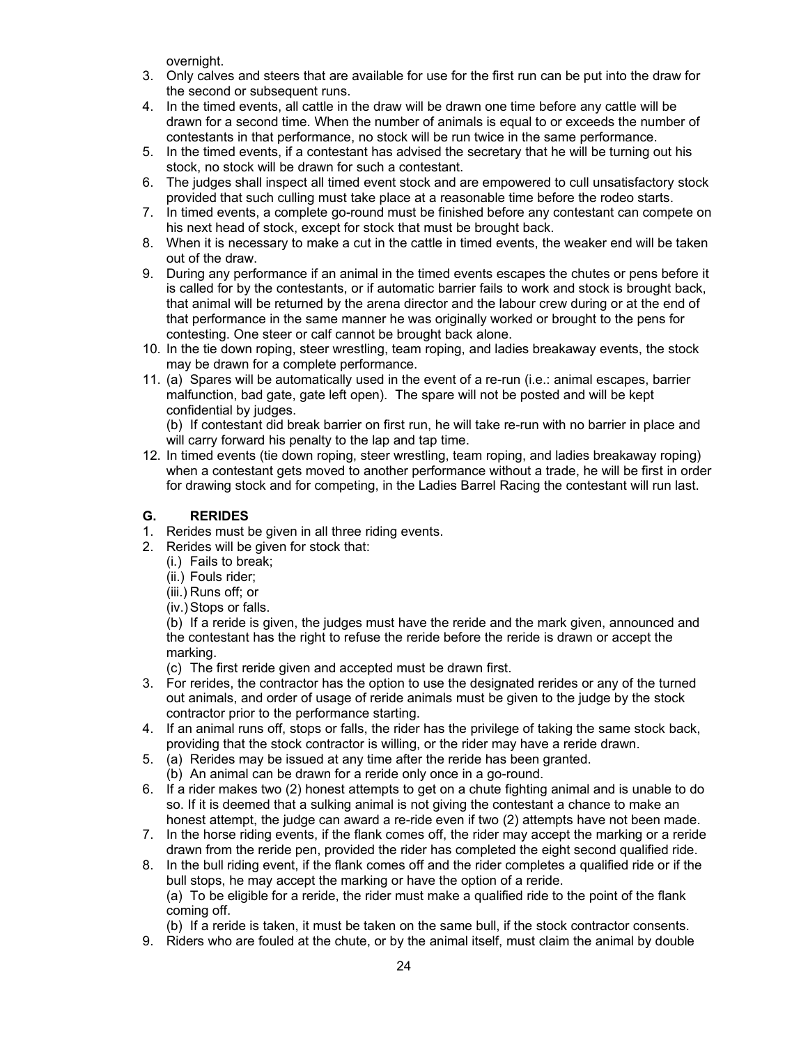overnight.

3. Only calves and steers that are available for use for the first run can be put into the draw for the second or subsequent runs.
4. In the timed events, all cattle in the draw will be drawn one time before any cattle will be drawn for a second time. When the number of animals is equal to or exceeds the number of contestants in that performance, no stock will be run twice in the same performance.
5. In the timed events, if a contestant has advised the secretary that he will be turning out his stock, no stock will be drawn for such a contestant.
6. The judges shall inspect all timed event stock and are empowered to cull unsatisfactory stock provided that such culling must take place at a reasonable time before the rodeo starts.
7. In timed events, a complete go-round must be finished before any contestant can compete on his next head of stock, except for stock that must be brought back.
8. When it is necessary to make a cut in the cattle in timed events, the weaker end will be taken out of the draw.
9. During any performance if an animal in the timed events escapes the chutes or pens before it is called for by the contestants, or if automatic barrier fails to work and stock is brought back, that animal will be returned by the arena director and the labour crew during or at the end of that performance in the same manner he was originally worked or brought to the pens for contesting. One steer or calf cannot be brought back alone.
10. In the tie down roping, steer wrestling, team roping, and ladies breakaway events, the stock may be drawn for a complete performance.
11. (a) Spares will be automatically used in the event of a re-run (i.e.: animal escapes, barrier malfunction, bad gate, gate left open). The spare will not be posted and will be kept confidential by judges.

    (b) If contestant did break barrier on first run, he will take re-run with no barrier in place and will carry forward his penalty to the lap and tap time.
12. In timed events (tie down roping, steer wrestling, team roping, and ladies breakaway roping) when a contestant gets moved to another performance without a trade, he will be first in order for drawing stock and for competing, in the Ladies Barrel Racing the contestant will run last.

## G. RERIDES

1. Rerides must be given in all three riding events.
2. Rerides will be given for stock that:
   (i.) Fails to break;
   (ii.) Fouls rider;
   (iii.) Runs off; or
   (iv.) Stops or falls.

   (b) If a reride is given, the judges must have the reride and the mark given, announced and the contestant has the right to refuse the reride before the reride is drawn or accept the marking.

   (c) The first reride given and accepted must be drawn first.
3. For rerides, the contractor has the option to use the designated rerides or any of the turned out animals, and order of usage of reride animals must be given to the judge by the stock contractor prior to the performance starting.
4. If an animal runs off, stops or falls, the rider has the privilege of taking the same stock back, providing that the stock contractor is willing, or the rider may have a reride drawn.
5. (a) Rerides may be issued at any time after the reride has been granted.

   (b) An animal can be drawn for a reride only once in a go-round.
6. If a rider makes two (2) honest attempts to get on a chute fighting animal and is unable to do so. If it is deemed that a sulking animal is not giving the contestant a chance to make an honest attempt, the judge can award a re-ride even if two (2) attempts have not been made.
7. In the horse riding events, if the flank comes off, the rider may accept the marking or a reride drawn from the reride pen, provided the rider has completed the eight second qualified ride.
8. In the bull riding event, if the flank comes off and the rider completes a qualified ride or if the bull stops, he may accept the marking or have the option of a reride.

   (a) To be eligible for a reride, the rider must make a qualified ride to the point of the flank coming off.

   (b) If a reride is taken, it must be taken on the same bull, if the stock contractor consents.
9. Riders who are fouled at the chute, or by the animal itself, must claim the animal by double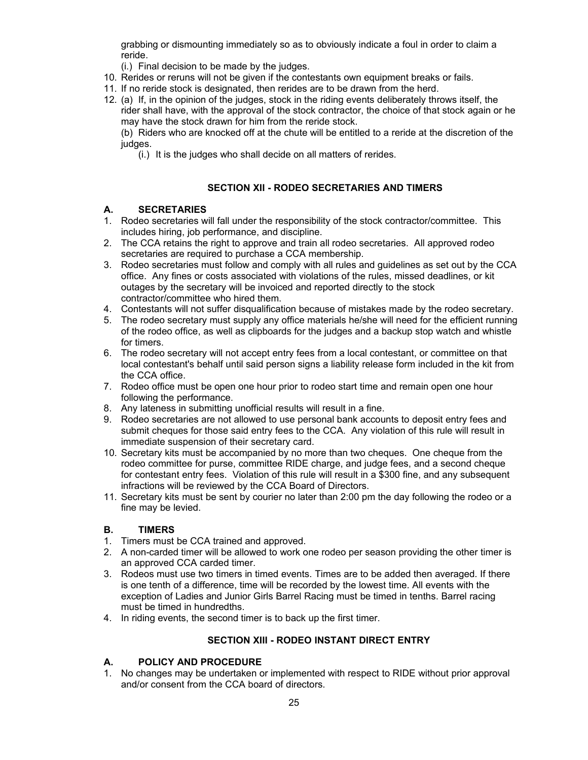grabbing or dismounting immediately so as to obviously indicate a foul in order to claim a reride.

   (i.) Final decision to be made by the judges.

10. Rerides or reruns will not be given if the contestants own equipment breaks or fails.
11. If no reride stock is designated, then rerides are to be drawn from the herd.
12. (a) If, in the opinion of the judges, stock in the riding events deliberately throws itself, the rider shall have, with the approval of the stock contractor, the choice of that stock again or he may have the stock drawn for him from the reride stock.

    (b) Riders who are knocked off at the chute will be entitled to a reride at the discretion of the judges.

      (i.) It is the judges who shall decide on all matters of rerides.

### SECTION XII - RODEO SECRETARIES AND TIMERS

#### A. SECRETARIES

1. Rodeo secretaries will fall under the responsibility of the stock contractor/committee. This includes hiring, job performance, and discipline.
2. The CCA retains the right to approve and train all rodeo secretaries. All approved rodeo secretaries are required to purchase a CCA membership.
3. Rodeo secretaries must follow and comply with all rules and guidelines as set out by the CCA office. Any fines or costs associated with violations of the rules, missed deadlines, or kit outages by the secretary will be invoiced and reported directly to the stock contractor/committee who hired them.
4. Contestants will not suffer disqualification because of mistakes made by the rodeo secretary.
5. The rodeo secretary must supply any office materials he/she will need for the efficient running of the rodeo office, as well as clipboards for the judges and a backup stop watch and whistle for timers.
6. The rodeo secretary will not accept entry fees from a local contestant, or committee on that local contestant's behalf until said person signs a liability release form included in the kit from the CCA office.
7. Rodeo office must be open one hour prior to rodeo start time and remain open one hour following the performance.
8. Any lateness in submitting unofficial results will result in a fine.
9. Rodeo secretaries are not allowed to use personal bank accounts to deposit entry fees and submit cheques for those said entry fees to the CCA. Any violation of this rule will result in immediate suspension of their secretary card.
10. Secretary kits must be accompanied by no more than two cheques. One cheque from the rodeo committee for purse, committee RIDE charge, and judge fees, and a second cheque for contestant entry fees. Violation of this rule will result in a $300 fine, and any subsequent infractions will be reviewed by the CCA Board of Directors.
11. Secretary kits must be sent by courier no later than 2:00 pm the day following the rodeo or a fine may be levied.

#### B. TIMERS

1. Timers must be CCA trained and approved.
2. A non-carded timer will be allowed to work one rodeo per season providing the other timer is an approved CCA carded timer.
3. Rodeos must use two timers in timed events. Times are to be added then averaged. If there is one tenth of a difference, time will be recorded by the lowest time. All events with the exception of Ladies and Junior Girls Barrel Racing must be timed in tenths. Barrel racing must be timed in hundredths.
4. In riding events, the second timer is to back up the first timer.

### SECTION XIII - RODEO INSTANT DIRECT ENTRY

#### A. POLICY AND PROCEDURE

1. No changes may be undertaken or implemented with respect to RIDE without prior approval and/or consent from the CCA board of directors.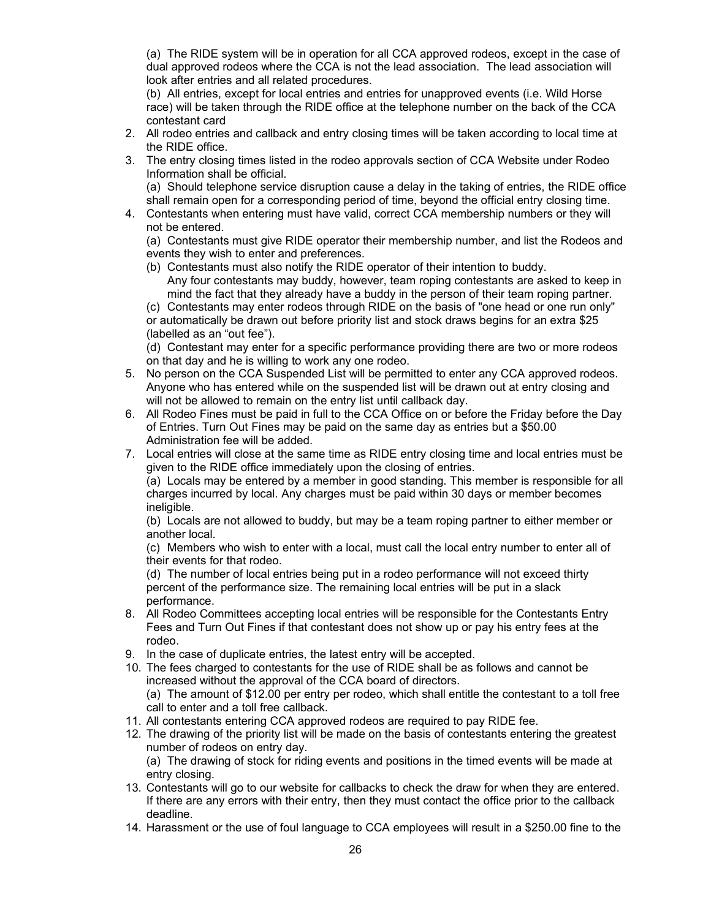(a) The RIDE system will be in operation for all CCA approved rodeos, except in the case of dual approved rodeos where the CCA is not the lead association. The lead association will look after entries and all related procedures.

(b) All entries, except for local entries and entries for unapproved events (i.e. Wild Horse race) will be taken through the RIDE office at the telephone number on the back of the CCA contestant card

2. All rodeo entries and callback and entry closing times will be taken according to local time at the RIDE office.
3. The entry closing times listed in the rodeo approvals section of CCA Website under Rodeo Information shall be official.

   (a) Should telephone service disruption cause a delay in the taking of entries, the RIDE office shall remain open for a corresponding period of time, beyond the official entry closing time.
4. Contestants when entering must have valid, correct CCA membership numbers or they will not be entered.

   (a) Contestants must give RIDE operator their membership number, and list the Rodeos and events they wish to enter and preferences.

   (b) Contestants must also notify the RIDE operator of their intention to buddy. Any four contestants may buddy, however, team roping contestants are asked to keep in mind the fact that they already have a buddy in the person of their team roping partner.

   (c) Contestants may enter rodeos through RIDE on the basis of "one head or one run only" or automatically be drawn out before priority list and stock draws begins for an extra $25 (labelled as an "out fee").

   (d) Contestant may enter for a specific performance providing there are two or more rodeos on that day and he is willing to work any one rodeo.
5. No person on the CCA Suspended List will be permitted to enter any CCA approved rodeos. Anyone who has entered while on the suspended list will be drawn out at entry closing and will not be allowed to remain on the entry list until callback day.
6. All Rodeo Fines must be paid in full to the CCA Office on or before the Friday before the Day of Entries. Turn Out Fines may be paid on the same day as entries but a $50.00 Administration fee will be added.
7. Local entries will close at the same time as RIDE entry closing time and local entries must be given to the RIDE office immediately upon the closing of entries.

   (a) Locals may be entered by a member in good standing. This member is responsible for all charges incurred by local. Any charges must be paid within 30 days or member becomes ineligible.

   (b) Locals are not allowed to buddy, but may be a team roping partner to either member or another local.

   (c) Members who wish to enter with a local, must call the local entry number to enter all of their events for that rodeo.

   (d) The number of local entries being put in a rodeo performance will not exceed thirty percent of the performance size. The remaining local entries will be put in a slack performance.
8. All Rodeo Committees accepting local entries will be responsible for the Contestants Entry Fees and Turn Out Fines if that contestant does not show up or pay his entry fees at the rodeo.
9. In the case of duplicate entries, the latest entry will be accepted.
10. The fees charged to contestants for the use of RIDE shall be as follows and cannot be increased without the approval of the CCA board of directors.

    (a) The amount of $12.00 per entry per rodeo, which shall entitle the contestant to a toll free call to enter and a toll free callback.
11. All contestants entering CCA approved rodeos are required to pay RIDE fee.
12. The drawing of the priority list will be made on the basis of contestants entering the greatest number of rodeos on entry day.

    (a) The drawing of stock for riding events and positions in the timed events will be made at entry closing.
13. Contestants will go to our website for callbacks to check the draw for when they are entered. If there are any errors with their entry, then they must contact the office prior to the callback deadline.
14. Harassment or the use of foul language to CCA employees will result in a $250.00 fine to the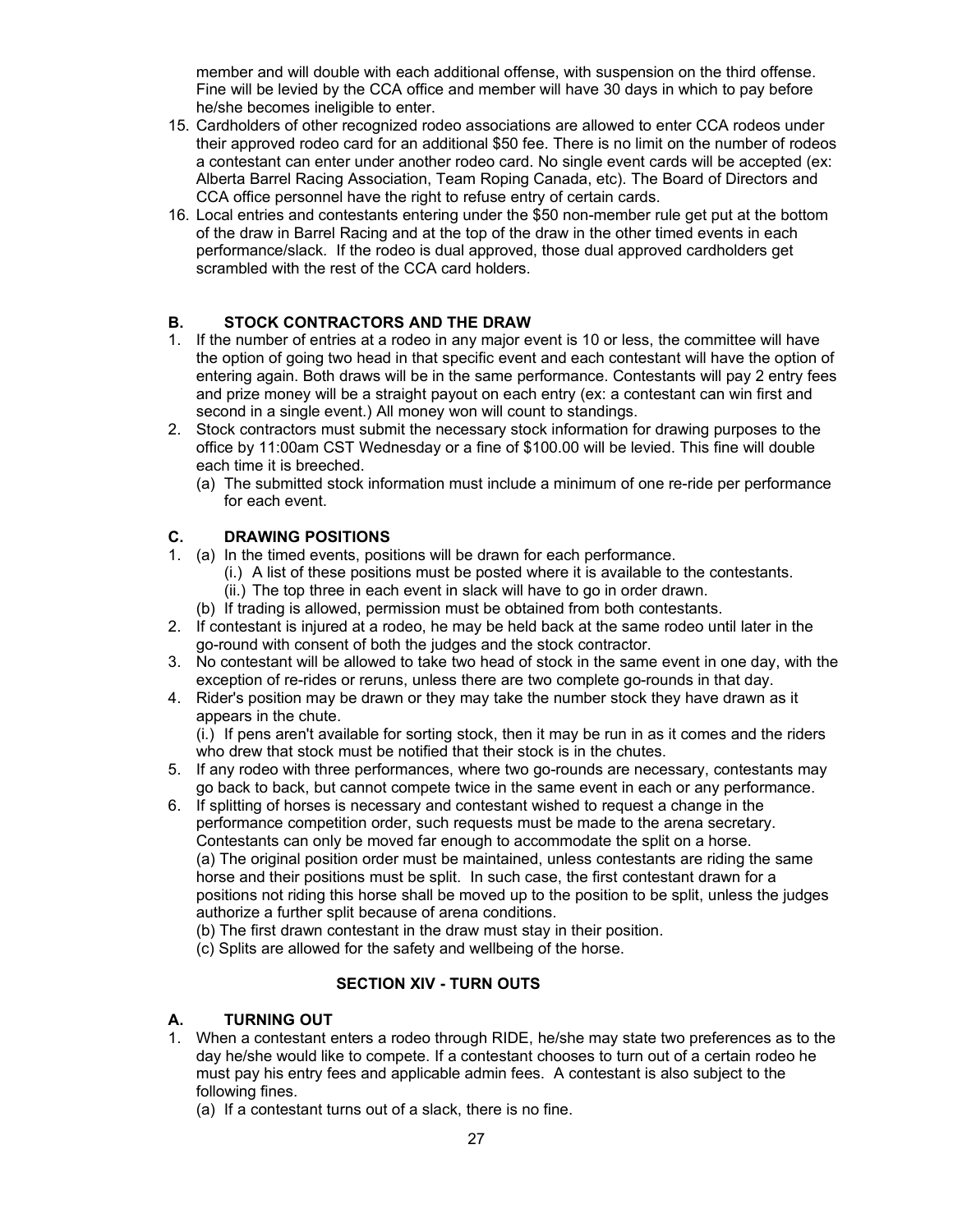member and will double with each additional offense, with suspension on the third offense. Fine will be levied by the CCA office and member will have 30 days in which to pay before he/she becomes ineligible to enter.

15. Cardholders of other recognized rodeo associations are allowed to enter CCA rodeos under their approved rodeo card for an additional $50 fee. There is no limit on the number of rodeos a contestant can enter under another rodeo card. No single event cards will be accepted (ex: Alberta Barrel Racing Association, Team Roping Canada, etc). The Board of Directors and CCA office personnel have the right to refuse entry of certain cards.
16. Local entries and contestants entering under the $50 non-member rule get put at the bottom of the draw in Barrel Racing and at the top of the draw in the other timed events in each performance/slack. If the rodeo is dual approved, those dual approved cardholders get scrambled with the rest of the CCA card holders.

## B. STOCK CONTRACTORS AND THE DRAW

1. If the number of entries at a rodeo in any major event is 10 or less, the committee will have the option of going two head in that specific event and each contestant will have the option of entering again. Both draws will be in the same performance. Contestants will pay 2 entry fees and prize money will be a straight payout on each entry (ex: a contestant can win first and second in a single event.) All money won will count to standings.
2. Stock contractors must submit the necessary stock information for drawing purposes to the office by 11:00am CST Wednesday or a fine of $100.00 will be levied. This fine will double each time it is breeched.
   (a) The submitted stock information must include a minimum of one re-ride per performance for each event.

## C. DRAWING POSITIONS

1. (a) In the timed events, positions will be drawn for each performance.
      (i.) A list of these positions must be posted where it is available to the contestants.
      (ii.) The top three in each event in slack will have to go in order drawn.
   (b) If trading is allowed, permission must be obtained from both contestants.
2. If contestant is injured at a rodeo, he may be held back at the same rodeo until later in the go-round with consent of both the judges and the stock contractor.
3. No contestant will be allowed to take two head of stock in the same event in one day, with the exception of re-rides or reruns, unless there are two complete go-rounds in that day.
4. Rider's position may be drawn or they may take the number stock they have drawn as it appears in the chute.
   (i.) If pens aren't available for sorting stock, then it may be run in as it comes and the riders who drew that stock must be notified that their stock is in the chutes.
5. If any rodeo with three performances, where two go-rounds are necessary, contestants may go back to back, but cannot compete twice in the same event in each or any performance.
6. If splitting of horses is necessary and contestant wished to request a change in the performance competition order, such requests must be made to the arena secretary. Contestants can only be moved far enough to accommodate the split on a horse.
   (a) The original position order must be maintained, unless contestants are riding the same horse and their positions must be split. In such case, the first contestant drawn for a positions not riding this horse shall be moved up to the position to be split, unless the judges authorize a further split because of arena conditions.
   (b) The first drawn contestant in the draw must stay in their position.
   (c) Splits are allowed for the safety and wellbeing of the horse.

# SECTION XIV - TURN OUTS

## A. TURNING OUT

1. When a contestant enters a rodeo through RIDE, he/she may state two preferences as to the day he/she would like to compete. If a contestant chooses to turn out of a certain rodeo he must pay his entry fees and applicable admin fees. A contestant is also subject to the following fines.
   (a) If a contestant turns out of a slack, there is no fine.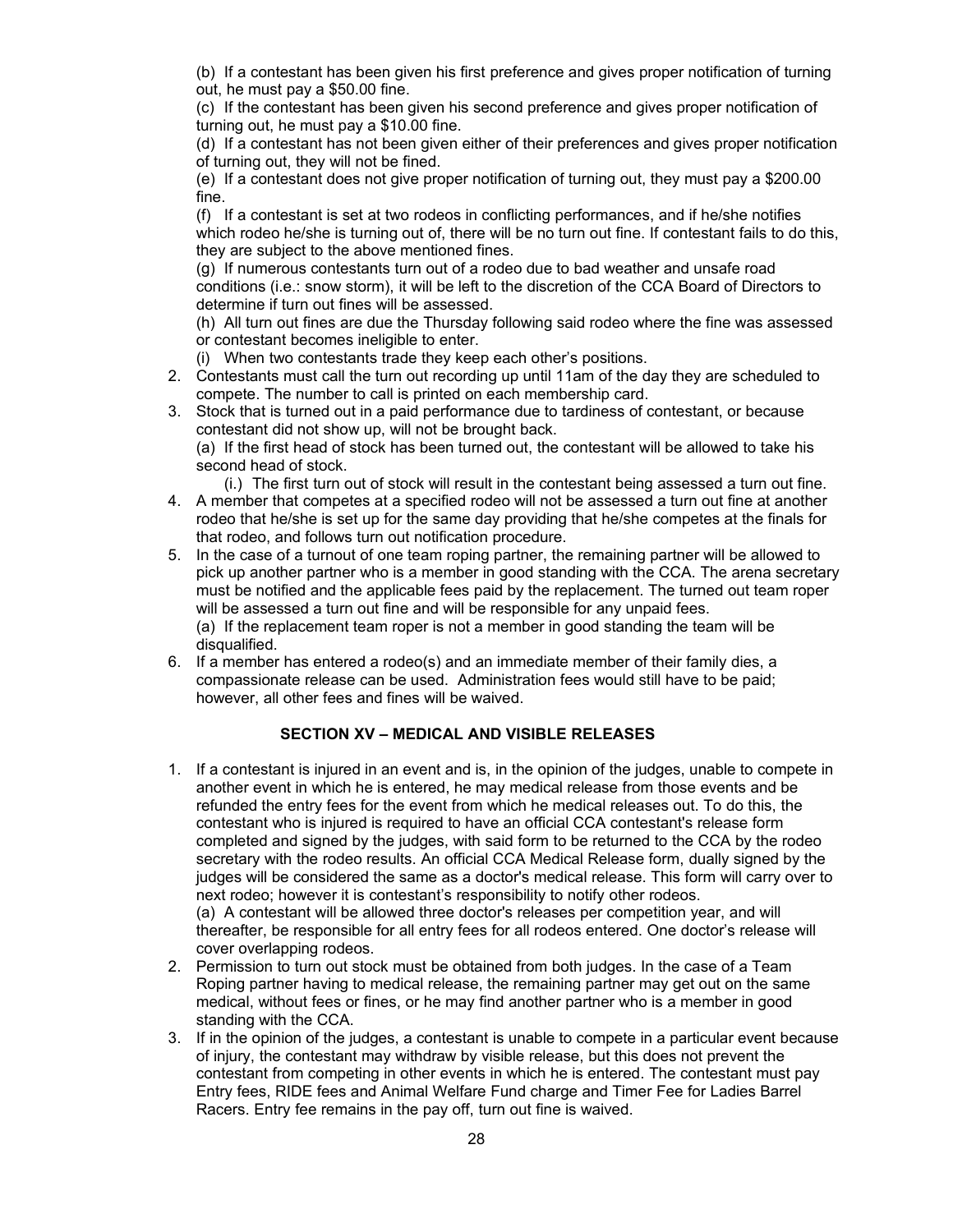(b) If a contestant has been given his first preference and gives proper notification of turning out, he must pay a $50.00 fine.

(c) If the contestant has been given his second preference and gives proper notification of turning out, he must pay a $10.00 fine.

(d) If a contestant has not been given either of their preferences and gives proper notification of turning out, they will not be fined.

(e) If a contestant does not give proper notification of turning out, they must pay a $200.00 fine.

(f) If a contestant is set at two rodeos in conflicting performances, and if he/she notifies which rodeo he/she is turning out of, there will be no turn out fine. If contestant fails to do this, they are subject to the above mentioned fines.

(g) If numerous contestants turn out of a rodeo due to bad weather and unsafe road conditions (i.e.: snow storm), it will be left to the discretion of the CCA Board of Directors to determine if turn out fines will be assessed.

(h) All turn out fines are due the Thursday following said rodeo where the fine was assessed or contestant becomes ineligible to enter.

(i) When two contestants trade they keep each other's positions.

2. Contestants must call the turn out recording up until 11am of the day they are scheduled to compete. The number to call is printed on each membership card.
3. Stock that is turned out in a paid performance due to tardiness of contestant, or because contestant did not show up, will not be brought back.

   (a) If the first head of stock has been turned out, the contestant will be allowed to take his second head of stock.

   (i.) The first turn out of stock will result in the contestant being assessed a turn out fine.
4. A member that competes at a specified rodeo will not be assessed a turn out fine at another rodeo that he/she is set up for the same day providing that he/she competes at the finals for that rodeo, and follows turn out notification procedure.
5. In the case of a turnout of one team roping partner, the remaining partner will be allowed to pick up another partner who is a member in good standing with the CCA. The arena secretary must be notified and the applicable fees paid by the replacement. The turned out team roper will be assessed a turn out fine and will be responsible for any unpaid fees.

   (a) If the replacement team roper is not a member in good standing the team will be disqualified.
6. If a member has entered a rodeo(s) and an immediate member of their family dies, a compassionate release can be used. Administration fees would still have to be paid; however, all other fees and fines will be waived.

### SECTION XV – MEDICAL AND VISIBLE RELEASES

1. If a contestant is injured in an event and is, in the opinion of the judges, unable to compete in another event in which he is entered, he may medical release from those events and be refunded the entry fees for the event from which he medical releases out. To do this, the contestant who is injured is required to have an official CCA contestant's release form completed and signed by the judges, with said form to be returned to the CCA by the rodeo secretary with the rodeo results. An official CCA Medical Release form, dually signed by the judges will be considered the same as a doctor's medical release. This form will carry over to next rodeo; however it is contestant's responsibility to notify other rodeos.

   (a) A contestant will be allowed three doctor's releases per competition year, and will thereafter, be responsible for all entry fees for all rodeos entered. One doctor's release will cover overlapping rodeos.
2. Permission to turn out stock must be obtained from both judges. In the case of a Team Roping partner having to medical release, the remaining partner may get out on the same medical, without fees or fines, or he may find another partner who is a member in good standing with the CCA.
3. If in the opinion of the judges, a contestant is unable to compete in a particular event because of injury, the contestant may withdraw by visible release, but this does not prevent the contestant from competing in other events in which he is entered. The contestant must pay Entry fees, RIDE fees and Animal Welfare Fund charge and Timer Fee for Ladies Barrel Racers. Entry fee remains in the pay off, turn out fine is waived.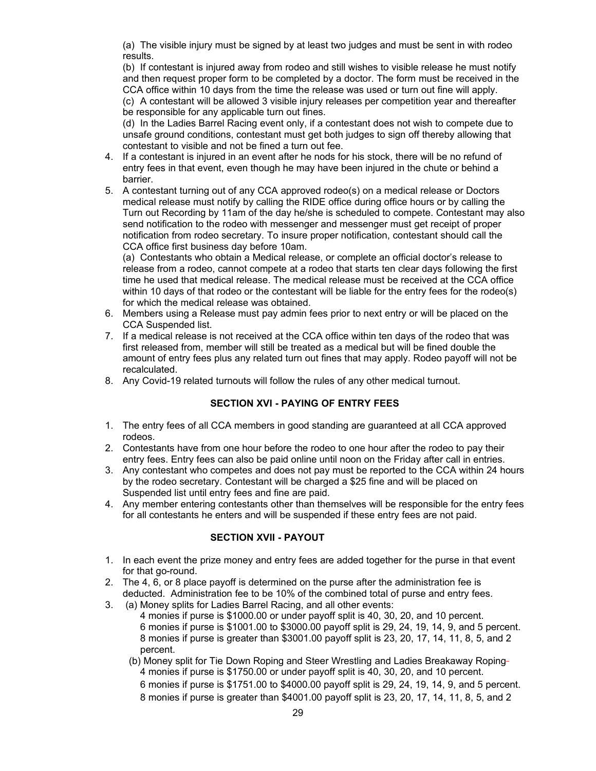(a) The visible injury must be signed by at least two judges and must be sent in with rodeo results.

(b) If contestant is injured away from rodeo and still wishes to visible release he must notify and then request proper form to be completed by a doctor. The form must be received in the CCA office within 10 days from the time the release was used or turn out fine will apply.

(c) A contestant will be allowed 3 visible injury releases per competition year and thereafter be responsible for any applicable turn out fines.

(d) In the Ladies Barrel Racing event only, if a contestant does not wish to compete due to unsafe ground conditions, contestant must get both judges to sign off thereby allowing that contestant to visible and not be fined a turn out fee.

4. If a contestant is injured in an event after he nods for his stock, there will be no refund of entry fees in that event, even though he may have been injured in the chute or behind a barrier.
5. A contestant turning out of any CCA approved rodeo(s) on a medical release or Doctors medical release must notify by calling the RIDE office during office hours or by calling the Turn out Recording by 11am of the day he/she is scheduled to compete. Contestant may also send notification to the rodeo with messenger and messenger must get receipt of proper notification from rodeo secretary. To insure proper notification, contestant should call the CCA office first business day before 10am.

   (a) Contestants who obtain a Medical release, or complete an official doctor's release to release from a rodeo, cannot compete at a rodeo that starts ten clear days following the first time he used that medical release. The medical release must be received at the CCA office within 10 days of that rodeo or the contestant will be liable for the entry fees for the rodeo(s) for which the medical release was obtained.
6. Members using a Release must pay admin fees prior to next entry or will be placed on the CCA Suspended list.
7. If a medical release is not received at the CCA office within ten days of the rodeo that was first released from, member will still be treated as a medical but will be fined double the amount of entry fees plus any related turn out fines that may apply. Rodeo payoff will not be recalculated.
8. Any Covid-19 related turnouts will follow the rules of any other medical turnout.

## SECTION XVI - PAYING OF ENTRY FEES

1. The entry fees of all CCA members in good standing are guaranteed at all CCA approved rodeos.
2. Contestants have from one hour before the rodeo to one hour after the rodeo to pay their entry fees. Entry fees can also be paid online until noon on the Friday after call in entries.
3. Any contestant who competes and does not pay must be reported to the CCA within 24 hours by the rodeo secretary. Contestant will be charged a $25 fine and will be placed on Suspended list until entry fees and fine are paid.
4. Any member entering contestants other than themselves will be responsible for the entry fees for all contestants he enters and will be suspended if these entry fees are not paid.

## SECTION XVII - PAYOUT

1. In each event the prize money and entry fees are added together for the purse in that event for that go-round.
2. The 4, 6, or 8 place payoff is determined on the purse after the administration fee is deducted. Administration fee to be 10% of the combined total of purse and entry fees.
3. (a) Money splits for Ladies Barrel Racing, and all other events:

   4 monies if purse is $1000.00 or under payoff split is 40, 30, 20, and 10 percent.
   6 monies if purse is $1001.00 to $3000.00 payoff split is 29, 24, 19, 14, 9, and 5 percent.
   8 monies if purse is greater than $3001.00 payoff split is 23, 20, 17, 14, 11, 8, 5, and 2 percent.

   (b) Money split for Tie Down Roping and Steer Wrestling and Ladies Breakaway Roping

   4 monies if purse is $1750.00 or under payoff split is 40, 30, 20, and 10 percent.
   6 monies if purse is $1751.00 to $4000.00 payoff split is 29, 24, 19, 14, 9, and 5 percent.
   8 monies if purse is greater than $4001.00 payoff split is 23, 20, 17, 14, 11, 8, 5, and 2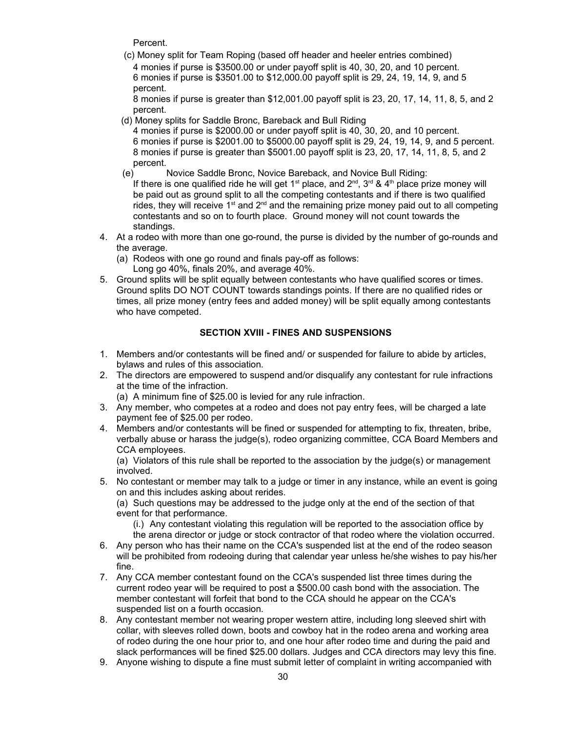Percent.

(c) Money split for Team Roping (based off header and heeler entries combined)
 4 monies if purse is $3500.00 or under payoff split is 40, 30, 20, and 10 percent.
 6 monies if purse is $3501.00 to $12,000.00 payoff split is 29, 24, 19, 14, 9, and 5 percent.
 8 monies if purse is greater than $12,001.00 payoff split is 23, 20, 17, 14, 11, 8, 5, and 2 percent.

(d) Money splits for Saddle Bronc, Bareback and Bull Riding
 4 monies if purse is $2000.00 or under payoff split is 40, 30, 20, and 10 percent.
 6 monies if purse is $2001.00 to $5000.00 payoff split is 29, 24, 19, 14, 9, and 5 percent.
 8 monies if purse is greater than $5001.00 payoff split is 23, 20, 17, 14, 11, 8, 5, and 2 percent.

(e) Novice Saddle Bronc, Novice Bareback, and Novice Bull Riding:
 If there is one qualified ride he will get 1st place, and 2nd, 3rd & 4th place prize money will be paid out as ground split to all the competing contestants and if there is two qualified rides, they will receive 1st and 2nd and the remaining prize money paid out to all competing contestants and so on to fourth place. Ground money will not count towards the standings.

4. At a rodeo with more than one go-round, the purse is divided by the number of go-rounds and the average.
   (a) Rodeos with one go round and finals pay-off as follows:
   Long go 40%, finals 20%, and average 40%.
5. Ground splits will be split equally between contestants who have qualified scores or times. Ground splits DO NOT COUNT towards standings points. If there are no qualified rides or times, all prize money (entry fees and added money) will be split equally among contestants who have competed.

## SECTION XVIII - FINES AND SUSPENSIONS

1. Members and/or contestants will be fined and/ or suspended for failure to abide by articles, bylaws and rules of this association.
2. The directors are empowered to suspend and/or disqualify any contestant for rule infractions at the time of the infraction.
   (a) A minimum fine of $25.00 is levied for any rule infraction.
3. Any member, who competes at a rodeo and does not pay entry fees, will be charged a late payment fee of $25.00 per rodeo.
4. Members and/or contestants will be fined or suspended for attempting to fix, threaten, bribe, verbally abuse or harass the judge(s), rodeo organizing committee, CCA Board Members and CCA employees.
   (a) Violators of this rule shall be reported to the association by the judge(s) or management involved.
5. No contestant or member may talk to a judge or timer in any instance, while an event is going on and this includes asking about rerides.
   (a) Such questions may be addressed to the judge only at the end of the section of that event for that performance.
      (i.) Any contestant violating this regulation will be reported to the association office by the arena director or judge or stock contractor of that rodeo where the violation occurred.
6. Any person who has their name on the CCA's suspended list at the end of the rodeo season will be prohibited from rodeoing during that calendar year unless he/she wishes to pay his/her fine.
7. Any CCA member contestant found on the CCA's suspended list three times during the current rodeo year will be required to post a $500.00 cash bond with the association. The member contestant will forfeit that bond to the CCA should he appear on the CCA's suspended list on a fourth occasion.
8. Any contestant member not wearing proper western attire, including long sleeved shirt with collar, with sleeves rolled down, boots and cowboy hat in the rodeo arena and working area of rodeo during the one hour prior to, and one hour after rodeo time and during the paid and slack performances will be fined $25.00 dollars. Judges and CCA directors may levy this fine.
9. Anyone wishing to dispute a fine must submit letter of complaint in writing accompanied with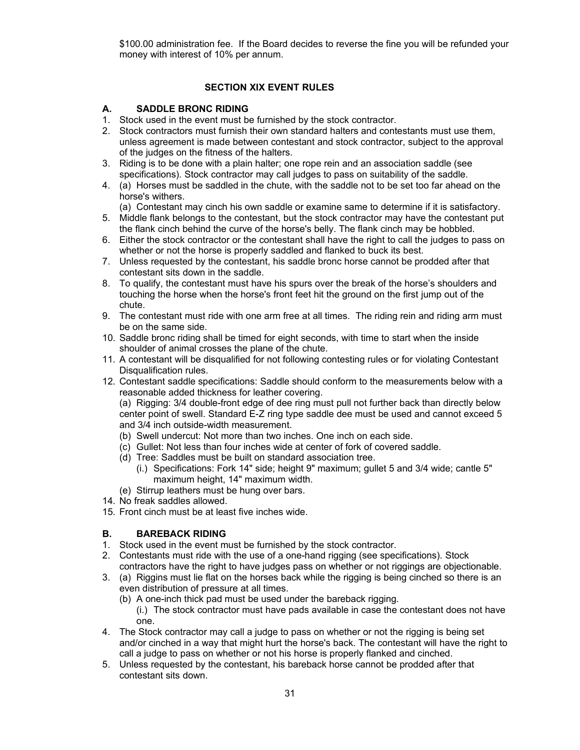$100.00 administration fee. If the Board decides to reverse the fine you will be refunded your money with interest of 10% per annum.

## SECTION XIX EVENT RULES

### A. SADDLE BRONC RIDING

1. Stock used in the event must be furnished by the stock contractor.
2. Stock contractors must furnish their own standard halters and contestants must use them, unless agreement is made between contestant and stock contractor, subject to the approval of the judges on the fitness of the halters.
3. Riding is to be done with a plain halter; one rope rein and an association saddle (see specifications). Stock contractor may call judges to pass on suitability of the saddle.
4. (a) Horses must be saddled in the chute, with the saddle not to be set too far ahead on the horse's withers.
   (a) Contestant may cinch his own saddle or examine same to determine if it is satisfactory.
5. Middle flank belongs to the contestant, but the stock contractor may have the contestant put the flank cinch behind the curve of the horse's belly. The flank cinch may be hobbled.
6. Either the stock contractor or the contestant shall have the right to call the judges to pass on whether or not the horse is properly saddled and flanked to buck its best.
7. Unless requested by the contestant, his saddle bronc horse cannot be prodded after that contestant sits down in the saddle.
8. To qualify, the contestant must have his spurs over the break of the horse's shoulders and touching the horse when the horse's front feet hit the ground on the first jump out of the chute.
9. The contestant must ride with one arm free at all times. The riding rein and riding arm must be on the same side.
10. Saddle bronc riding shall be timed for eight seconds, with time to start when the inside shoulder of animal crosses the plane of the chute.
11. A contestant will be disqualified for not following contesting rules or for violating Contestant Disqualification rules.
12. Contestant saddle specifications: Saddle should conform to the measurements below with a reasonable added thickness for leather covering.
    (a) Rigging: 3/4 double-front edge of dee ring must pull not further back than directly below center point of swell. Standard E-Z ring type saddle dee must be used and cannot exceed 5 and 3/4 inch outside-width measurement.
    (b) Swell undercut: Not more than two inches. One inch on each side.
    (c) Gullet: Not less than four inches wide at center of fork of covered saddle.
    (d) Tree: Saddles must be built on standard association tree.
       (i.) Specifications: Fork 14" side; height 9" maximum; gullet 5 and 3/4 wide; cantle 5" maximum height, 14" maximum width.
    (e) Stirrup leathers must be hung over bars.
14. No freak saddles allowed.
15. Front cinch must be at least five inches wide.

### B. BAREBACK RIDING

1. Stock used in the event must be furnished by the stock contractor.
2. Contestants must ride with the use of a one-hand rigging (see specifications). Stock contractors have the right to have judges pass on whether or not riggings are objectionable.
3. (a) Riggins must lie flat on the horses back while the rigging is being cinched so there is an even distribution of pressure at all times.
   (b) A one-inch thick pad must be used under the bareback rigging.
   (i.) The stock contractor must have pads available in case the contestant does not have one.
4. The Stock contractor may call a judge to pass on whether or not the rigging is being set and/or cinched in a way that might hurt the horse's back. The contestant will have the right to call a judge to pass on whether or not his horse is properly flanked and cinched.
5. Unless requested by the contestant, his bareback horse cannot be prodded after that contestant sits down.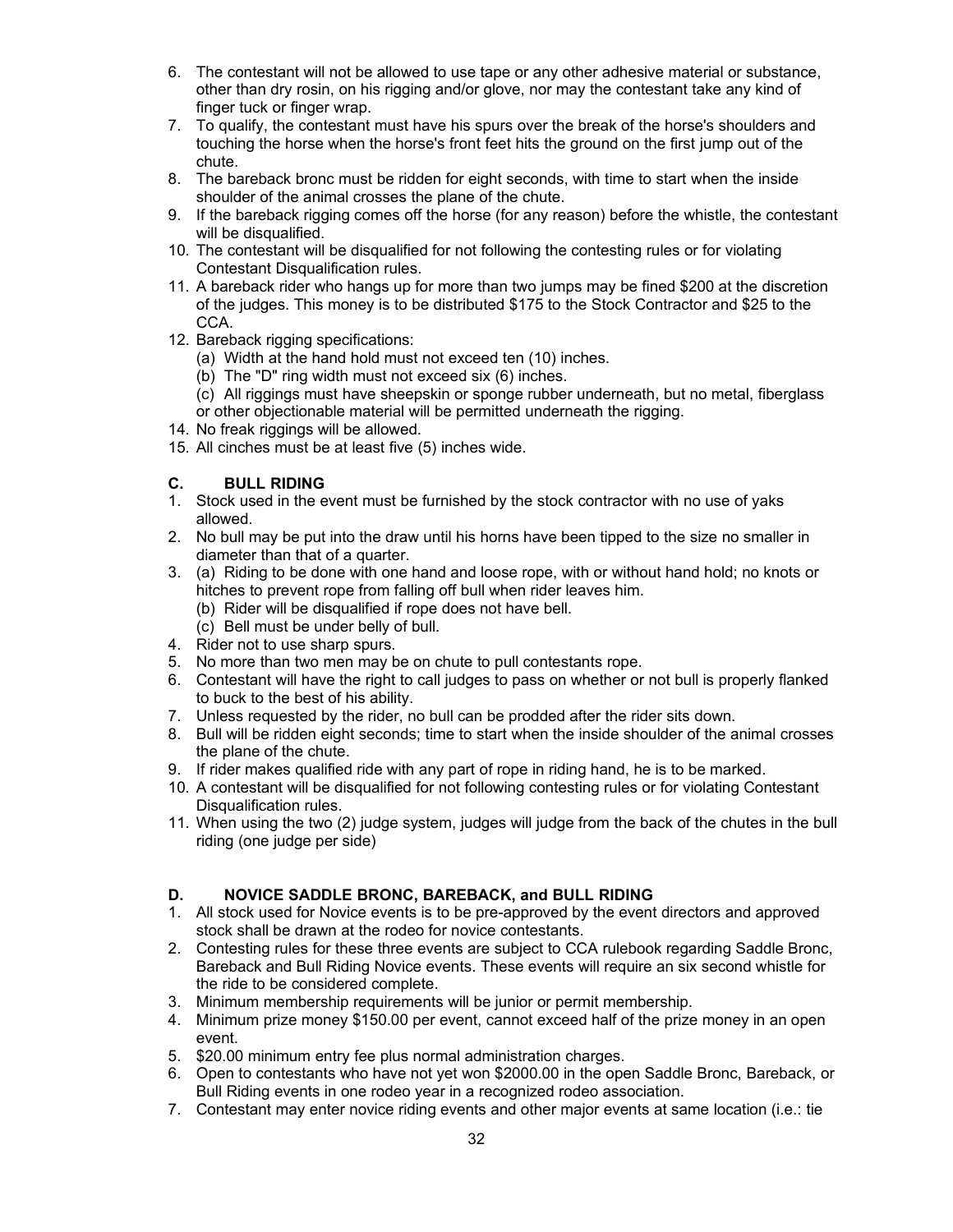6. The contestant will not be allowed to use tape or any other adhesive material or substance, other than dry rosin, on his rigging and/or glove, nor may the contestant take any kind of finger tuck or finger wrap.
7. To qualify, the contestant must have his spurs over the break of the horse's shoulders and touching the horse when the horse's front feet hits the ground on the first jump out of the chute.
8. The bareback bronc must be ridden for eight seconds, with time to start when the inside shoulder of the animal crosses the plane of the chute.
9. If the bareback rigging comes off the horse (for any reason) before the whistle, the contestant will be disqualified.
10. The contestant will be disqualified for not following the contesting rules or for violating Contestant Disqualification rules.
11. A bareback rider who hangs up for more than two jumps may be fined $200 at the discretion of the judges. This money is to be distributed $175 to the Stock Contractor and $25 to the CCA.
12. Bareback rigging specifications:
    (a) Width at the hand hold must not exceed ten (10) inches.
    (b) The "D" ring width must not exceed six (6) inches.
    (c) All riggings must have sheepskin or sponge rubber underneath, but no metal, fiberglass or other objectionable material will be permitted underneath the rigging.
14. No freak riggings will be allowed.
15. All cinches must be at least five (5) inches wide.

### C. BULL RIDING

1. Stock used in the event must be furnished by the stock contractor with no use of yaks allowed.
2. No bull may be put into the draw until his horns have been tipped to the size no smaller in diameter than that of a quarter.
3. (a) Riding to be done with one hand and loose rope, with or without hand hold; no knots or hitches to prevent rope from falling off bull when rider leaves him.
    (b) Rider will be disqualified if rope does not have bell.
    (c) Bell must be under belly of bull.
4. Rider not to use sharp spurs.
5. No more than two men may be on chute to pull contestants rope.
6. Contestant will have the right to call judges to pass on whether or not bull is properly flanked to buck to the best of his ability.
7. Unless requested by the rider, no bull can be prodded after the rider sits down.
8. Bull will be ridden eight seconds; time to start when the inside shoulder of the animal crosses the plane of the chute.
9. If rider makes qualified ride with any part of rope in riding hand, he is to be marked.
10. A contestant will be disqualified for not following contesting rules or for violating Contestant Disqualification rules.
11. When using the two (2) judge system, judges will judge from the back of the chutes in the bull riding (one judge per side)

### D. NOVICE SADDLE BRONC, BAREBACK, and BULL RIDING

1. All stock used for Novice events is to be pre-approved by the event directors and approved stock shall be drawn at the rodeo for novice contestants.
2. Contesting rules for these three events are subject to CCA rulebook regarding Saddle Bronc, Bareback and Bull Riding Novice events. These events will require an six second whistle for the ride to be considered complete.
3. Minimum membership requirements will be junior or permit membership.
4. Minimum prize money $150.00 per event, cannot exceed half of the prize money in an open event.
5. $20.00 minimum entry fee plus normal administration charges.
6. Open to contestants who have not yet won $2000.00 in the open Saddle Bronc, Bareback, or Bull Riding events in one rodeo year in a recognized rodeo association.
7. Contestant may enter novice riding events and other major events at same location (i.e.: tie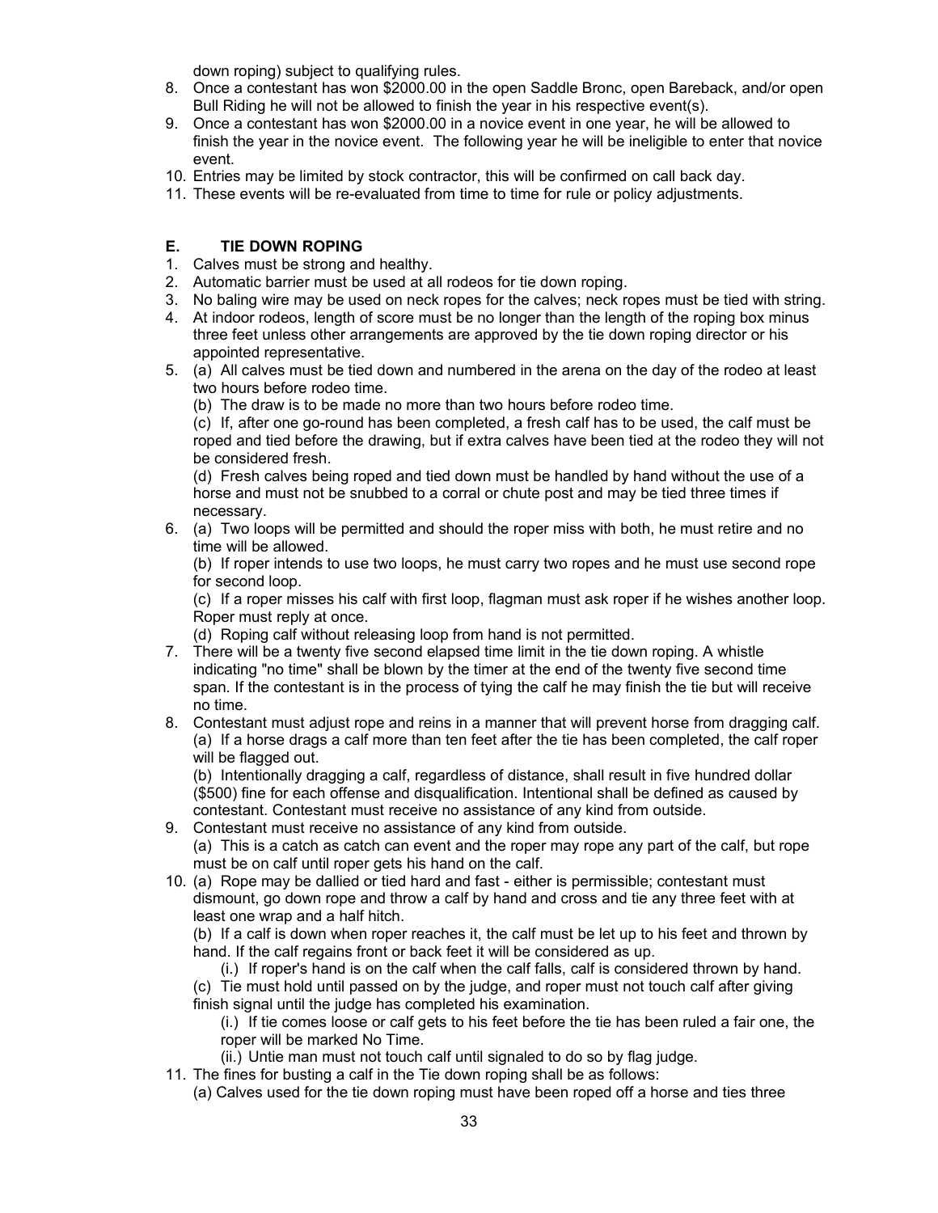down roping) subject to qualifying rules.

8. Once a contestant has won $2000.00 in the open Saddle Bronc, open Bareback, and/or open Bull Riding he will not be allowed to finish the year in his respective event(s).
9. Once a contestant has won $2000.00 in a novice event in one year, he will be allowed to finish the year in the novice event. The following year he will be ineligible to enter that novice event.
10. Entries may be limited by stock contractor, this will be confirmed on call back day.
11. These events will be re-evaluated from time to time for rule or policy adjustments.

### E. TIE DOWN ROPING

1. Calves must be strong and healthy.
2. Automatic barrier must be used at all rodeos for tie down roping.
3. No baling wire may be used on neck ropes for the calves; neck ropes must be tied with string.
4. At indoor rodeos, length of score must be no longer than the length of the roping box minus three feet unless other arrangements are approved by the tie down roping director or his appointed representative.
5. (a) All calves must be tied down and numbered in the arena on the day of the rodeo at least two hours before rodeo time.

   (b) The draw is to be made no more than two hours before rodeo time.

   (c) If, after one go-round has been completed, a fresh calf has to be used, the calf must be roped and tied before the drawing, but if extra calves have been tied at the rodeo they will not be considered fresh.

   (d) Fresh calves being roped and tied down must be handled by hand without the use of a horse and must not be snubbed to a corral or chute post and may be tied three times if necessary.
6. (a) Two loops will be permitted and should the roper miss with both, he must retire and no time will be allowed.

   (b) If roper intends to use two loops, he must carry two ropes and he must use second rope for second loop.

   (c) If a roper misses his calf with first loop, flagman must ask roper if he wishes another loop. Roper must reply at once.

   (d) Roping calf without releasing loop from hand is not permitted.
7. There will be a twenty five second elapsed time limit in the tie down roping. A whistle indicating "no time" shall be blown by the timer at the end of the twenty five second time span. If the contestant is in the process of tying the calf he may finish the tie but will receive no time.
8. Contestant must adjust rope and reins in a manner that will prevent horse from dragging calf.

   (a) If a horse drags a calf more than ten feet after the tie has been completed, the calf roper will be flagged out.

   (b) Intentionally dragging a calf, regardless of distance, shall result in five hundred dollar ($500) fine for each offense and disqualification. Intentional shall be defined as caused by contestant. Contestant must receive no assistance of any kind from outside.
9. Contestant must receive no assistance of any kind from outside.

   (a) This is a catch as catch can event and the roper may rope any part of the calf, but rope must be on calf until roper gets his hand on the calf.
10. (a) Rope may be dallied or tied hard and fast - either is permissible; contestant must dismount, go down rope and throw a calf by hand and cross and tie any three feet with at least one wrap and a half hitch.

    (b) If a calf is down when roper reaches it, the calf must be let up to his feet and thrown by hand. If the calf regains front or back feet it will be considered as up.

    (i.) If roper's hand is on the calf when the calf falls, calf is considered thrown by hand.

    (c) Tie must hold until passed on by the judge, and roper must not touch calf after giving finish signal until the judge has completed his examination.

    (i.) If tie comes loose or calf gets to his feet before the tie has been ruled a fair one, the roper will be marked No Time.

    (ii.) Untie man must not touch calf until signaled to do so by flag judge.
11. The fines for busting a calf in the Tie down roping shall be as follows:

    (a) Calves used for the tie down roping must have been roped off a horse and ties three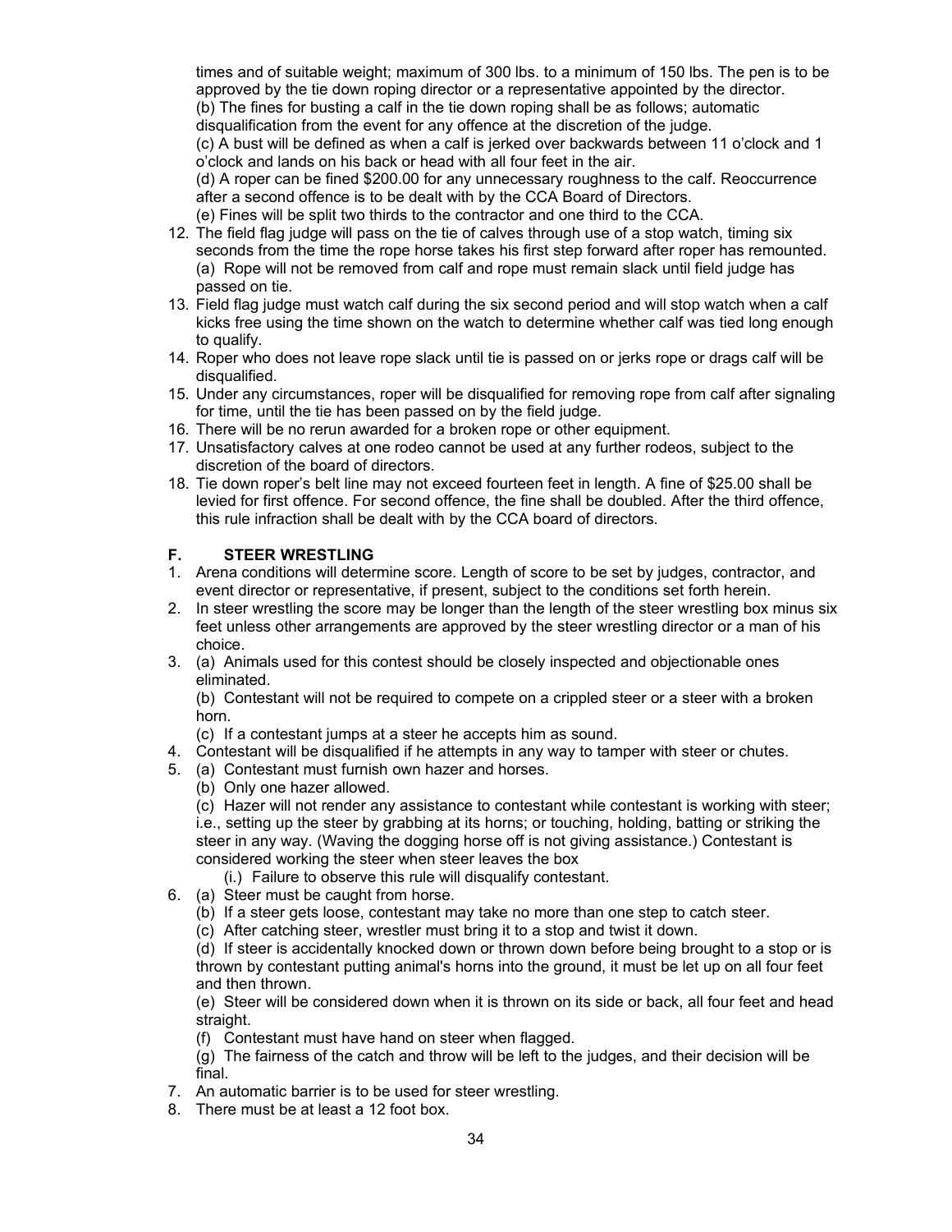times and of suitable weight; maximum of 300 lbs. to a minimum of 150 lbs. The pen is to be approved by the tie down roping director or a representative appointed by the director.

(b) The fines for busting a calf in the tie down roping shall be as follows; automatic disqualification from the event for any offence at the discretion of the judge.

(c) A bust will be defined as when a calf is jerked over backwards between 11 o'clock and 1 o'clock and lands on his back or head with all four feet in the air.

(d) A roper can be fined $200.00 for any unnecessary roughness to the calf. Reoccurrence after a second offence is to be dealt with by the CCA Board of Directors.

(e) Fines will be split two thirds to the contractor and one third to the CCA.

12. The field flag judge will pass on the tie of calves through use of a stop watch, timing six seconds from the time the rope horse takes his first step forward after roper has remounted.
    (a) Rope will not be removed from calf and rope must remain slack until field judge has passed on tie.
13. Field flag judge must watch calf during the six second period and will stop watch when a calf kicks free using the time shown on the watch to determine whether calf was tied long enough to qualify.
14. Roper who does not leave rope slack until tie is passed on or jerks rope or drags calf will be disqualified.
15. Under any circumstances, roper will be disqualified for removing rope from calf after signaling for time, until the tie has been passed on by the field judge.
16. There will be no rerun awarded for a broken rope or other equipment.
17. Unsatisfactory calves at one rodeo cannot be used at any further rodeos, subject to the discretion of the board of directors.
18. Tie down roper's belt line may not exceed fourteen feet in length. A fine of $25.00 shall be levied for first offence. For second offence, the fine shall be doubled. After the third offence, this rule infraction shall be dealt with by the CCA board of directors.

## F. STEER WRESTLING

1. Arena conditions will determine score. Length of score to be set by judges, contractor, and event director or representative, if present, subject to the conditions set forth herein.
2. In steer wrestling the score may be longer than the length of the steer wrestling box minus six feet unless other arrangements are approved by the steer wrestling director or a man of his choice.
3. (a) Animals used for this contest should be closely inspected and objectionable ones eliminated.
   (b) Contestant will not be required to compete on a crippled steer or a steer with a broken horn.
   (c) If a contestant jumps at a steer he accepts him as sound.
4. Contestant will be disqualified if he attempts in any way to tamper with steer or chutes.
5. (a) Contestant must furnish own hazer and horses.
   (b) Only one hazer allowed.
   (c) Hazer will not render any assistance to contestant while contestant is working with steer; i.e., setting up the steer by grabbing at its horns; or touching, holding, batting or striking the steer in any way. (Waving the dogging horse off is not giving assistance.) Contestant is considered working the steer when steer leaves the box
      (i.) Failure to observe this rule will disqualify contestant.
6. (a) Steer must be caught from horse.
   (b) If a steer gets loose, contestant may take no more than one step to catch steer.
   (c) After catching steer, wrestler must bring it to a stop and twist it down.
   (d) If steer is accidentally knocked down or thrown down before being brought to a stop or is thrown by contestant putting animal's horns into the ground, it must be let up on all four feet and then thrown.
   (e) Steer will be considered down when it is thrown on its side or back, all four feet and head straight.
   (f) Contestant must have hand on steer when flagged.
   (g) The fairness of the catch and throw will be left to the judges, and their decision will be final.
7. An automatic barrier is to be used for steer wrestling.
8. There must be at least a 12 foot box.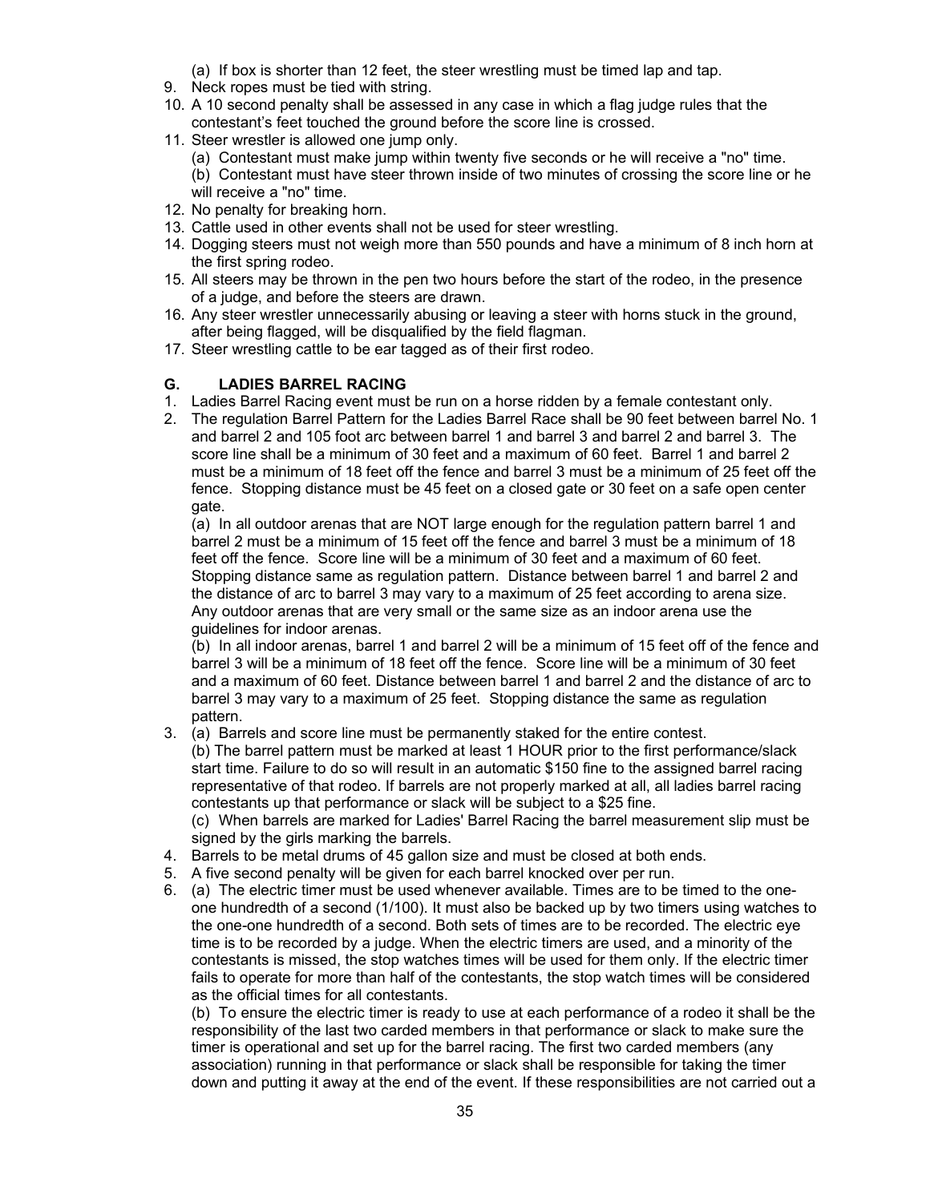(a) If box is shorter than 12 feet, the steer wrestling must be timed lap and tap.

9. Neck ropes must be tied with string.
10. A 10 second penalty shall be assessed in any case in which a flag judge rules that the contestant's feet touched the ground before the score line is crossed.
11. Steer wrestler is allowed one jump only.
    (a) Contestant must make jump within twenty five seconds or he will receive a "no" time.
    (b) Contestant must have steer thrown inside of two minutes of crossing the score line or he will receive a "no" time.
12. No penalty for breaking horn.
13. Cattle used in other events shall not be used for steer wrestling.
14. Dogging steers must not weigh more than 550 pounds and have a minimum of 8 inch horn at the first spring rodeo.
15. All steers may be thrown in the pen two hours before the start of the rodeo, in the presence of a judge, and before the steers are drawn.
16. Any steer wrestler unnecessarily abusing or leaving a steer with horns stuck in the ground, after being flagged, will be disqualified by the field flagman.
17. Steer wrestling cattle to be ear tagged as of their first rodeo.

### G. LADIES BARREL RACING

1. Ladies Barrel Racing event must be run on a horse ridden by a female contestant only.
2. The regulation Barrel Pattern for the Ladies Barrel Race shall be 90 feet between barrel No. 1 and barrel 2 and 105 foot arc between barrel 1 and barrel 3 and barrel 2 and barrel 3. The score line shall be a minimum of 30 feet and a maximum of 60 feet. Barrel 1 and barrel 2 must be a minimum of 18 feet off the fence and barrel 3 must be a minimum of 25 feet off the fence. Stopping distance must be 45 feet on a closed gate or 30 feet on a safe open center gate.
   (a) In all outdoor arenas that are NOT large enough for the regulation pattern barrel 1 and barrel 2 must be a minimum of 15 feet off the fence and barrel 3 must be a minimum of 18 feet off the fence. Score line will be a minimum of 30 feet and a maximum of 60 feet. Stopping distance same as regulation pattern. Distance between barrel 1 and barrel 2 and the distance of arc to barrel 3 may vary to a maximum of 25 feet according to arena size. Any outdoor arenas that are very small or the same size as an indoor arena use the guidelines for indoor arenas.
   (b) In all indoor arenas, barrel 1 and barrel 2 will be a minimum of 15 feet off of the fence and barrel 3 will be a minimum of 18 feet off the fence. Score line will be a minimum of 30 feet and a maximum of 60 feet. Distance between barrel 1 and barrel 2 and the distance of arc to barrel 3 may vary to a maximum of 25 feet. Stopping distance the same as regulation pattern.
3. (a) Barrels and score line must be permanently staked for the entire contest.
   (b) The barrel pattern must be marked at least 1 HOUR prior to the first performance/slack start time. Failure to do so will result in an automatic $150 fine to the assigned barrel racing representative of that rodeo. If barrels are not properly marked at all, all ladies barrel racing contestants up that performance or slack will be subject to a $25 fine.
   (c) When barrels are marked for Ladies' Barrel Racing the barrel measurement slip must be signed by the girls marking the barrels.
4. Barrels to be metal drums of 45 gallon size and must be closed at both ends.
5. A five second penalty will be given for each barrel knocked over per run.
6. (a) The electric timer must be used whenever available. Times are to be timed to the one-one hundredth of a second (1/100). It must also be backed up by two timers using watches to the one-one hundredth of a second. Both sets of times are to be recorded. The electric eye time is to be recorded by a judge. When the electric timers are used, and a minority of the contestants is missed, the stop watches times will be used for them only. If the electric timer fails to operate for more than half of the contestants, the stop watch times will be considered as the official times for all contestants.
   (b) To ensure the electric timer is ready to use at each performance of a rodeo it shall be the responsibility of the last two carded members in that performance or slack to make sure the timer is operational and set up for the barrel racing. The first two carded members (any association) running in that performance or slack shall be responsible for taking the timer down and putting it away at the end of the event. If these responsibilities are not carried out a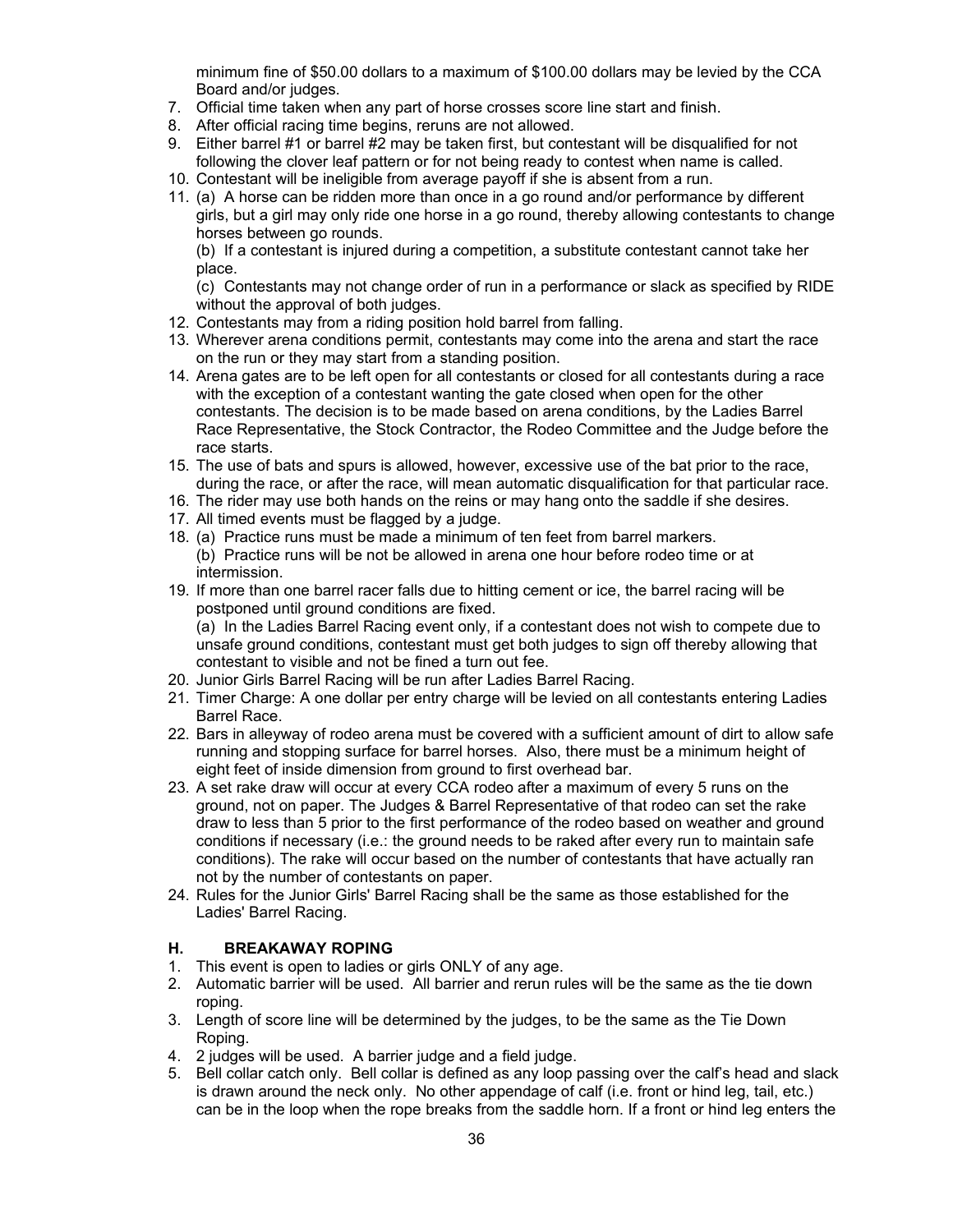minimum fine of $50.00 dollars to a maximum of $100.00 dollars may be levied by the CCA Board and/or judges.

7. Official time taken when any part of horse crosses score line start and finish.
8. After official racing time begins, reruns are not allowed.
9. Either barrel #1 or barrel #2 may be taken first, but contestant will be disqualified for not following the clover leaf pattern or for not being ready to contest when name is called.
10. Contestant will be ineligible from average payoff if she is absent from a run.
11. (a) A horse can be ridden more than once in a go round and/or performance by different girls, but a girl may only ride one horse in a go round, thereby allowing contestants to change horses between go rounds.

    (b) If a contestant is injured during a competition, a substitute contestant cannot take her place.

    (c) Contestants may not change order of run in a performance or slack as specified by RIDE without the approval of both judges.
12. Contestants may from a riding position hold barrel from falling.
13. Wherever arena conditions permit, contestants may come into the arena and start the race on the run or they may start from a standing position.
14. Arena gates are to be left open for all contestants or closed for all contestants during a race with the exception of a contestant wanting the gate closed when open for the other contestants. The decision is to be made based on arena conditions, by the Ladies Barrel Race Representative, the Stock Contractor, the Rodeo Committee and the Judge before the race starts.
15. The use of bats and spurs is allowed, however, excessive use of the bat prior to the race, during the race, or after the race, will mean automatic disqualification for that particular race.
16. The rider may use both hands on the reins or may hang onto the saddle if she desires.
17. All timed events must be flagged by a judge.
18. (a) Practice runs must be made a minimum of ten feet from barrel markers.

    (b) Practice runs will be not be allowed in arena one hour before rodeo time or at intermission.
19. If more than one barrel racer falls due to hitting cement or ice, the barrel racing will be postponed until ground conditions are fixed.

    (a) In the Ladies Barrel Racing event only, if a contestant does not wish to compete due to unsafe ground conditions, contestant must get both judges to sign off thereby allowing that contestant to visible and not be fined a turn out fee.
20. Junior Girls Barrel Racing will be run after Ladies Barrel Racing.
21. Timer Charge: A one dollar per entry charge will be levied on all contestants entering Ladies Barrel Race.
22. Bars in alleyway of rodeo arena must be covered with a sufficient amount of dirt to allow safe running and stopping surface for barrel horses. Also, there must be a minimum height of eight feet of inside dimension from ground to first overhead bar.
23. A set rake draw will occur at every CCA rodeo after a maximum of every 5 runs on the ground, not on paper. The Judges & Barrel Representative of that rodeo can set the rake draw to less than 5 prior to the first performance of the rodeo based on weather and ground conditions if necessary (i.e.: the ground needs to be raked after every run to maintain safe conditions). The rake will occur based on the number of contestants that have actually ran not by the number of contestants on paper.
24. Rules for the Junior Girls' Barrel Racing shall be the same as those established for the Ladies' Barrel Racing.

## H. BREAKAWAY ROPING

1. This event is open to ladies or girls ONLY of any age.
2. Automatic barrier will be used. All barrier and rerun rules will be the same as the tie down roping.
3. Length of score line will be determined by the judges, to be the same as the Tie Down Roping.
4. 2 judges will be used. A barrier judge and a field judge.
5. Bell collar catch only. Bell collar is defined as any loop passing over the calf's head and slack is drawn around the neck only. No other appendage of calf (i.e. front or hind leg, tail, etc.) can be in the loop when the rope breaks from the saddle horn. If a front or hind leg enters the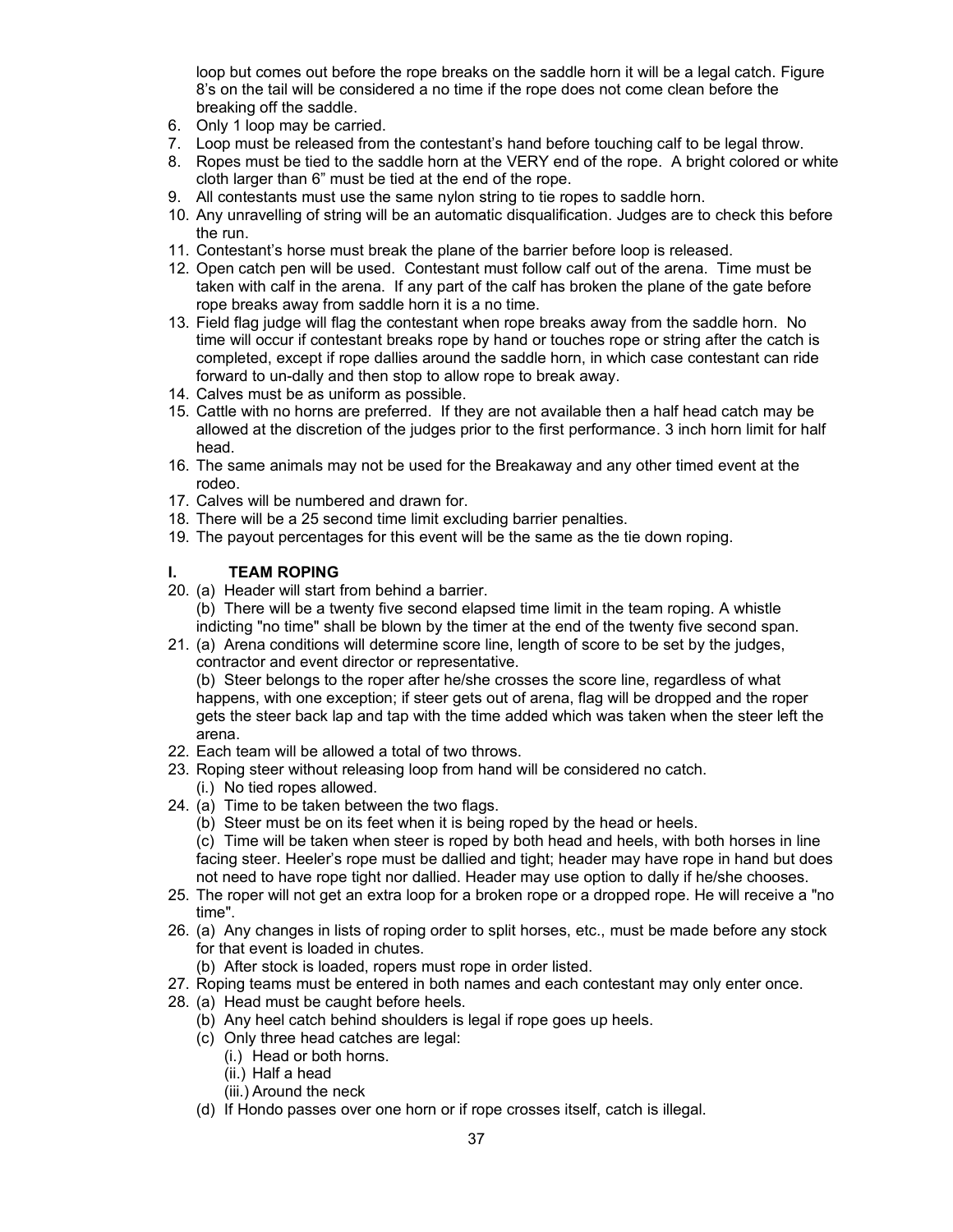loop but comes out before the rope breaks on the saddle horn it will be a legal catch. Figure 8's on the tail will be considered a no time if the rope does not come clean before the breaking off the saddle.

6. Only 1 loop may be carried.
7. Loop must be released from the contestant's hand before touching calf to be legal throw.
8. Ropes must be tied to the saddle horn at the VERY end of the rope. A bright colored or white cloth larger than 6" must be tied at the end of the rope.
9. All contestants must use the same nylon string to tie ropes to saddle horn.
10. Any unravelling of string will be an automatic disqualification. Judges are to check this before the run.
11. Contestant's horse must break the plane of the barrier before loop is released.
12. Open catch pen will be used. Contestant must follow calf out of the arena. Time must be taken with calf in the arena. If any part of the calf has broken the plane of the gate before rope breaks away from saddle horn it is a no time.
13. Field flag judge will flag the contestant when rope breaks away from the saddle horn. No time will occur if contestant breaks rope by hand or touches rope or string after the catch is completed, except if rope dallies around the saddle horn, in which case contestant can ride forward to un-dally and then stop to allow rope to break away.
14. Calves must be as uniform as possible.
15. Cattle with no horns are preferred. If they are not available then a half head catch may be allowed at the discretion of the judges prior to the first performance. 3 inch horn limit for half head.
16. The same animals may not be used for the Breakaway and any other timed event at the rodeo.
17. Calves will be numbered and drawn for.
18. There will be a 25 second time limit excluding barrier penalties.
19. The payout percentages for this event will be the same as the tie down roping.

### I. TEAM ROPING

20. (a) Header will start from behind a barrier.
    (b) There will be a twenty five second elapsed time limit in the team roping. A whistle indicting "no time" shall be blown by the timer at the end of the twenty five second span.
21. (a) Arena conditions will determine score line, length of score to be set by the judges, contractor and event director or representative.
    (b) Steer belongs to the roper after he/she crosses the score line, regardless of what happens, with one exception; if steer gets out of arena, flag will be dropped and the roper gets the steer back lap and tap with the time added which was taken when the steer left the arena.
22. Each team will be allowed a total of two throws.
23. Roping steer without releasing loop from hand will be considered no catch.
    (i.) No tied ropes allowed.
24. (a) Time to be taken between the two flags.
    (b) Steer must be on its feet when it is being roped by the head or heels.
    (c) Time will be taken when steer is roped by both head and heels, with both horses in line facing steer. Heeler's rope must be dallied and tight; header may have rope in hand but does not need to have rope tight nor dallied. Header may use option to dally if he/she chooses.
25. The roper will not get an extra loop for a broken rope or a dropped rope. He will receive a "no time".
26. (a) Any changes in lists of roping order to split horses, etc., must be made before any stock for that event is loaded in chutes.
    (b) After stock is loaded, ropers must rope in order listed.
27. Roping teams must be entered in both names and each contestant may only enter once.
28. (a) Head must be caught before heels.
    (b) Any heel catch behind shoulders is legal if rope goes up heels.
    (c) Only three head catches are legal:
        (i.) Head or both horns.
        (ii.) Half a head
        (iii.) Around the neck
    (d) If Hondo passes over one horn or if rope crosses itself, catch is illegal.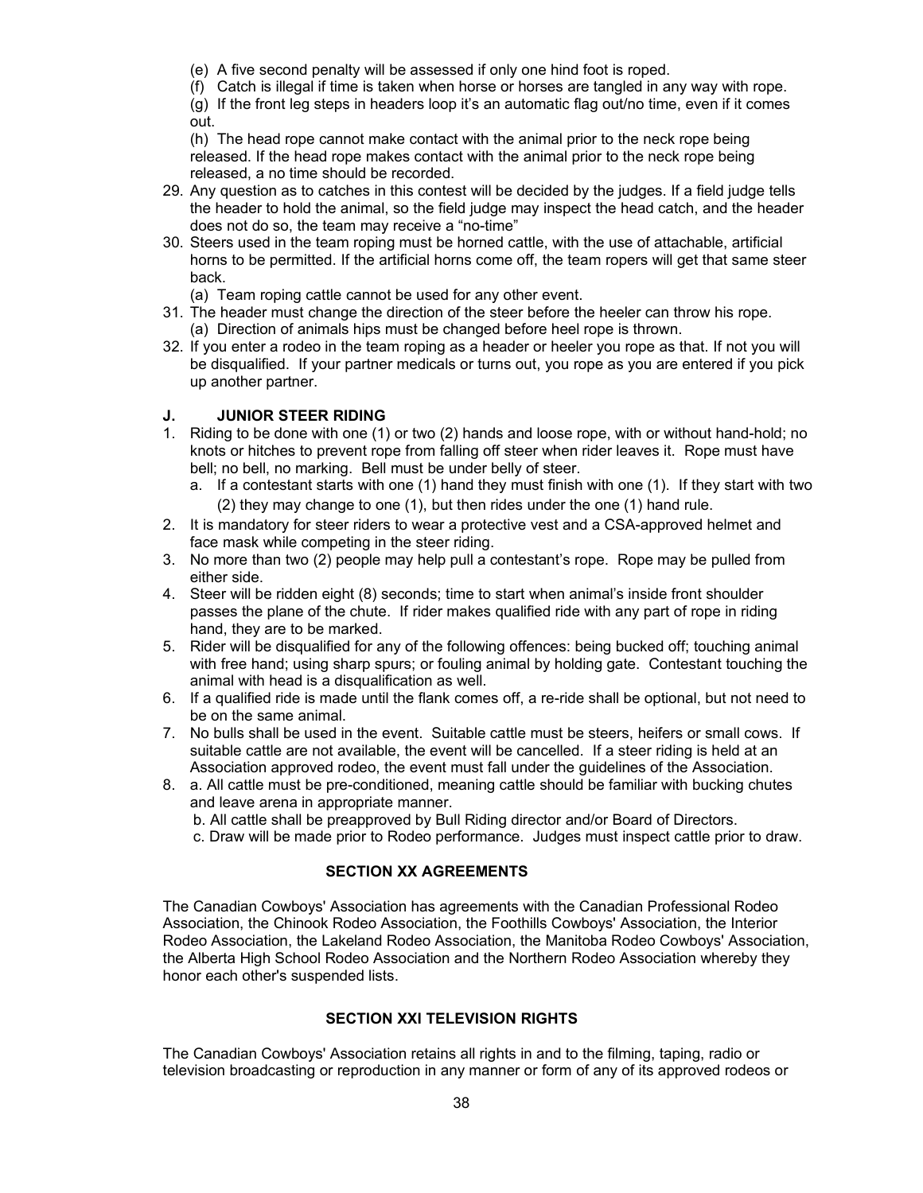(e) A five second penalty will be assessed if only one hind foot is roped.

(f) Catch is illegal if time is taken when horse or horses are tangled in any way with rope.

(g) If the front leg steps in headers loop it's an automatic flag out/no time, even if it comes out.

(h) The head rope cannot make contact with the animal prior to the neck rope being released. If the head rope makes contact with the animal prior to the neck rope being released, a no time should be recorded.

29. Any question as to catches in this contest will be decided by the judges. If a field judge tells the header to hold the animal, so the field judge may inspect the head catch, and the header does not do so, the team may receive a "no-time"
30. Steers used in the team roping must be horned cattle, with the use of attachable, artificial horns to be permitted. If the artificial horns come off, the team ropers will get that same steer back.
    (a) Team roping cattle cannot be used for any other event.
31. The header must change the direction of the steer before the heeler can throw his rope.
    (a) Direction of animals hips must be changed before heel rope is thrown.
32. If you enter a rodeo in the team roping as a header or heeler you rope as that. If not you will be disqualified. If your partner medicals or turns out, you rope as you are entered if you pick up another partner.

**J. JUNIOR STEER RIDING**

1. Riding to be done with one (1) or two (2) hands and loose rope, with or without hand-hold; no knots or hitches to prevent rope from falling off steer when rider leaves it. Rope must have bell; no bell, no marking. Bell must be under belly of steer.
   a. If a contestant starts with one (1) hand they must finish with one (1). If they start with two (2) they may change to one (1), but then rides under the one (1) hand rule.
2. It is mandatory for steer riders to wear a protective vest and a CSA-approved helmet and face mask while competing in the steer riding.
3. No more than two (2) people may help pull a contestant's rope. Rope may be pulled from either side.
4. Steer will be ridden eight (8) seconds; time to start when animal's inside front shoulder passes the plane of the chute. If rider makes qualified ride with any part of rope in riding hand, they are to be marked.
5. Rider will be disqualified for any of the following offences: being bucked off; touching animal with free hand; using sharp spurs; or fouling animal by holding gate. Contestant touching the animal with head is a disqualification as well.
6. If a qualified ride is made until the flank comes off, a re-ride shall be optional, but not need to be on the same animal.
7. No bulls shall be used in the event. Suitable cattle must be steers, heifers or small cows. If suitable cattle are not available, the event will be cancelled. If a steer riding is held at an Association approved rodeo, the event must fall under the guidelines of the Association.
8. a. All cattle must be pre-conditioned, meaning cattle should be familiar with bucking chutes and leave arena in appropriate manner.
   b. All cattle shall be preapproved by Bull Riding director and/or Board of Directors.
   c. Draw will be made prior to Rodeo performance. Judges must inspect cattle prior to draw.

## SECTION XX AGREEMENTS

The Canadian Cowboys' Association has agreements with the Canadian Professional Rodeo Association, the Chinook Rodeo Association, the Foothills Cowboys' Association, the Interior Rodeo Association, the Lakeland Rodeo Association, the Manitoba Rodeo Cowboys' Association, the Alberta High School Rodeo Association and the Northern Rodeo Association whereby they honor each other's suspended lists.

## SECTION XXI TELEVISION RIGHTS

The Canadian Cowboys' Association retains all rights in and to the filming, taping, radio or television broadcasting or reproduction in any manner or form of any of its approved rodeos or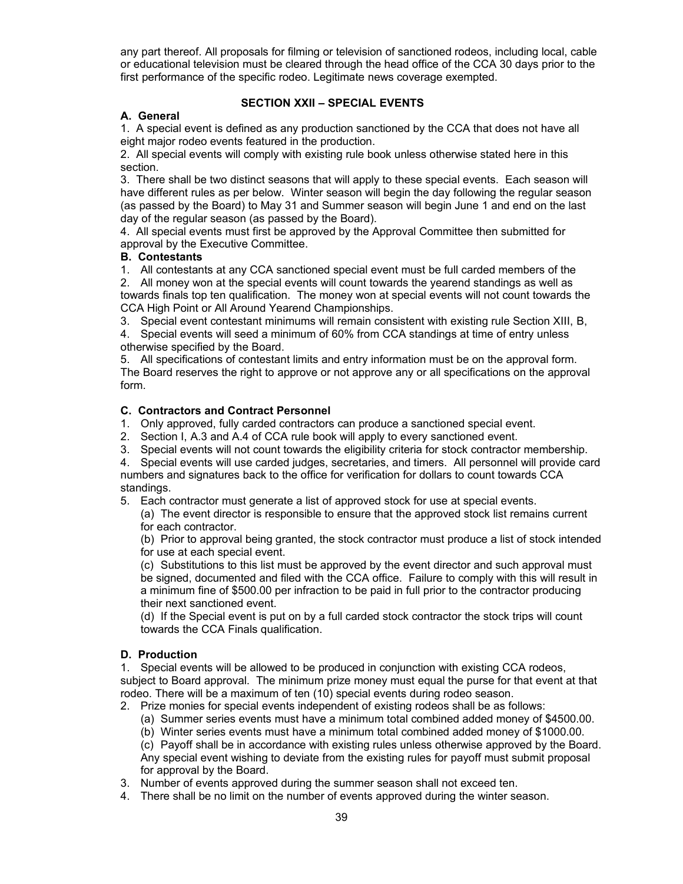any part thereof. All proposals for filming or television of sanctioned rodeos, including local, cable or educational television must be cleared through the head office of the CCA 30 days prior to the first performance of the specific rodeo. Legitimate news coverage exempted.

## SECTION XXII – SPECIAL EVENTS

### A. General

1. A special event is defined as any production sanctioned by the CCA that does not have all eight major rodeo events featured in the production.
2. All special events will comply with existing rule book unless otherwise stated here in this section.
3. There shall be two distinct seasons that will apply to these special events. Each season will have different rules as per below. Winter season will begin the day following the regular season (as passed by the Board) to May 31 and Summer season will begin June 1 and end on the last day of the regular season (as passed by the Board).
4. All special events must first be approved by the Approval Committee then submitted for approval by the Executive Committee.

### B. Contestants

1. All contestants at any CCA sanctioned special event must be full carded members of the
2. All money won at the special events will count towards the yearend standings as well as towards finals top ten qualification. The money won at special events will not count towards the CCA High Point or All Around Yearend Championships.
3. Special event contestant minimums will remain consistent with existing rule Section XIII, B,
4. Special events will seed a minimum of 60% from CCA standings at time of entry unless otherwise specified by the Board.
5. All specifications of contestant limits and entry information must be on the approval form. The Board reserves the right to approve or not approve any or all specifications on the approval form.

### C. Contractors and Contract Personnel

1. Only approved, fully carded contractors can produce a sanctioned special event.
2. Section I, A.3 and A.4 of CCA rule book will apply to every sanctioned event.
3. Special events will not count towards the eligibility criteria for stock contractor membership.
4. Special events will use carded judges, secretaries, and timers. All personnel will provide card numbers and signatures back to the office for verification for dollars to count towards CCA standings.
5. Each contractor must generate a list of approved stock for use at special events.
   (a) The event director is responsible to ensure that the approved stock list remains current for each contractor.
   (b) Prior to approval being granted, the stock contractor must produce a list of stock intended for use at each special event.
   (c) Substitutions to this list must be approved by the event director and such approval must be signed, documented and filed with the CCA office. Failure to comply with this will result in a minimum fine of $500.00 per infraction to be paid in full prior to the contractor producing their next sanctioned event.
   (d) If the Special event is put on by a full carded stock contractor the stock trips will count towards the CCA Finals qualification.

### D. Production

1. Special events will be allowed to be produced in conjunction with existing CCA rodeos, subject to Board approval. The minimum prize money must equal the purse for that event at that rodeo. There will be a maximum of ten (10) special events during rodeo season.
2. Prize monies for special events independent of existing rodeos shall be as follows:
   (a) Summer series events must have a minimum total combined added money of $4500.00.
   (b) Winter series events must have a minimum total combined added money of $1000.00.
   (c) Payoff shall be in accordance with existing rules unless otherwise approved by the Board. Any special event wishing to deviate from the existing rules for payoff must submit proposal for approval by the Board.
3. Number of events approved during the summer season shall not exceed ten.
4. There shall be no limit on the number of events approved during the winter season.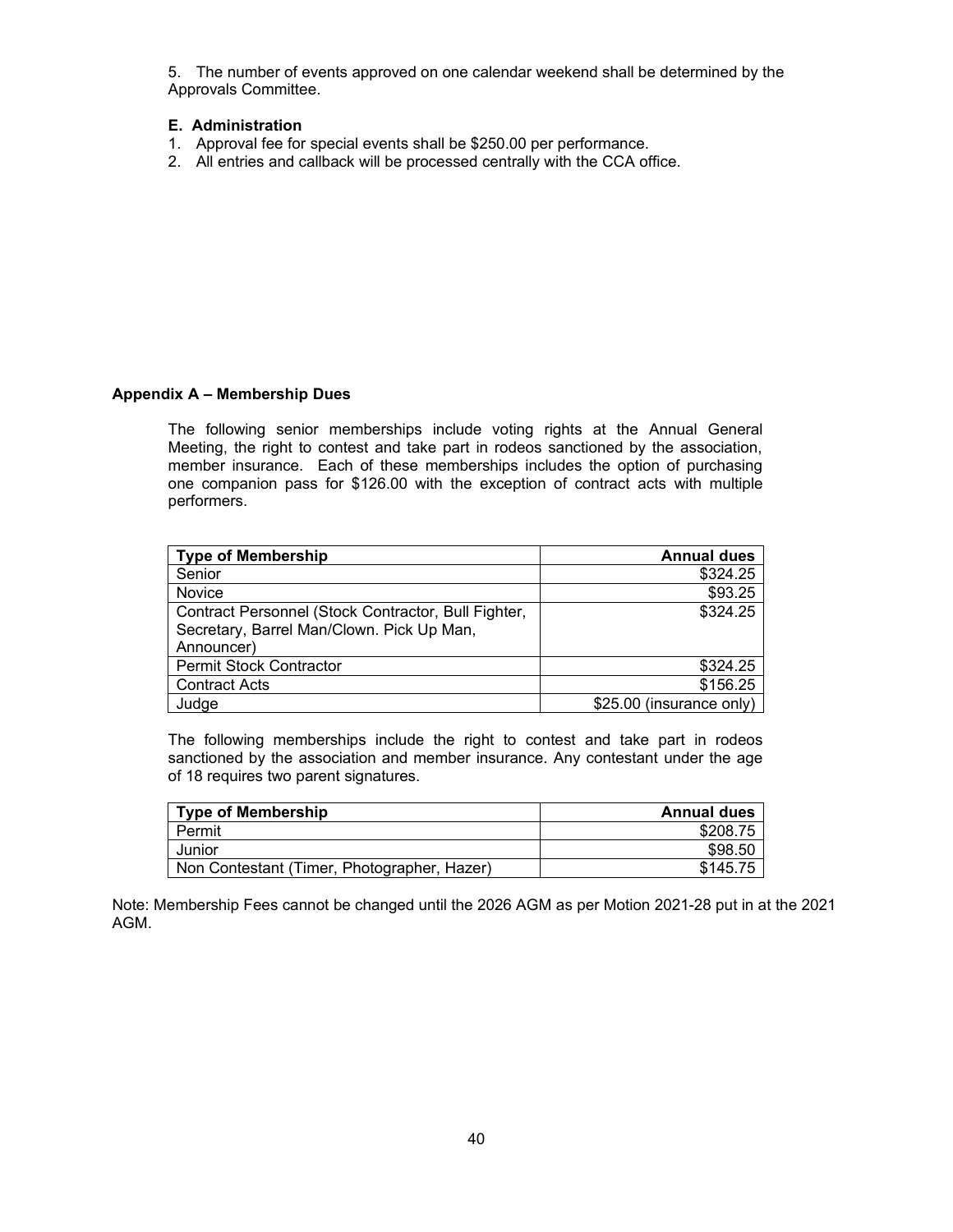5. The number of events approved on one calendar weekend shall be determined by the Approvals Committee.

**E. Administration**

1. Approval fee for special events shall be $250.00 per performance.
2. All entries and callback will be processed centrally with the CCA office.

**Appendix A – Membership Dues**

The following senior memberships include voting rights at the Annual General Meeting, the right to contest and take part in rodeos sanctioned by the association, member insurance. Each of these memberships includes the option of purchasing one companion pass for $126.00 with the exception of contract acts with multiple performers.

| Type of Membership | Annual dues |
| --- | ---: |
| Senior | $324.25 |
| Novice | $93.25 |
| Contract Personnel (Stock Contractor, Bull Fighter, Secretary, Barrel Man/Clown. Pick Up Man, Announcer) | $324.25 |
| Permit Stock Contractor | $324.25 |
| Contract Acts | $156.25 |
| Judge | $25.00 (insurance only) |

The following memberships include the right to contest and take part in rodeos sanctioned by the association and member insurance. Any contestant under the age of 18 requires two parent signatures.

| Type of Membership | Annual dues |
| --- | ---: |
| Permit | $208.75 |
| Junior | $98.50 |
| Non Contestant (Timer, Photographer, Hazer) | $145.75 |

Note: Membership Fees cannot be changed until the 2026 AGM as per Motion 2021-28 put in at the 2021 AGM.